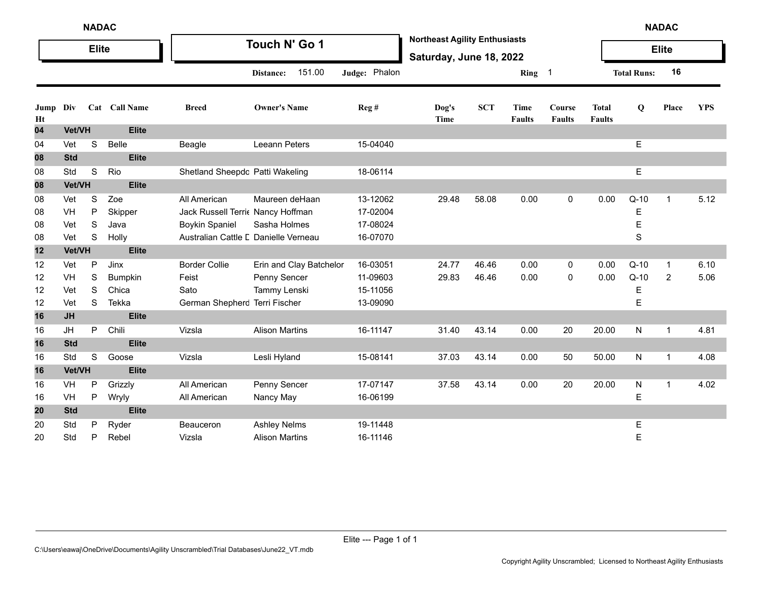NADAC

**Elite**

# Touch N' Go 1

**Northeast Agility Enthusiasts**

**Saturday, June 18, 2022**

NADAC

**Elite**

**Distance:** 151.00 **Judge:** Phalon **Ring** 1 **Total Runs:** 16

| Jump Ht | Div | Cat | Call Name | Breed | Owner's Name | Reg # | Dog's Time | SCT | Time Faults | Course Faults | Total Faults | Q | Place | YPS |
|---|---|---|---|---|---|---|---|---|---|---|---|---|---|---|
| **04** | **Vet/VH** | | **Elite** | | | | | | | | | | | |
| 04 | Vet | S | Belle | Beagle | Leeann Peters | 15-04040 | | | | | | E | | |
| **08** | **Std** | | **Elite** | | | | | | | | | | | |
| 08 | Std | S | Rio | Shetland Sheepdo | Patti Wakeling | 18-06114 | | | | | | E | | |
| **08** | **Vet/VH** | | **Elite** | | | | | | | | | | | |
| 08 | Vet | S | Zoe | All American | Maureen deHaan | 13-12062 | 29.48 | 58.08 | 0.00 | 0 | 0.00 | Q-10 | 1 | 5.12 |
| 08 | VH | P | Skipper | Jack Russell Terrie | Nancy Hoffman | 17-02004 | | | | | | E | | |
| 08 | Vet | S | Java | Boykin Spaniel | Sasha Holmes | 17-08024 | | | | | | E | | |
| 08 | Vet | S | Holly | Australian Cattle D | Danielle Verneau | 16-07070 | | | | | | S | | |
| **12** | **Vet/VH** | | **Elite** | | | | | | | | | | | |
| 12 | Vet | P | Jinx | Border Collie | Erin and Clay Batchelor | 16-03051 | 24.77 | 46.46 | 0.00 | 0 | 0.00 | Q-10 | 1 | 6.10 |
| 12 | VH | S | Bumpkin | Feist | Penny Sencer | 11-09603 | 29.83 | 46.46 | 0.00 | 0 | 0.00 | Q-10 | 2 | 5.06 |
| 12 | Vet | S | Chica | Sato | Tammy Lenski | 15-11056 | | | | | | E | | |
| 12 | Vet | S | Tekka | German Shepherd | Terri Fischer | 13-09090 | | | | | | E | | |
| **16** | **JH** | | **Elite** | | | | | | | | | | | |
| 16 | JH | P | Chili | Vizsla | Alison Martins | 16-11147 | 31.40 | 43.14 | 0.00 | 20 | 20.00 | N | 1 | 4.81 |
| **16** | **Std** | | **Elite** | | | | | | | | | | | |
| 16 | Std | S | Goose | Vizsla | Lesli Hyland | 15-08141 | 37.03 | 43.14 | 0.00 | 50 | 50.00 | N | 1 | 4.08 |
| **16** | **Vet/VH** | | **Elite** | | | | | | | | | | | |
| 16 | VH | P | Grizzly | All American | Penny Sencer | 17-07147 | 37.58 | 43.14 | 0.00 | 20 | 20.00 | N | 1 | 4.02 |
| 16 | VH | P | Wryly | All American | Nancy May | 16-06199 | | | | | | E | | |
| **20** | **Std** | | **Elite** | | | | | | | | | | | |
| 20 | Std | P | Ryder | Beauceron | Ashley Nelms | 19-11448 | | | | | | E | | |
| 20 | Std | P | Rebel | Vizsla | Alison Martins | 16-11146 | | | | | | E | | |

Elite --- Page 1 of 1

C:\Users\eawaj\OneDrive\Documents\Agility Unscrambled\Trial Databases\June22_VT.mdb

Copyright Agility Unscrambled; Licensed to Northeast Agility Enthusiasts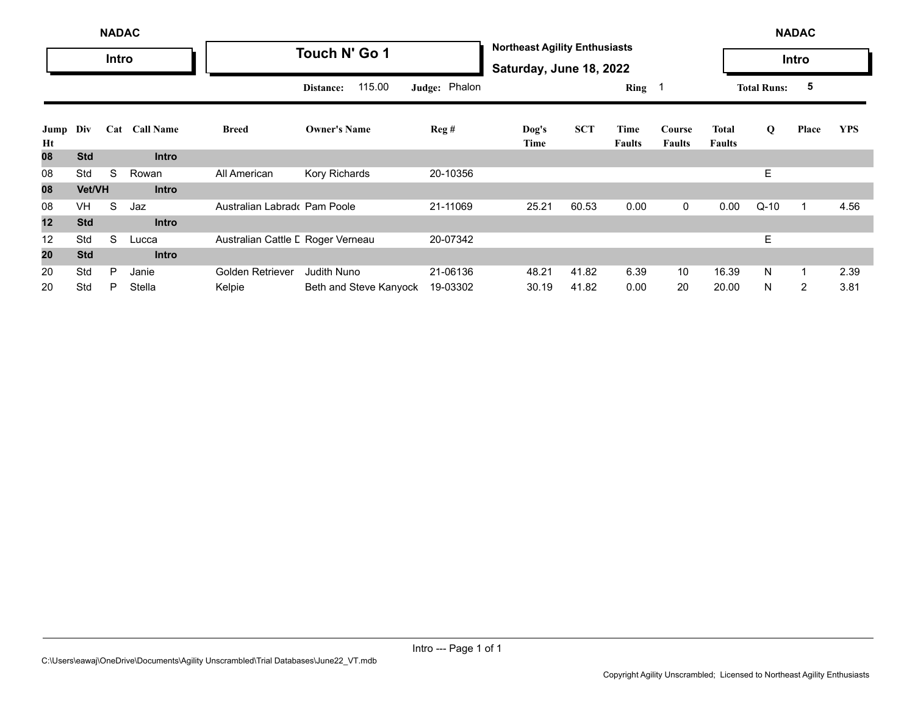**NADAC** | **Intro**

# Touch N' Go 1

**Northeast Agility Enthusiasts**
**Saturday, June 18, 2022**

**Distance:** 115.00 | **Judge:** Phalon | **Ring** 1 | **Total Runs:** 5

| Jump Ht | Div | Cat | Call Name | Breed | Owner's Name | Reg # | Dog's Time | SCT | Time Faults | Course Faults | Total Faults | Q | Place | YPS |
|---|---|---|---|---|---|---|---|---|---|---|---|---|---|---|
| **08** | **Std** | | **Intro** | | | | | | | | | | | |
| 08 | Std | S | Rowan | All American | Kory Richards | 20-10356 | | | | | | E | | |
| **08** | **Vet/VH** | | **Intro** | | | | | | | | | | | |
| 08 | VH | S | Jaz | Australian Labrado | Pam Poole | 21-11069 | 25.21 | 60.53 | 0.00 | 0 | 0.00 | Q-10 | 1 | 4.56 |
| **12** | **Std** | | **Intro** | | | | | | | | | | | |
| 12 | Std | S | Lucca | Australian Cattle D | Roger Verneau | 20-07342 | | | | | | E | | |
| **20** | **Std** | | **Intro** | | | | | | | | | | | |
| 20 | Std | P | Janie | Golden Retriever | Judith Nuno | 21-06136 | 48.21 | 41.82 | 6.39 | 10 | 16.39 | N | 1 | 2.39 |
| 20 | Std | P | Stella | Kelpie | Beth and Steve Kanyock | 19-03302 | 30.19 | 41.82 | 0.00 | 20 | 20.00 | N | 2 | 3.81 |

C:\Users\eawaj\OneDrive\Documents\Agility Unscrambled\Trial Databases\June22_VT.mdb

Copyright Agility Unscrambled; Licensed to Northeast Agility Enthusiasts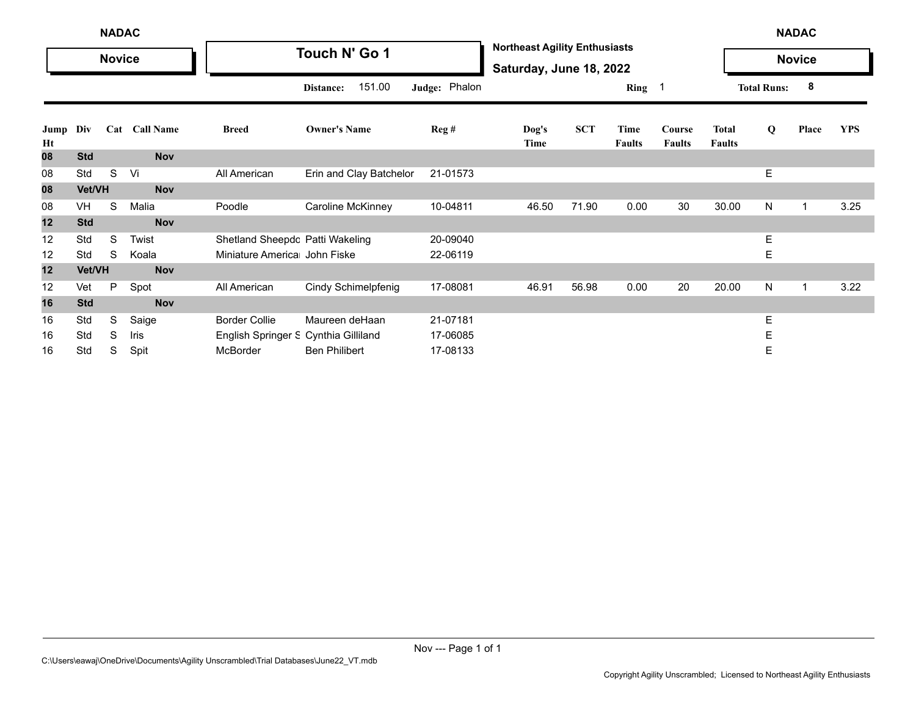NADAC

**Novice**

# Touch N' Go 1

**Northeast Agility Enthusiasts**

**Saturday, June 18, 2022**

NADAC

**Novice**

Distance: 151.00 | Judge: Phalon | Ring 1 | Total Runs: 8

| Jump Ht | Div | Cat | Call Name | Breed | Owner's Name | Reg # | Dog's Time | SCT | Time Faults | Course Faults | Total Faults | Q | Place | YPS |
|---|---|---|---|---|---|---|---|---|---|---|---|---|---|---|
| **08** | **Std** | | **Nov** | | | | | | | | | | | |
| 08 | Std | S | Vi | All American | Erin and Clay Batchelor | 21-01573 | | | | | | E | | |
| **08** | **Vet/VH** | | **Nov** | | | | | | | | | | | |
| 08 | VH | S | Malia | Poodle | Caroline McKinney | 10-04811 | 46.50 | 71.90 | 0.00 | 30 | 30.00 | N | 1 | 3.25 |
| **12** | **Std** | | **Nov** | | | | | | | | | | | |
| 12 | Std | S | Twist | Shetland Sheepdc | Patti Wakeling | 20-09040 | | | | | | E | | |
| 12 | Std | S | Koala | Miniature Americai | John Fiske | 22-06119 | | | | | | E | | |
| **12** | **Vet/VH** | | **Nov** | | | | | | | | | | | |
| 12 | Vet | P | Spot | All American | Cindy Schimelpfenig | 17-08081 | 46.91 | 56.98 | 0.00 | 20 | 20.00 | N | 1 | 3.22 |
| **16** | **Std** | | **Nov** | | | | | | | | | | | |
| 16 | Std | S | Saige | Border Collie | Maureen deHaan | 21-07181 | | | | | | E | | |
| 16 | Std | S | Iris | English Springer S | Cynthia Gilliland | 17-06085 | | | | | | E | | |
| 16 | Std | S | Spit | McBorder | Ben Philibert | 17-08133 | | | | | | E | | |

C:\Users\eawaj\OneDrive\Documents\Agility Unscrambled\Trial Databases\June22_VT.mdb

Copyright Agility Unscrambled; Licensed to Northeast Agility Enthusiasts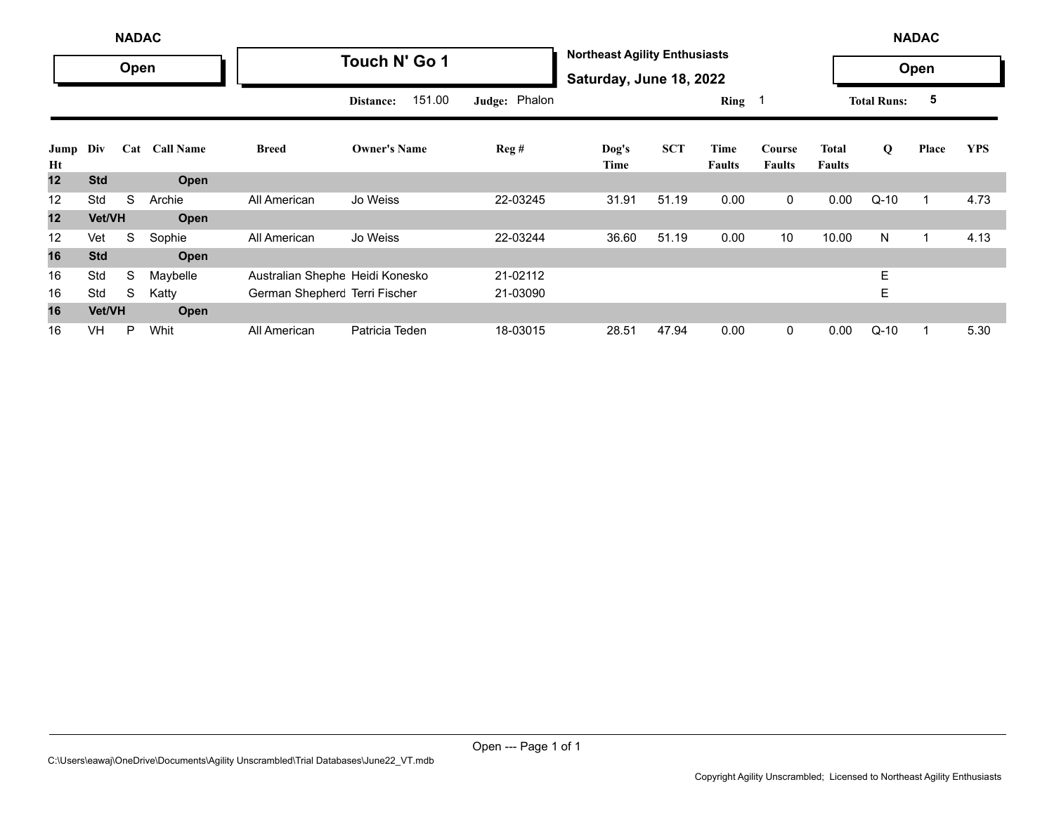**NADAC** | **Open**

# Touch N' Go 1

**Northeast Agility Enthusiasts**
**Saturday, June 18, 2022**

**NADAC** | **Open**

**Distance:** 151.00 **Judge:** Phalon **Ring** 1 **Total Runs:** 5

| Jump Ht | Div | Cat | Call Name | Breed | Owner's Name | Reg # | Dog's Time | SCT | Time Faults | Course Faults | Total Faults | Q | Place | YPS |
|---|---|---|---|---|---|---|---|---|---|---|---|---|---|---|
| **12** | **Std** | | **Open** | | | | | | | | | | | |
| 12 | Std | S | Archie | All American | Jo Weiss | 22-03245 | 31.91 | 51.19 | 0.00 | 0 | 0.00 | Q-10 | 1 | 4.73 |
| **12** | **Vet/VH** | | **Open** | | | | | | | | | | | |
| 12 | Vet | S | Sophie | All American | Jo Weiss | 22-03244 | 36.60 | 51.19 | 0.00 | 10 | 10.00 | N | 1 | 4.13 |
| **16** | **Std** | | **Open** | | | | | | | | | | | |
| 16 | Std | S | Maybelle | Australian Shephe | Heidi Konesko | 21-02112 | | | | | | E | | |
| 16 | Std | S | Katty | German Shepherd | Terri Fischer | 21-03090 | | | | | | E | | |
| **16** | **Vet/VH** | | **Open** | | | | | | | | | | | |
| 16 | VH | P | Whit | All American | Patricia Teden | 18-03015 | 28.51 | 47.94 | 0.00 | 0 | 0.00 | Q-10 | 1 | 5.30 |

C:\Users\eawaj\OneDrive\Documents\Agility Unscrambled\Trial Databases\June22_VT.mdb

Copyright Agility Unscrambled; Licensed to Northeast Agility Enthusiasts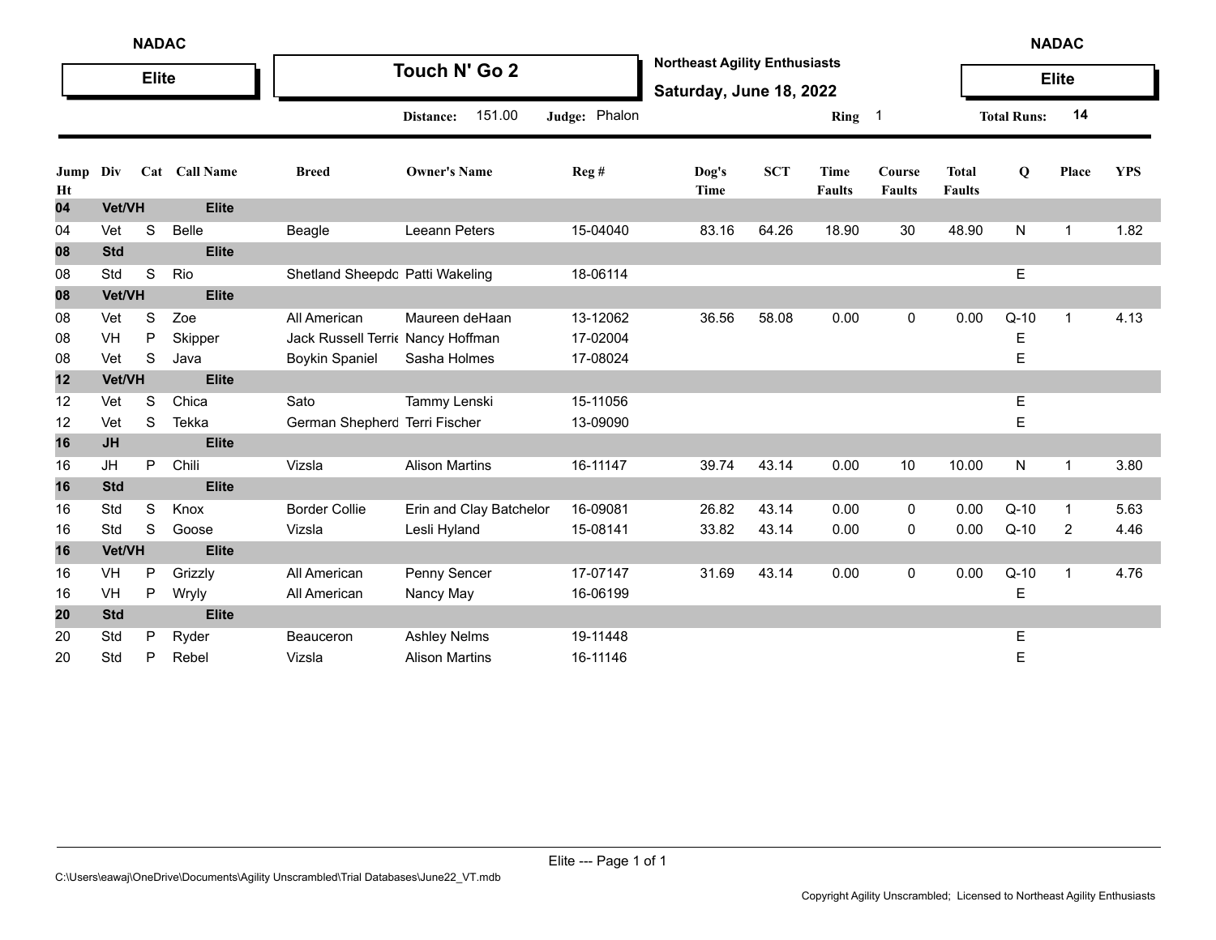NADAC

**Elite**

# Touch N' Go 2

**Northeast Agility Enthusiasts**

**Saturday, June 18, 2022**

NADAC

**Elite**

**Distance:** 151.00 **Judge:** Phalon **Ring** 1 **Total Runs:** 14

| Jump Ht | Div | Cat | Call Name | Breed | Owner's Name | Reg # | Dog's Time | SCT | Time Faults | Course Faults | Total Faults | Q | Place | YPS |
|---|---|---|---|---|---|---|---|---|---|---|---|---|---|---|
| **04** | **Vet/VH** | | **Elite** | | | | | | | | | | | |
| 04 | Vet | S | Belle | Beagle | Leeann Peters | 15-04040 | 83.16 | 64.26 | 18.90 | 30 | 48.90 | N | 1 | 1.82 |
| **08** | **Std** | | **Elite** | | | | | | | | | | | |
| 08 | Std | S | Rio | Shetland Sheepdo | Patti Wakeling | 18-06114 | | | | | | E | | |
| **08** | **Vet/VH** | | **Elite** | | | | | | | | | | | |
| 08 | Vet | S | Zoe | All American | Maureen deHaan | 13-12062 | 36.56 | 58.08 | 0.00 | 0 | 0.00 | Q-10 | 1 | 4.13 |
| 08 | VH | P | Skipper | Jack Russell Terrie | Nancy Hoffman | 17-02004 | | | | | | E | | |
| 08 | Vet | S | Java | Boykin Spaniel | Sasha Holmes | 17-08024 | | | | | | E | | |
| **12** | **Vet/VH** | | **Elite** | | | | | | | | | | | |
| 12 | Vet | S | Chica | Sato | Tammy Lenski | 15-11056 | | | | | | E | | |
| 12 | Vet | S | Tekka | German Shepherd | Terri Fischer | 13-09090 | | | | | | E | | |
| **16** | **JH** | | **Elite** | | | | | | | | | | | |
| 16 | JH | P | Chili | Vizsla | Alison Martins | 16-11147 | 39.74 | 43.14 | 0.00 | 10 | 10.00 | N | 1 | 3.80 |
| **16** | **Std** | | **Elite** | | | | | | | | | | | |
| 16 | Std | S | Knox | Border Collie | Erin and Clay Batchelor | 16-09081 | 26.82 | 43.14 | 0.00 | 0 | 0.00 | Q-10 | 1 | 5.63 |
| 16 | Std | S | Goose | Vizsla | Lesli Hyland | 15-08141 | 33.82 | 43.14 | 0.00 | 0 | 0.00 | Q-10 | 2 | 4.46 |
| **16** | **Vet/VH** | | **Elite** | | | | | | | | | | | |
| 16 | VH | P | Grizzly | All American | Penny Sencer | 17-07147 | 31.69 | 43.14 | 0.00 | 0 | 0.00 | Q-10 | 1 | 4.76 |
| 16 | VH | P | Wryly | All American | Nancy May | 16-06199 | | | | | | E | | |
| **20** | **Std** | | **Elite** | | | | | | | | | | | |
| 20 | Std | P | Ryder | Beauceron | Ashley Nelms | 19-11448 | | | | | | E | | |
| 20 | Std | P | Rebel | Vizsla | Alison Martins | 16-11146 | | | | | | E | | |

C:\Users\eawaj\OneDrive\Documents\Agility Unscrambled\Trial Databases\June22_VT.mdb

Copyright Agility Unscrambled; Licensed to Northeast Agility Enthusiasts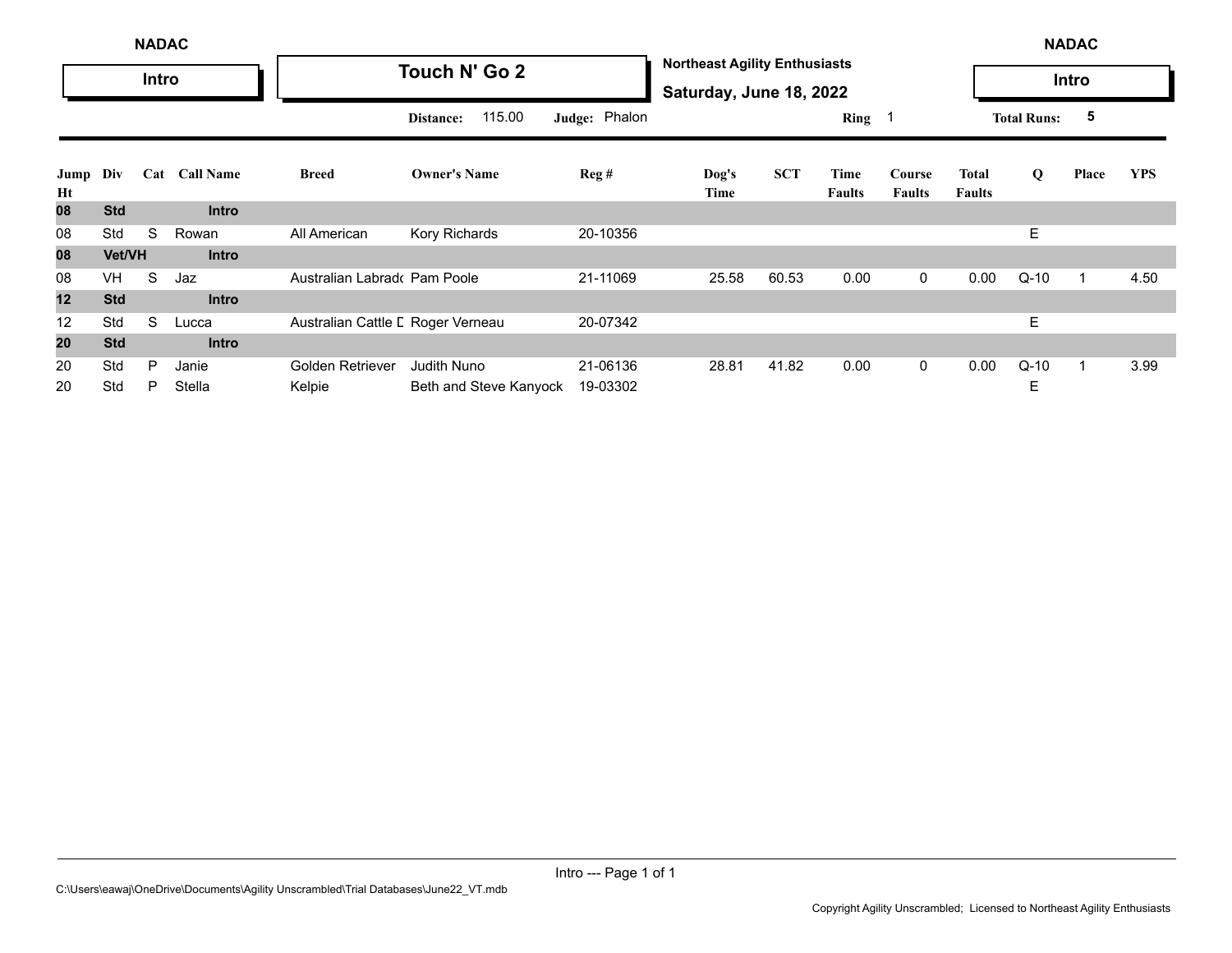NADAC

**Intro**

# Touch N' Go 2

**Northeast Agility Enthusiasts**

**Saturday, June 18, 2022**

NADAC

**Intro**

**Distance:** 115.00 **Judge:** Phalon **Ring** 1 **Total Runs:** 5

| Jump Ht | Div | Cat | Call Name | Breed | Owner's Name | Reg # | Dog's Time | SCT | Time Faults | Course Faults | Total Faults | Q | Place | YPS |
|---|---|---|---|---|---|---|---|---|---|---|---|---|---|---|
| **08** | **Std** | | **Intro** | | | | | | | | | | | |
| 08 | Std | S | Rowan | All American | Kory Richards | 20-10356 | | | | | | E | | |
| **08** | **Vet/VH** | | **Intro** | | | | | | | | | | | |
| 08 | VH | S | Jaz | Australian Labrado | Pam Poole | 21-11069 | 25.58 | 60.53 | 0.00 | 0 | 0.00 | Q-10 | 1 | 4.50 |
| **12** | **Std** | | **Intro** | | | | | | | | | | | |
| 12 | Std | S | Lucca | Australian Cattle D | Roger Verneau | 20-07342 | | | | | | E | | |
| **20** | **Std** | | **Intro** | | | | | | | | | | | |
| 20 | Std | P | Janie | Golden Retriever | Judith Nuno | 21-06136 | 28.81 | 41.82 | 0.00 | 0 | 0.00 | Q-10 | 1 | 3.99 |
| 20 | Std | P | Stella | Kelpie | Beth and Steve Kanyock | 19-03302 | | | | | | E | | |

Intro --- Page 1 of 1

C:\Users\eawaj\OneDrive\Documents\Agility Unscrambled\Trial Databases\June22_VT.mdb

Copyright Agility Unscrambled; Licensed to Northeast Agility Enthusiasts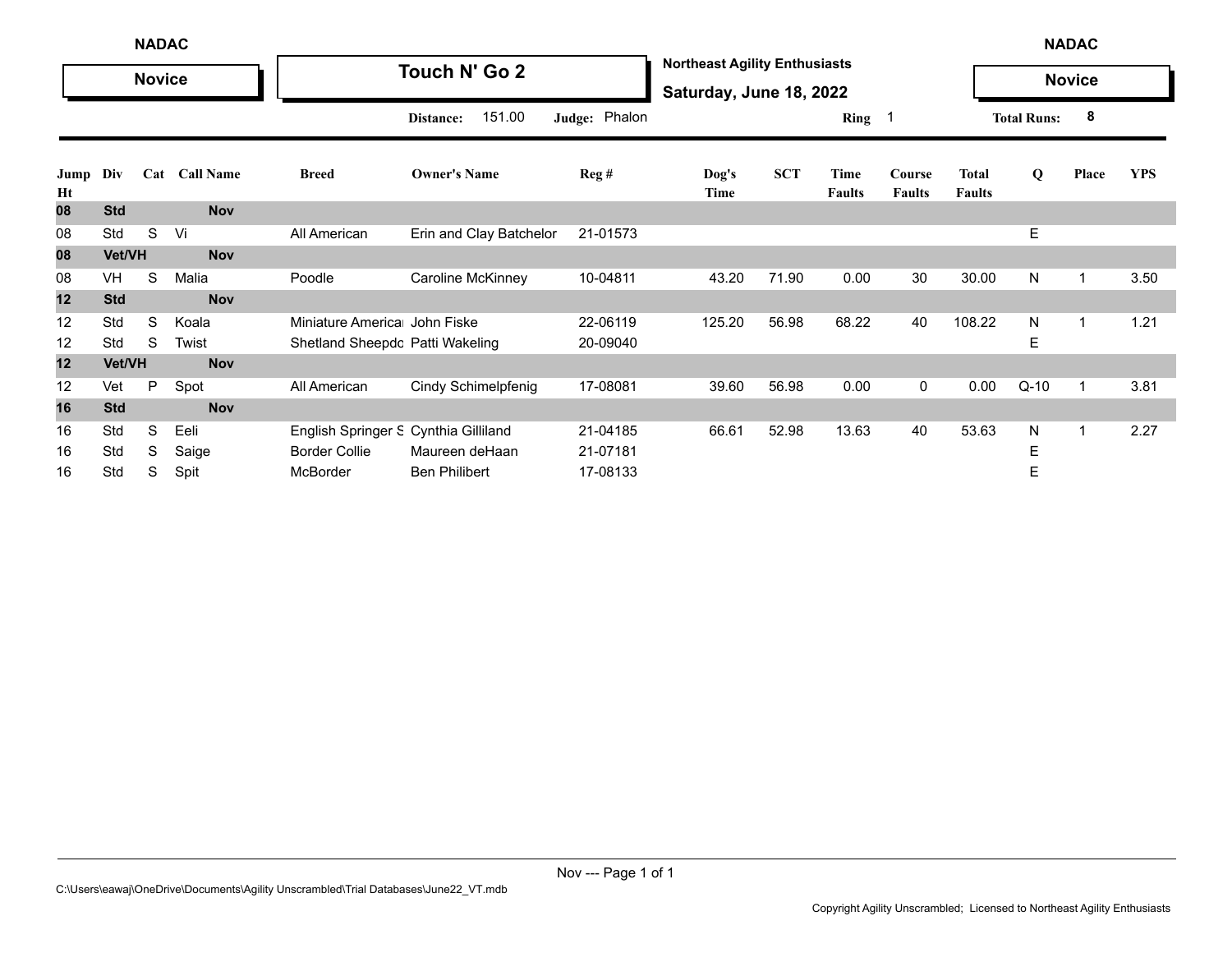NADAC

**Novice**

# Touch N' Go 2

**Northeast Agility Enthusiasts**

**Saturday, June 18, 2022**

NADAC

**Novice**

**Distance:** 151.00 **Judge:** Phalon **Ring** 1 **Total Runs:** 8

| Jump Ht | Div | Cat | Call Name | Breed | Owner's Name | Reg # | Dog's Time | SCT | Time Faults | Course Faults | Total Faults | Q | Place | YPS |
|---|---|---|---|---|---|---|---|---|---|---|---|---|---|---|
| **08** | **Std** | | **Nov** | | | | | | | | | | | |
| 08 | Std | S | Vi | All American | Erin and Clay Batchelor | 21-01573 | | | | | | E | | |
| **08** | **Vet/VH** | | **Nov** | | | | | | | | | | | |
| 08 | VH | S | Malia | Poodle | Caroline McKinney | 10-04811 | 43.20 | 71.90 | 0.00 | 30 | 30.00 | N | 1 | 3.50 |
| **12** | **Std** | | **Nov** | | | | | | | | | | | |
| 12 | Std | S | Koala | Miniature Americar | John Fiske | 22-06119 | 125.20 | 56.98 | 68.22 | 40 | 108.22 | N | 1 | 1.21 |
| 12 | Std | S | Twist | Shetland Sheepdo | Patti Wakeling | 20-09040 | | | | | | E | | |
| **12** | **Vet/VH** | | **Nov** | | | | | | | | | | | |
| 12 | Vet | P | Spot | All American | Cindy Schimelpfenig | 17-08081 | 39.60 | 56.98 | 0.00 | 0 | 0.00 | Q-10 | 1 | 3.81 |
| **16** | **Std** | | **Nov** | | | | | | | | | | | |
| 16 | Std | S | Eeli | English Springer S | Cynthia Gilliland | 21-04185 | 66.61 | 52.98 | 13.63 | 40 | 53.63 | N | 1 | 2.27 |
| 16 | Std | S | Saige | Border Collie | Maureen deHaan | 21-07181 | | | | | | E | | |
| 16 | Std | S | Spit | McBorder | Ben Philibert | 17-08133 | | | | | | E | | |

C:\Users\eawaj\OneDrive\Documents\Agility Unscrambled\Trial Databases\June22_VT.mdb

Copyright Agility Unscrambled; Licensed to Northeast Agility Enthusiasts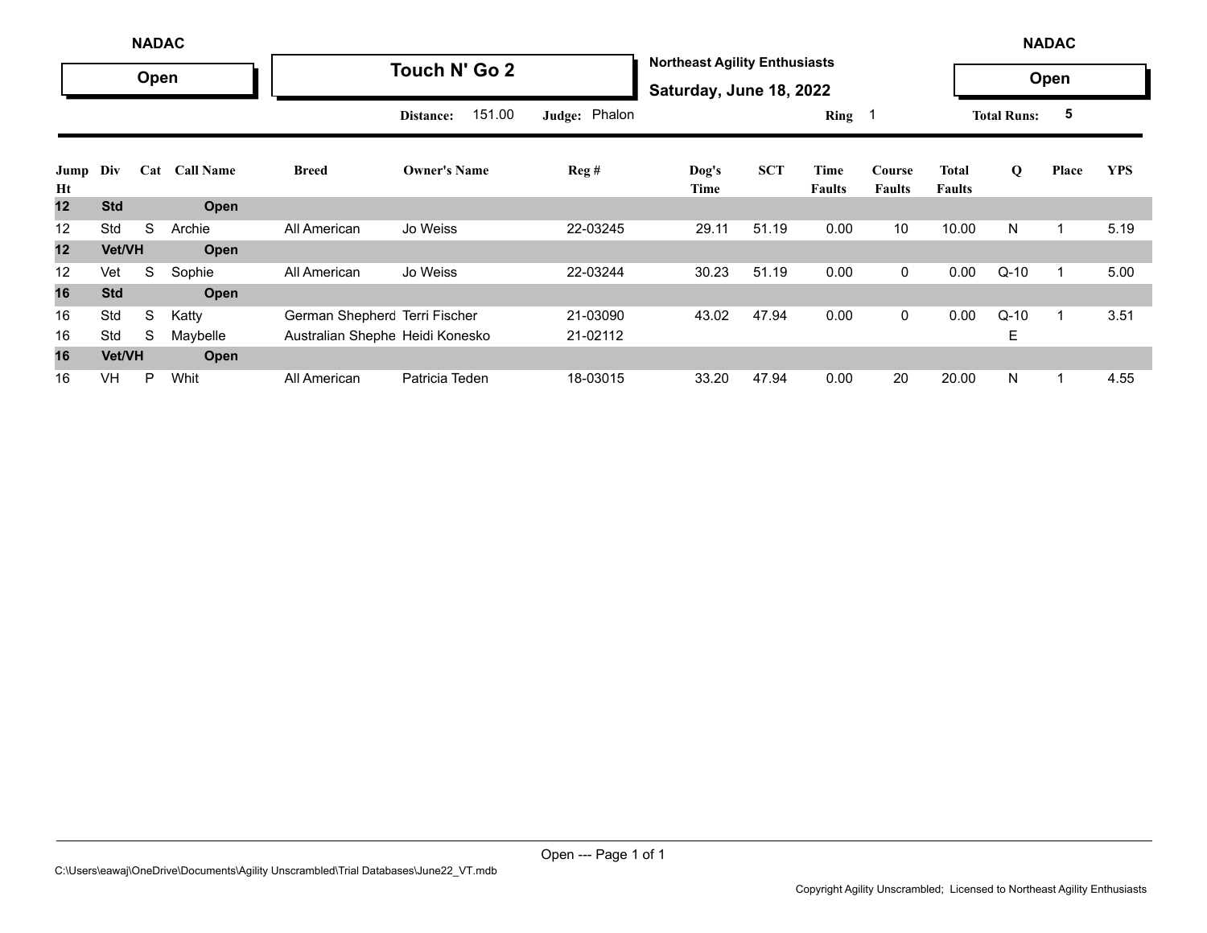**NADAC** | **Open**

## Touch N' Go 2

**Northeast Agility Enthusiasts**

**Saturday, June 18, 2022**

**NADAC** | **Open**

**Distance:** 151.00 **Judge:** Phalon **Ring** 1 **Total Runs:** 5

| Jump Ht | Div | Cat | Call Name | Breed | Owner's Name | Reg # | Dog's Time | SCT | Time Faults | Course Faults | Total Faults | Q | Place | YPS |
|---|---|---|---|---|---|---|---|---|---|---|---|---|---|---|
| **12** | **Std** | | **Open** | | | | | | | | | | | |
| 12 | Std | S | Archie | All American | Jo Weiss | 22-03245 | 29.11 | 51.19 | 0.00 | 10 | 10.00 | N | 1 | 5.19 |
| **12** | **Vet/VH** | | **Open** | | | | | | | | | | | |
| 12 | Vet | S | Sophie | All American | Jo Weiss | 22-03244 | 30.23 | 51.19 | 0.00 | 0 | 0.00 | Q-10 | 1 | 5.00 |
| **16** | **Std** | | **Open** | | | | | | | | | | | |
| 16 | Std | S | Katty | German Shepherd | Terri Fischer | 21-03090 | 43.02 | 47.94 | 0.00 | 0 | 0.00 | Q-10 | 1 | 3.51 |
| 16 | Std | S | Maybelle | Australian Shephe | Heidi Konesko | 21-02112 | | | | | | E | | |
| **16** | **Vet/VH** | | **Open** | | | | | | | | | | | |
| 16 | VH | P | Whit | All American | Patricia Teden | 18-03015 | 33.20 | 47.94 | 0.00 | 20 | 20.00 | N | 1 | 4.55 |

Open --- Page 1 of 1

C:\Users\eawaj\OneDrive\Documents\Agility Unscrambled\Trial Databases\June22_VT.mdb

Copyright Agility Unscrambled; Licensed to Northeast Agility Enthusiasts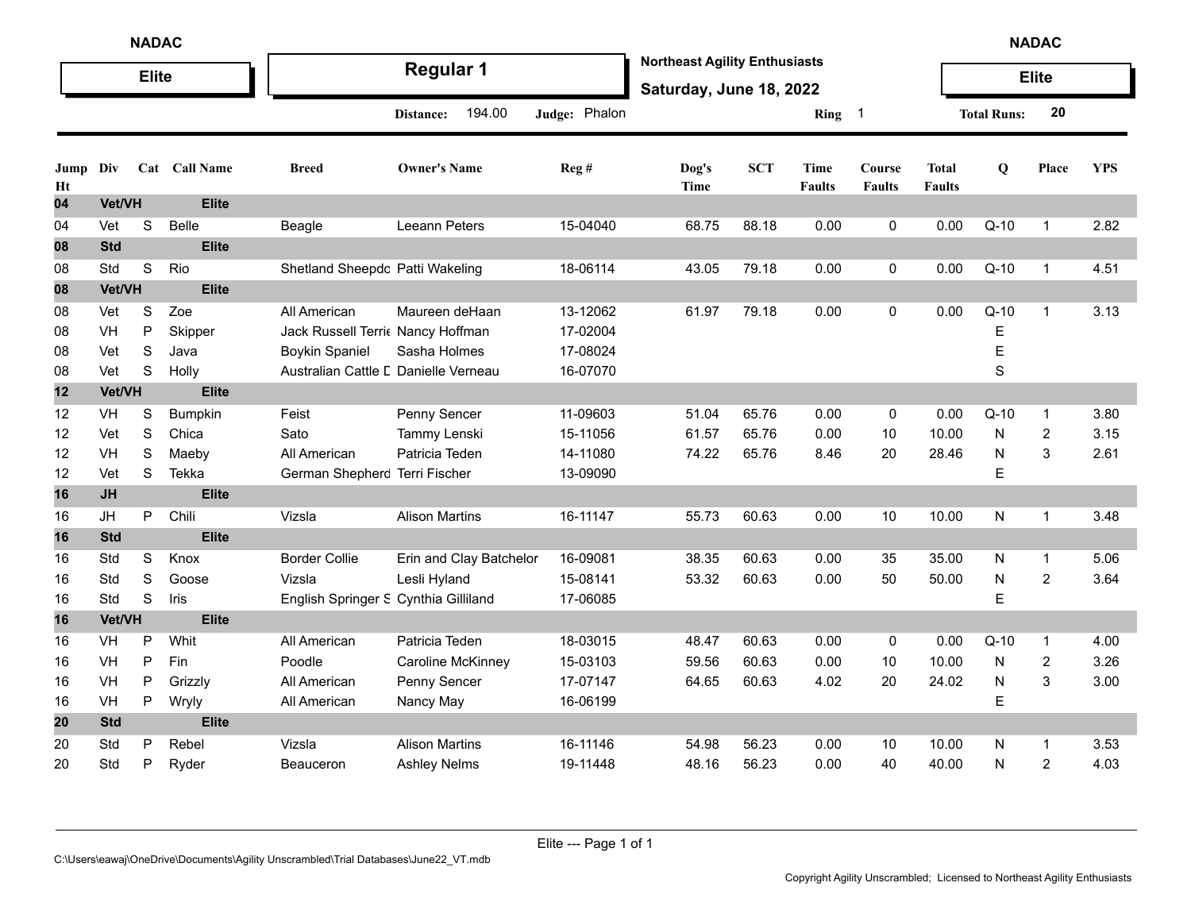**NADAC** — **Elite**

## Regular 1

**Northeast Agility Enthusiasts**
**Saturday, June 18, 2022**

**Distance:** 194.00 **Judge:** Phalon **Ring** 1 **Total Runs:** 20

| Jump Ht | Div | Cat | Call Name | Breed | Owner's Name | Reg # | Dog's Time | SCT | Time Faults | Course Faults | Total Faults | Q | Place | YPS |
|---|---|---|---|---|---|---|---|---|---|---|---|---|---|---|
| **04** | **Vet/VH** | | **Elite** | | | | | | | | | | | |
| 04 | Vet | S | Belle | Beagle | Leeann Peters | 15-04040 | 68.75 | 88.18 | 0.00 | 0 | 0.00 | Q-10 | 1 | 2.82 |
| **08** | **Std** | | **Elite** | | | | | | | | | | | |
| 08 | Std | S | Rio | Shetland Sheepdo | Patti Wakeling | 18-06114 | 43.05 | 79.18 | 0.00 | 0 | 0.00 | Q-10 | 1 | 4.51 |
| **08** | **Vet/VH** | | **Elite** | | | | | | | | | | | |
| 08 | Vet | S | Zoe | All American | Maureen deHaan | 13-12062 | 61.97 | 79.18 | 0.00 | 0 | 0.00 | Q-10 | 1 | 3.13 |
| 08 | VH | P | Skipper | Jack Russell Terrie | Nancy Hoffman | 17-02004 | | | | | | E | | |
| 08 | Vet | S | Java | Boykin Spaniel | Sasha Holmes | 17-08024 | | | | | | E | | |
| 08 | Vet | S | Holly | Australian Cattle D | Danielle Verneau | 16-07070 | | | | | | S | | |
| **12** | **Vet/VH** | | **Elite** | | | | | | | | | | | |
| 12 | VH | S | Bumpkin | Feist | Penny Sencer | 11-09603 | 51.04 | 65.76 | 0.00 | 0 | 0.00 | Q-10 | 1 | 3.80 |
| 12 | Vet | S | Chica | Sato | Tammy Lenski | 15-11056 | 61.57 | 65.76 | 0.00 | 10 | 10.00 | N | 2 | 3.15 |
| 12 | VH | S | Maeby | All American | Patricia Teden | 14-11080 | 74.22 | 65.76 | 8.46 | 20 | 28.46 | N | 3 | 2.61 |
| 12 | Vet | S | Tekka | German Shepherd | Terri Fischer | 13-09090 | | | | | | E | | |
| **16** | **JH** | | **Elite** | | | | | | | | | | | |
| 16 | JH | P | Chili | Vizsla | Alison Martins | 16-11147 | 55.73 | 60.63 | 0.00 | 10 | 10.00 | N | 1 | 3.48 |
| **16** | **Std** | | **Elite** | | | | | | | | | | | |
| 16 | Std | S | Knox | Border Collie | Erin and Clay Batchelor | 16-09081 | 38.35 | 60.63 | 0.00 | 35 | 35.00 | N | 1 | 5.06 |
| 16 | Std | S | Goose | Vizsla | Lesli Hyland | 15-08141 | 53.32 | 60.63 | 0.00 | 50 | 50.00 | N | 2 | 3.64 |
| 16 | Std | S | Iris | English Springer S | Cynthia Gilliland | 17-06085 | | | | | | E | | |
| **16** | **Vet/VH** | | **Elite** | | | | | | | | | | | |
| 16 | VH | P | Whit | All American | Patricia Teden | 18-03015 | 48.47 | 60.63 | 0.00 | 0 | 0.00 | Q-10 | 1 | 4.00 |
| 16 | VH | P | Fin | Poodle | Caroline McKinney | 15-03103 | 59.56 | 60.63 | 0.00 | 10 | 10.00 | N | 2 | 3.26 |
| 16 | VH | P | Grizzly | All American | Penny Sencer | 17-07147 | 64.65 | 60.63 | 4.02 | 20 | 24.02 | N | 3 | 3.00 |
| 16 | VH | P | Wryly | All American | Nancy May | 16-06199 | | | | | | E | | |
| **20** | **Std** | | **Elite** | | | | | | | | | | | |
| 20 | Std | P | Rebel | Vizsla | Alison Martins | 16-11146 | 54.98 | 56.23 | 0.00 | 10 | 10.00 | N | 1 | 3.53 |
| 20 | Std | P | Ryder | Beauceron | Ashley Nelms | 19-11448 | 48.16 | 56.23 | 0.00 | 40 | 40.00 | N | 2 | 4.03 |

C:\Users\eawaj\OneDrive\Documents\Agility Unscrambled\Trial Databases\June22_VT.mdb

Copyright Agility Unscrambled; Licensed to Northeast Agility Enthusiasts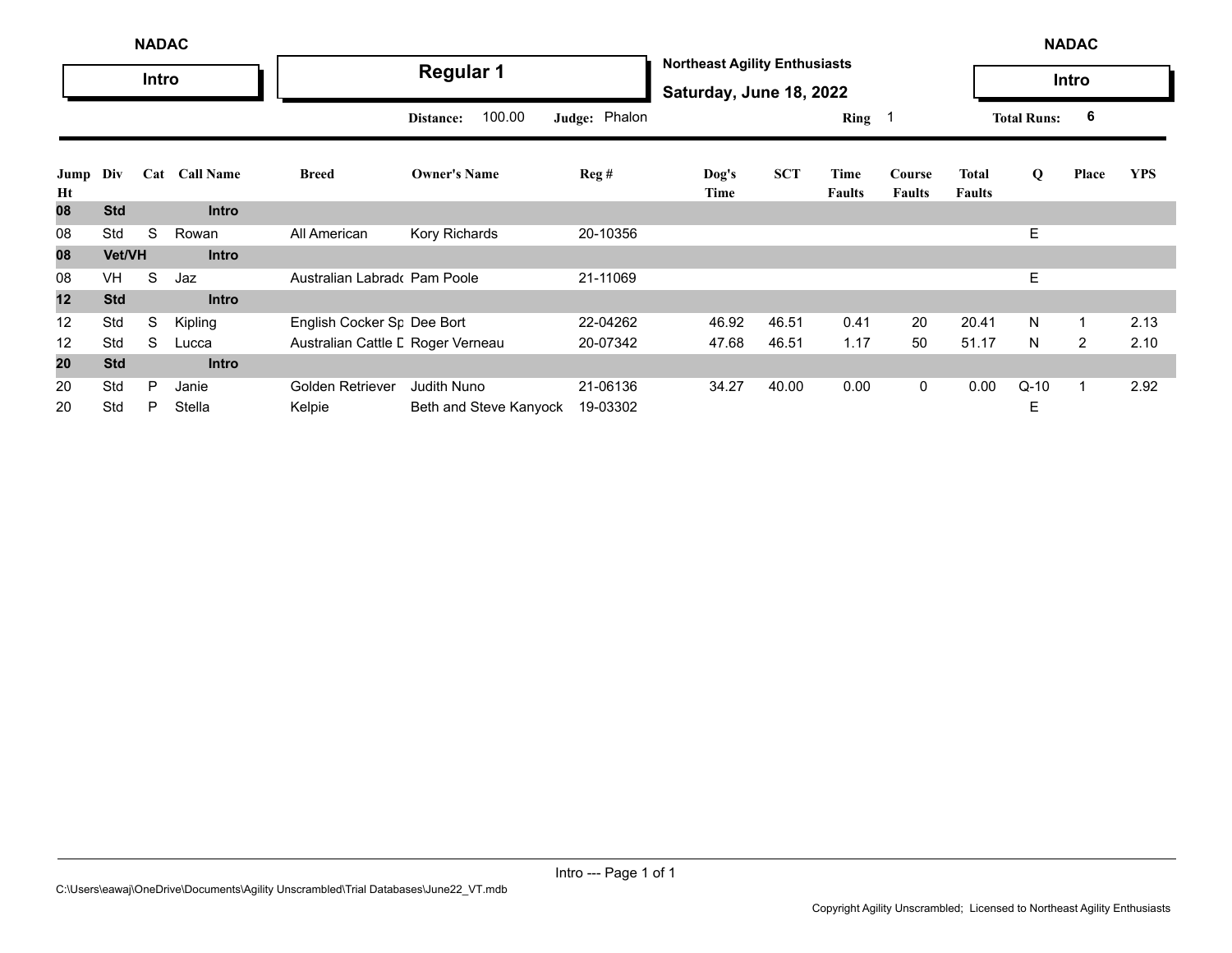NADAC

**Intro**

# Regular 1

**Northeast Agility Enthusiasts**

**Saturday, June 18, 2022**

NADAC

**Intro**

**Distance:** 100.00 **Judge:** Phalon **Ring** 1 **Total Runs:** 6

| Jump Ht | Div | Cat | Call Name | Breed | Owner's Name | Reg # | Dog's Time | SCT | Time Faults | Course Faults | Total Faults | Q | Place | YPS |
|---|---|---|---|---|---|---|---|---|---|---|---|---|---|---|
| **08** | **Std** | | **Intro** | | | | | | | | | | | |
| 08 | Std | S | Rowan | All American | Kory Richards | 20-10356 | | | | | | E | | |
| **08** | **Vet/VH** | | **Intro** | | | | | | | | | | | |
| 08 | VH | S | Jaz | Australian Labrad( | Pam Poole | 21-11069 | | | | | | E | | |
| **12** | **Std** | | **Intro** | | | | | | | | | | | |
| 12 | Std | S | Kipling | English Cocker Sp | Dee Bort | 22-04262 | 46.92 | 46.51 | 0.41 | 20 | 20.41 | N | 1 | 2.13 |
| 12 | Std | S | Lucca | Australian Cattle D | Roger Verneau | 20-07342 | 47.68 | 46.51 | 1.17 | 50 | 51.17 | N | 2 | 2.10 |
| **20** | **Std** | | **Intro** | | | | | | | | | | | |
| 20 | Std | P | Janie | Golden Retriever | Judith Nuno | 21-06136 | 34.27 | 40.00 | 0.00 | 0 | 0.00 | Q-10 | 1 | 2.92 |
| 20 | Std | P | Stella | Kelpie | Beth and Steve Kanyock | 19-03302 | | | | | | E | | |

C:\Users\eawaj\OneDrive\Documents\Agility Unscrambled\Trial Databases\June22_VT.mdb

Copyright Agility Unscrambled; Licensed to Northeast Agility Enthusiasts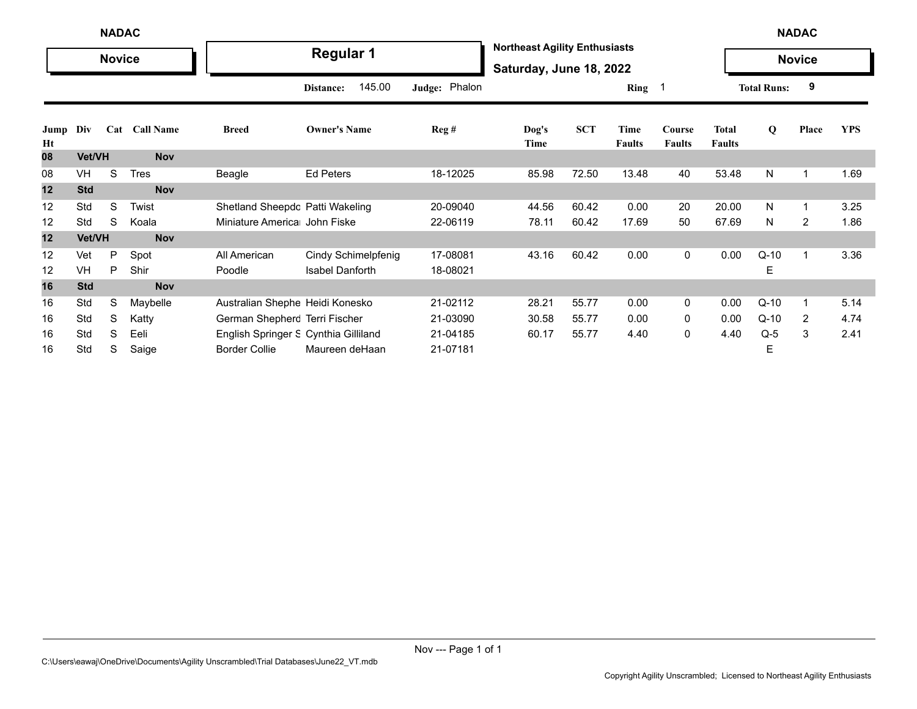NADAC

**Novice**

# Regular 1

**Northeast Agility Enthusiasts**

**Saturday, June 18, 2022**

NADAC

**Novice**

**Distance:** 145.00 **Judge:** Phalon **Ring** 1 **Total Runs:** 9

| Jump Ht | Div | Cat | Call Name | Breed | Owner's Name | Reg # | Dog's Time | SCT | Time Faults | Course Faults | Total Faults | Q | Place | YPS |
|---|---|---|---|---|---|---|---|---|---|---|---|---|---|---|
| **08** | **Vet/VH** | | **Nov** | | | | | | | | | | | |
| 08 | VH | S | Tres | Beagle | Ed Peters | 18-12025 | 85.98 | 72.50 | 13.48 | 40 | 53.48 | N | 1 | 1.69 |
| **12** | **Std** | | **Nov** | | | | | | | | | | | |
| 12 | Std | S | Twist | Shetland Sheepdo | Patti Wakeling | 20-09040 | 44.56 | 60.42 | 0.00 | 20 | 20.00 | N | 1 | 3.25 |
| 12 | Std | S | Koala | Miniature America | John Fiske | 22-06119 | 78.11 | 60.42 | 17.69 | 50 | 67.69 | N | 2 | 1.86 |
| **12** | **Vet/VH** | | **Nov** | | | | | | | | | | | |
| 12 | Vet | P | Spot | All American | Cindy Schimelpfenig | 17-08081 | 43.16 | 60.42 | 0.00 | 0 | 0.00 | Q-10 | 1 | 3.36 |
| 12 | VH | P | Shir | Poodle | Isabel Danforth | 18-08021 | | | | | | E | | |
| **16** | **Std** | | **Nov** | | | | | | | | | | | |
| 16 | Std | S | Maybelle | Australian Shephe | Heidi Konesko | 21-02112 | 28.21 | 55.77 | 0.00 | 0 | 0.00 | Q-10 | 1 | 5.14 |
| 16 | Std | S | Katty | German Shepherd | Terri Fischer | 21-03090 | 30.58 | 55.77 | 0.00 | 0 | 0.00 | Q-10 | 2 | 4.74 |
| 16 | Std | S | Eeli | English Springer S | Cynthia Gilliland | 21-04185 | 60.17 | 55.77 | 4.40 | 0 | 4.40 | Q-5 | 3 | 2.41 |
| 16 | Std | S | Saige | Border Collie | Maureen deHaan | 21-07181 | | | | | | E | | |

C:\Users\eawaj\OneDrive\Documents\Agility Unscrambled\Trial Databases\June22_VT.mdb

Copyright Agility Unscrambled; Licensed to Northeast Agility Enthusiasts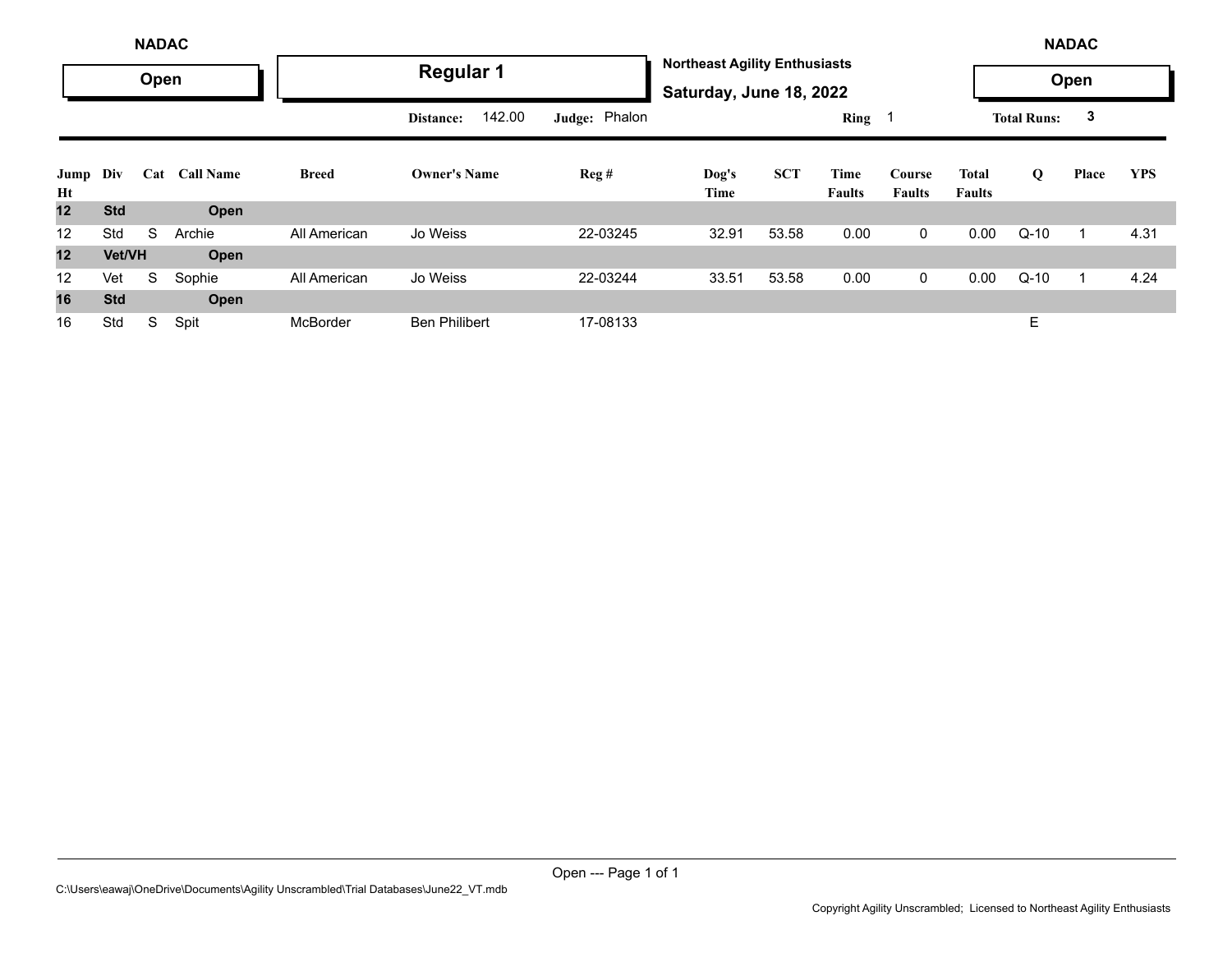NADAC

**Open**

## Regular 1

**Northeast Agility Enthusiasts**

**Saturday, June 18, 2022**

NADAC

**Open**

**Distance:** 142.00 **Judge:** Phalon **Ring** 1 **Total Runs:** 3

| Jump Ht | Div | Cat | Call Name | Breed | Owner's Name | Reg # | Dog's Time | SCT | Time Faults | Course Faults | Total Faults | Q | Place | YPS |
|---|---|---|---|---|---|---|---|---|---|---|---|---|---|---|
| **12** | **Std** | | **Open** | | | | | | | | | | | |
| 12 | Std | S | Archie | All American | Jo Weiss | 22-03245 | 32.91 | 53.58 | 0.00 | 0 | 0.00 | Q-10 | 1 | 4.31 |
| **12** | **Vet/VH** | | **Open** | | | | | | | | | | | |
| 12 | Vet | S | Sophie | All American | Jo Weiss | 22-03244 | 33.51 | 53.58 | 0.00 | 0 | 0.00 | Q-10 | 1 | 4.24 |
| **16** | **Std** | | **Open** | | | | | | | | | | | |
| 16 | Std | S | Spit | McBorder | Ben Philibert | 17-08133 | | | | | | E | | |

C:\Users\eawaj\OneDrive\Documents\Agility Unscrambled\Trial Databases\June22_VT.mdb

Copyright Agility Unscrambled; Licensed to Northeast Agility Enthusiasts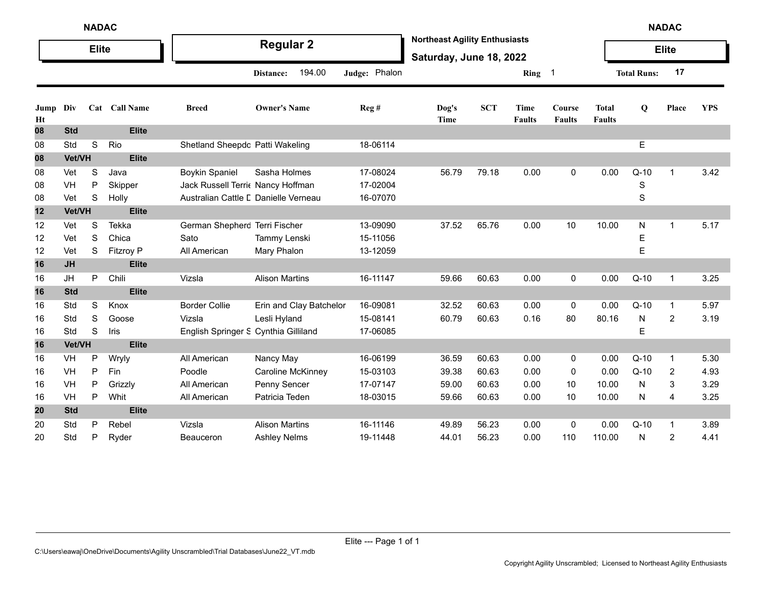NADAC **Elite**

## Regular 2

**Northeast Agility Enthusiasts**
**Saturday, June 18, 2022**

NADAC **Elite**

**Distance:** 194.00 **Judge:** Phalon **Ring** 1 **Total Runs:** 17

| Jump Ht | Div | Cat | Call Name | Breed | Owner's Name | Reg # | Dog's Time | SCT | Time Faults | Course Faults | Total Faults | Q | Place | YPS |
|---|---|---|---|---|---|---|---|---|---|---|---|---|---|---|
| **08** | **Std** | | **Elite** | | | | | | | | | | | |
| 08 | Std | S | Rio | Shetland Sheepdo | Patti Wakeling | 18-06114 | | | | | | E | | |
| **08** | **Vet/VH** | | **Elite** | | | | | | | | | | | |
| 08 | Vet | S | Java | Boykin Spaniel | Sasha Holmes | 17-08024 | 56.79 | 79.18 | 0.00 | 0 | 0.00 | Q-10 | 1 | 3.42 |
| 08 | VH | P | Skipper | Jack Russell Terrie | Nancy Hoffman | 17-02004 | | | | | | S | | |
| 08 | Vet | S | Holly | Australian Cattle D | Danielle Verneau | 16-07070 | | | | | | S | | |
| **12** | **Vet/VH** | | **Elite** | | | | | | | | | | | |
| 12 | Vet | S | Tekka | German Shepherd | Terri Fischer | 13-09090 | 37.52 | 65.76 | 0.00 | 10 | 10.00 | N | 1 | 5.17 |
| 12 | Vet | S | Chica | Sato | Tammy Lenski | 15-11056 | | | | | | E | | |
| 12 | Vet | S | Fitzroy P | All American | Mary Phalon | 13-12059 | | | | | | E | | |
| **16** | **JH** | | **Elite** | | | | | | | | | | | |
| 16 | JH | P | Chili | Vizsla | Alison Martins | 16-11147 | 59.66 | 60.63 | 0.00 | 0 | 0.00 | Q-10 | 1 | 3.25 |
| **16** | **Std** | | **Elite** | | | | | | | | | | | |
| 16 | Std | S | Knox | Border Collie | Erin and Clay Batchelor | 16-09081 | 32.52 | 60.63 | 0.00 | 0 | 0.00 | Q-10 | 1 | 5.97 |
| 16 | Std | S | Goose | Vizsla | Lesli Hyland | 15-08141 | 60.79 | 60.63 | 0.16 | 80 | 80.16 | N | 2 | 3.19 |
| 16 | Std | S | Iris | English Springer S | Cynthia Gilliland | 17-06085 | | | | | | E | | |
| **16** | **Vet/VH** | | **Elite** | | | | | | | | | | | |
| 16 | VH | P | Wryly | All American | Nancy May | 16-06199 | 36.59 | 60.63 | 0.00 | 0 | 0.00 | Q-10 | 1 | 5.30 |
| 16 | VH | P | Fin | Poodle | Caroline McKinney | 15-03103 | 39.38 | 60.63 | 0.00 | 0 | 0.00 | Q-10 | 2 | 4.93 |
| 16 | VH | P | Grizzly | All American | Penny Sencer | 17-07147 | 59.00 | 60.63 | 0.00 | 10 | 10.00 | N | 3 | 3.29 |
| 16 | VH | P | Whit | All American | Patricia Teden | 18-03015 | 59.66 | 60.63 | 0.00 | 10 | 10.00 | N | 4 | 3.25 |
| **20** | **Std** | | **Elite** | | | | | | | | | | | |
| 20 | Std | P | Rebel | Vizsla | Alison Martins | 16-11146 | 49.89 | 56.23 | 0.00 | 0 | 0.00 | Q-10 | 1 | 3.89 |
| 20 | Std | P | Ryder | Beauceron | Ashley Nelms | 19-11448 | 44.01 | 56.23 | 0.00 | 110 | 110.00 | N | 2 | 4.41 |

Elite --- Page 1 of 1

C:\Users\eawaj\OneDrive\Documents\Agility Unscrambled\Trial Databases\June22_VT.mdb

Copyright Agility Unscrambled; Licensed to Northeast Agility Enthusiasts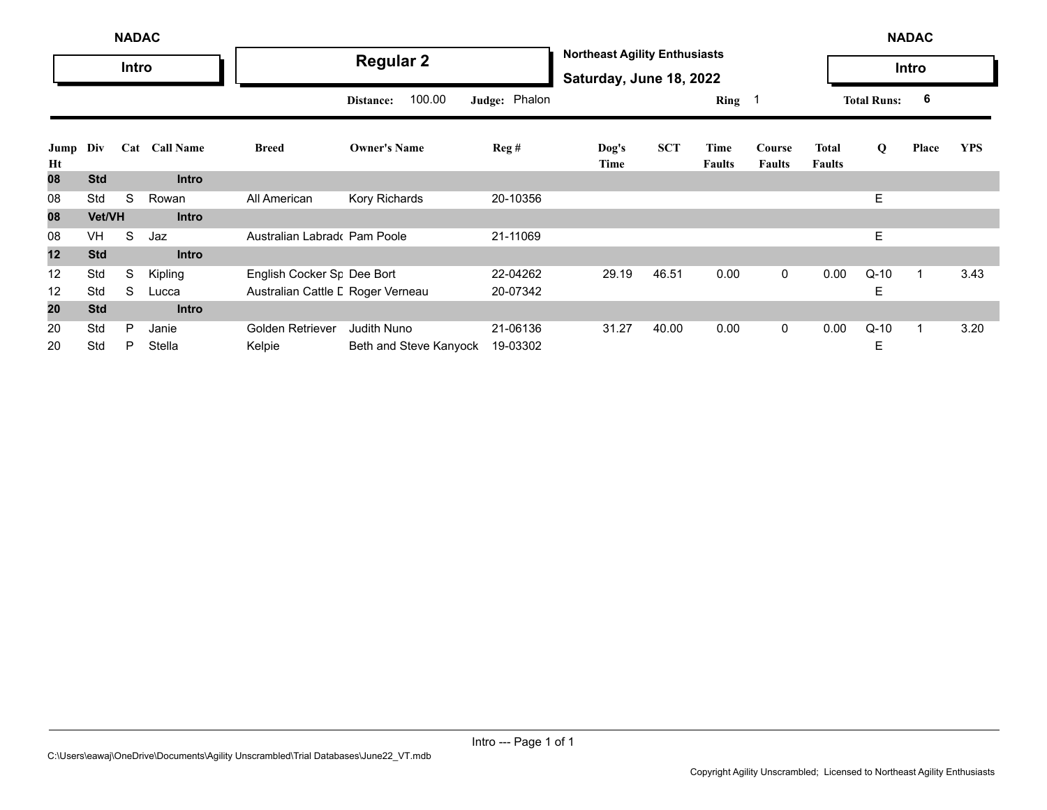NADAC

**Intro**

## Regular 2

**Northeast Agility Enthusiasts**

**Saturday, June 18, 2022**

NADAC

**Intro**

Distance: 100.00 Judge: Phalon Ring 1 Total Runs: 6

| Jump Ht | Div | Cat | Call Name | Breed | Owner's Name | Reg # | Dog's Time | SCT | Time Faults | Course Faults | Total Faults | Q | Place | YPS |
|---|---|---|---|---|---|---|---|---|---|---|---|---|---|---|
| **08** | **Std** | | **Intro** | | | | | | | | | | | |
| 08 | Std | S | Rowan | All American | Kory Richards | 20-10356 | | | | | | E | | |
| **08** | **Vet/VH** | | **Intro** | | | | | | | | | | | |
| 08 | VH | S | Jaz | Australian Labrad( | Pam Poole | 21-11069 | | | | | | E | | |
| **12** | **Std** | | **Intro** | | | | | | | | | | | |
| 12 | Std | S | Kipling | English Cocker Sp | Dee Bort | 22-04262 | 29.19 | 46.51 | 0.00 | 0 | 0.00 | Q-10 | 1 | 3.43 |
| 12 | Std | S | Lucca | Australian Cattle D | Roger Verneau | 20-07342 | | | | | | E | | |
| **20** | **Std** | | **Intro** | | | | | | | | | | | |
| 20 | Std | P | Janie | Golden Retriever | Judith Nuno | 21-06136 | 31.27 | 40.00 | 0.00 | 0 | 0.00 | Q-10 | 1 | 3.20 |
| 20 | Std | P | Stella | Kelpie | Beth and Steve Kanyock | 19-03302 | | | | | | E | | |

Intro --- Page 1 of 1

C:\Users\eawaj\OneDrive\Documents\Agility Unscrambled\Trial Databases\June22_VT.mdb

Copyright Agility Unscrambled; Licensed to Northeast Agility Enthusiasts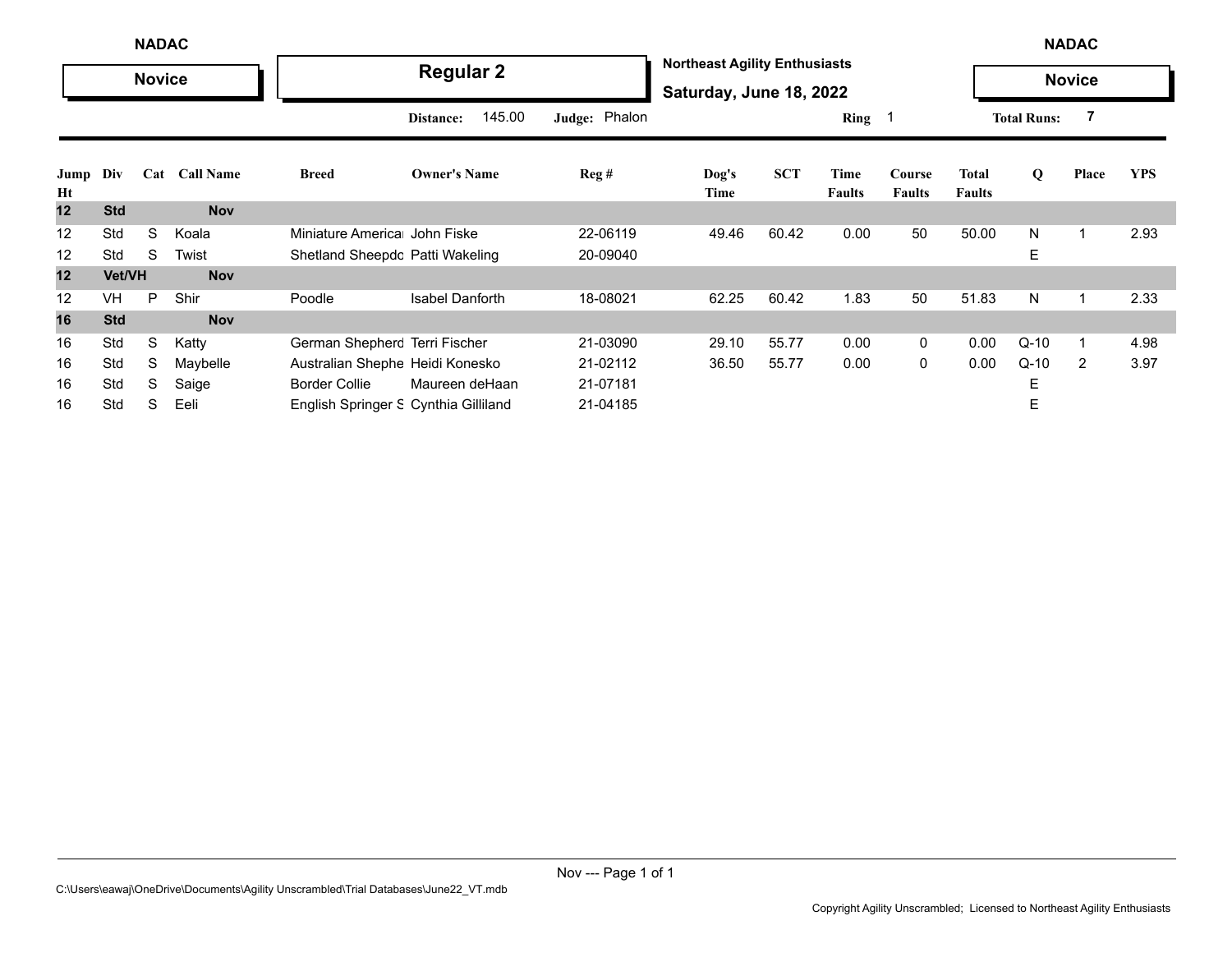NADAC

**Novice**

# Regular 2

**Northeast Agility Enthusiasts**

**Saturday, June 18, 2022**

NADAC

**Novice**

**Distance:** 145.00 **Judge:** Phalon **Ring** 1 **Total Runs:** 7

| Jump Ht | Div | Cat | Call Name | Breed | Owner's Name | Reg # | Dog's Time | SCT | Time Faults | Course Faults | Total Faults | Q | Place | YPS |
|---|---|---|---|---|---|---|---|---|---|---|---|---|---|---|
| **12** | **Std** | | **Nov** | | | | | | | | | | | |
| 12 | Std | S | Koala | Miniature Americal | John Fiske | 22-06119 | 49.46 | 60.42 | 0.00 | 50 | 50.00 | N | 1 | 2.93 |
| 12 | Std | S | Twist | Shetland Sheepdc | Patti Wakeling | 20-09040 | | | | | | E | | |
| **12** | **Vet/VH** | | **Nov** | | | | | | | | | | | |
| 12 | VH | P | Shir | Poodle | Isabel Danforth | 18-08021 | 62.25 | 60.42 | 1.83 | 50 | 51.83 | N | 1 | 2.33 |
| **16** | **Std** | | **Nov** | | | | | | | | | | | |
| 16 | Std | S | Katty | German Shepherd | Terri Fischer | 21-03090 | 29.10 | 55.77 | 0.00 | 0 | 0.00 | Q-10 | 1 | 4.98 |
| 16 | Std | S | Maybelle | Australian Shephe | Heidi Konesko | 21-02112 | 36.50 | 55.77 | 0.00 | 0 | 0.00 | Q-10 | 2 | 3.97 |
| 16 | Std | S | Saige | Border Collie | Maureen deHaan | 21-07181 | | | | | | E | | |
| 16 | Std | S | Eeli | English Springer S | Cynthia Gilliland | 21-04185 | | | | | | E | | |

C:\Users\eawaj\OneDrive\Documents\Agility Unscrambled\Trial Databases\June22_VT.mdb

Copyright Agility Unscrambled; Licensed to Northeast Agility Enthusiasts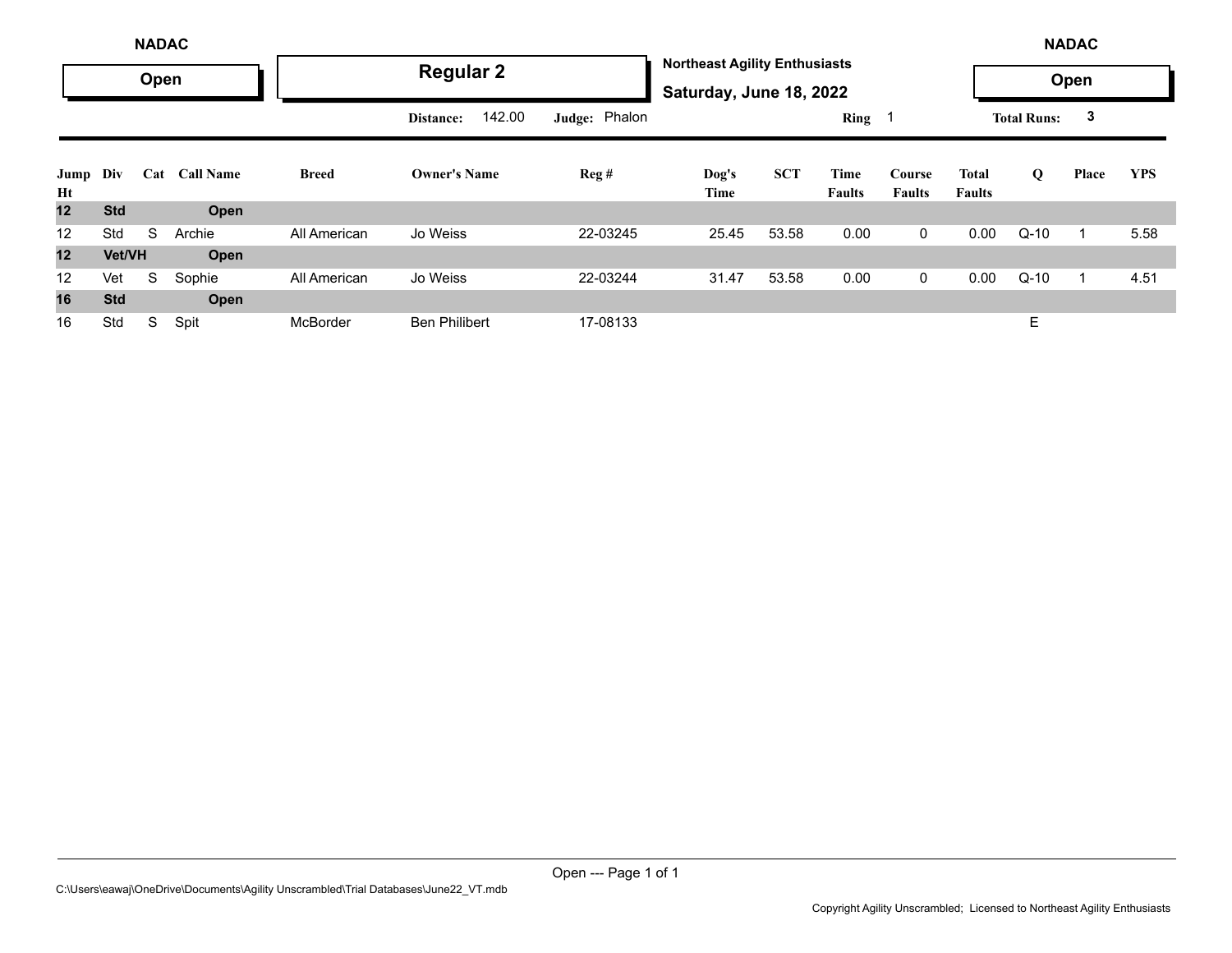NADAC

**Open**

## Regular 2

**Northeast Agility Enthusiasts**

**Saturday, June 18, 2022**

NADAC

**Open**

**Distance:** 142.00 **Judge:** Phalon **Ring** 1 **Total Runs:** 3

| Jump Ht | Div | Cat | Call Name | Breed | Owner's Name | Reg # | Dog's Time | SCT | Time Faults | Course Faults | Total Faults | Q | Place | YPS |
|---|---|---|---|---|---|---|---|---|---|---|---|---|---|---|
| **12** | **Std** | | **Open** | | | | | | | | | | | |
| 12 | Std | S | Archie | All American | Jo Weiss | 22-03245 | 25.45 | 53.58 | 0.00 | 0 | 0.00 | Q-10 | 1 | 5.58 |
| **12** | **Vet/VH** | | **Open** | | | | | | | | | | | |
| 12 | Vet | S | Sophie | All American | Jo Weiss | 22-03244 | 31.47 | 53.58 | 0.00 | 0 | 0.00 | Q-10 | 1 | 4.51 |
| **16** | **Std** | | **Open** | | | | | | | | | | | |
| 16 | Std | S | Spit | McBorder | Ben Philibert | 17-08133 | | | | | | E | | |

Open --- Page 1 of 1

C:\Users\eawaj\OneDrive\Documents\Agility Unscrambled\Trial Databases\June22_VT.mdb

Copyright Agility Unscrambled; Licensed to Northeast Agility Enthusiasts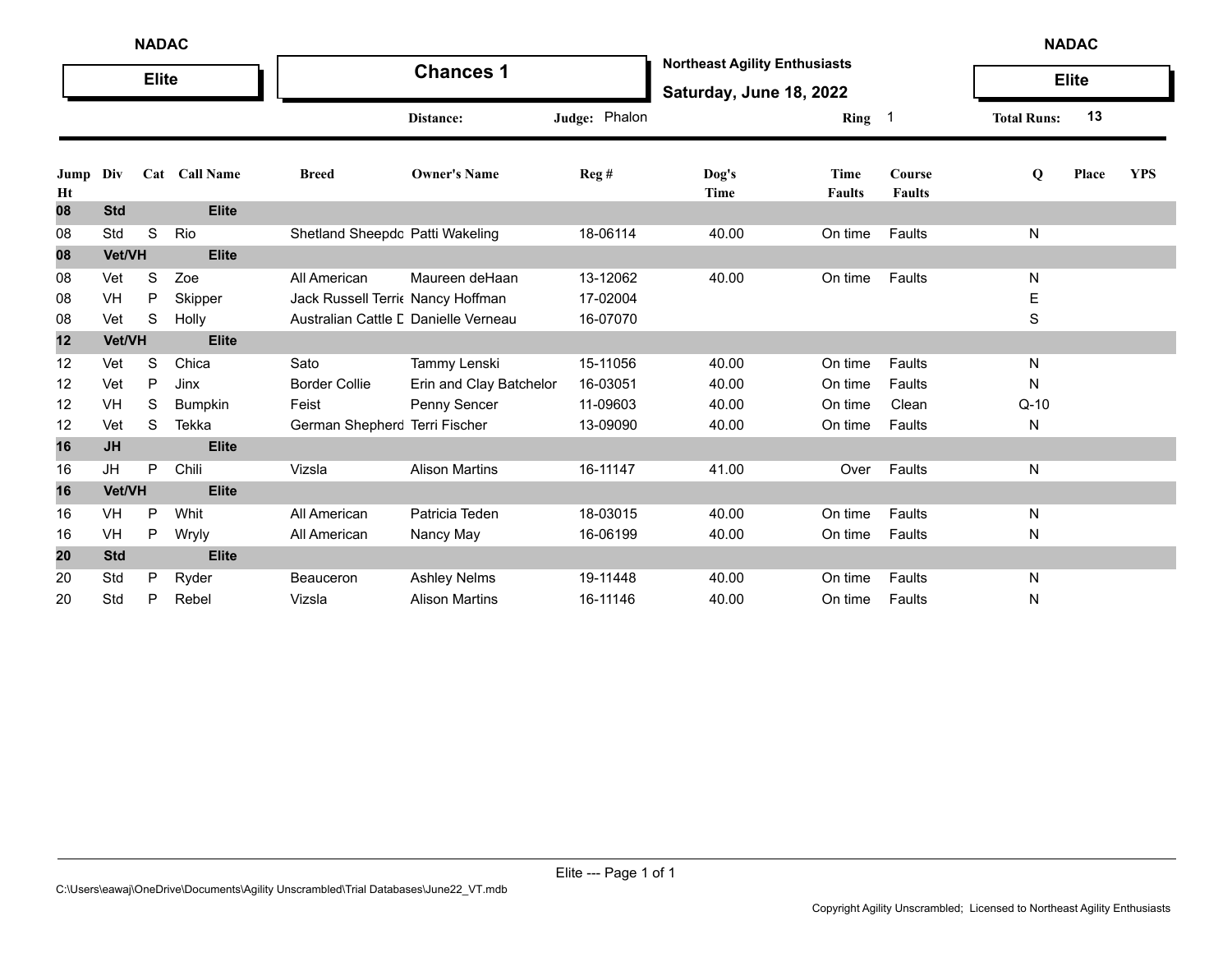NADAC

**Elite**

# Chances 1

**Northeast Agility Enthusiasts**

**Saturday, June 18, 2022**

Distance: | Judge: Phalon | Ring 1 | Total Runs: 13

| Jump Ht | Div | Cat | Call Name | Breed | Owner's Name | Reg # | Dog's Time | Time Faults | Course Faults | Q | Place | YPS |
|---|---|---|---|---|---|---|---|---|---|---|---|---|
| **08** | **Std** | | **Elite** | | | | | | | | | |
| 08 | Std | S | Rio | Shetland Sheepdo | Patti Wakeling | 18-06114 | 40.00 | On time | Faults | N | | |
| **08** | **Vet/VH** | | **Elite** | | | | | | | | | |
| 08 | Vet | S | Zoe | All American | Maureen deHaan | 13-12062 | 40.00 | On time | Faults | N | | |
| 08 | VH | P | Skipper | Jack Russell Terrie | Nancy Hoffman | 17-02004 | | | | E | | |
| 08 | Vet | S | Holly | Australian Cattle D | Danielle Verneau | 16-07070 | | | | S | | |
| **12** | **Vet/VH** | | **Elite** | | | | | | | | | |
| 12 | Vet | S | Chica | Sato | Tammy Lenski | 15-11056 | 40.00 | On time | Faults | N | | |
| 12 | Vet | P | Jinx | Border Collie | Erin and Clay Batchelor | 16-03051 | 40.00 | On time | Faults | N | | |
| 12 | VH | S | Bumpkin | Feist | Penny Sencer | 11-09603 | 40.00 | On time | Clean | Q-10 | | |
| 12 | Vet | S | Tekka | German Shepherd | Terri Fischer | 13-09090 | 40.00 | On time | Faults | N | | |
| **16** | **JH** | | **Elite** | | | | | | | | | |
| 16 | JH | P | Chili | Vizsla | Alison Martins | 16-11147 | 41.00 | Over | Faults | N | | |
| **16** | **Vet/VH** | | **Elite** | | | | | | | | | |
| 16 | VH | P | Whit | All American | Patricia Teden | 18-03015 | 40.00 | On time | Faults | N | | |
| 16 | VH | P | Wryly | All American | Nancy May | 16-06199 | 40.00 | On time | Faults | N | | |
| **20** | **Std** | | **Elite** | | | | | | | | | |
| 20 | Std | P | Ryder | Beauceron | Ashley Nelms | 19-11448 | 40.00 | On time | Faults | N | | |
| 20 | Std | P | Rebel | Vizsla | Alison Martins | 16-11146 | 40.00 | On time | Faults | N | | |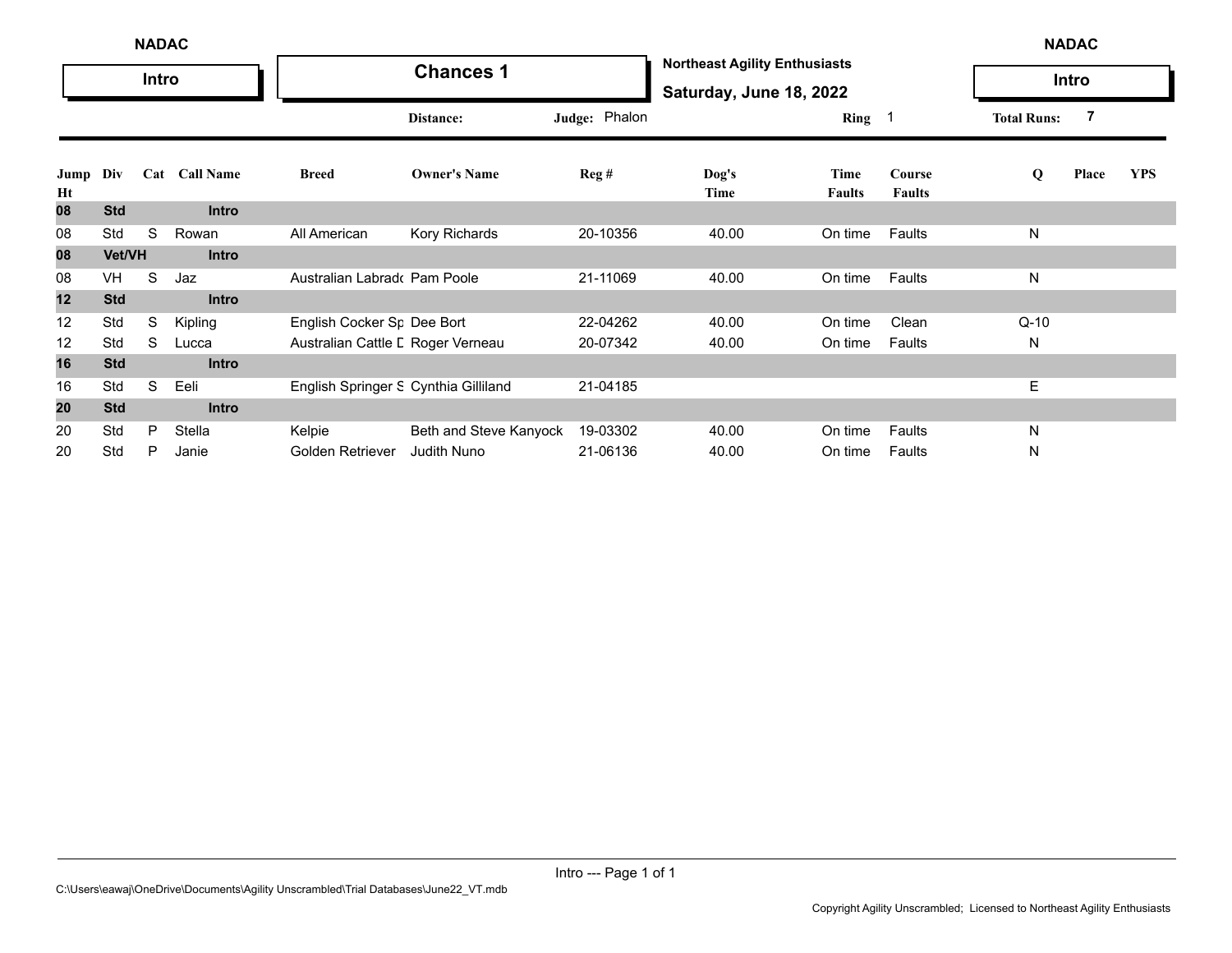NADAC

**Intro**

# Chances 1

**Northeast Agility Enthusiasts**

**Saturday, June 18, 2022**

NADAC

**Intro**

Distance: Judge: Phalon Ring 1 Total Runs: 7

| Jump Ht | Div | Cat | Call Name | Breed | Owner's Name | Reg # | Dog's Time | Time Faults | Course Faults | Q | Place | YPS |
|---|---|---|---|---|---|---|---|---|---|---|---|---|
| **08** | **Std** | | **Intro** | | | | | | | | | |
| 08 | Std | S | Rowan | All American | Kory Richards | 20-10356 | 40.00 | On time | Faults | N | | |
| **08** | **Vet/VH** | | **Intro** | | | | | | | | | |
| 08 | VH | S | Jaz | Australian Labrado | Pam Poole | 21-11069 | 40.00 | On time | Faults | N | | |
| **12** | **Std** | | **Intro** | | | | | | | | | |
| 12 | Std | S | Kipling | English Cocker Sp | Dee Bort | 22-04262 | 40.00 | On time | Clean | Q-10 | | |
| 12 | Std | S | Lucca | Australian Cattle D | Roger Verneau | 20-07342 | 40.00 | On time | Faults | N | | |
| **16** | **Std** | | **Intro** | | | | | | | | | |
| 16 | Std | S | Eeli | English Springer S | Cynthia Gilliland | 21-04185 | | | | E | | |
| **20** | **Std** | | **Intro** | | | | | | | | | |
| 20 | Std | P | Stella | Kelpie | Beth and Steve Kanyock | 19-03302 | 40.00 | On time | Faults | N | | |
| 20 | Std | P | Janie | Golden Retriever | Judith Nuno | 21-06136 | 40.00 | On time | Faults | N | | |

C:\Users\eawaj\OneDrive\Documents\Agility Unscrambled\Trial Databases\June22_VT.mdb

Copyright Agility Unscrambled; Licensed to Northeast Agility Enthusiasts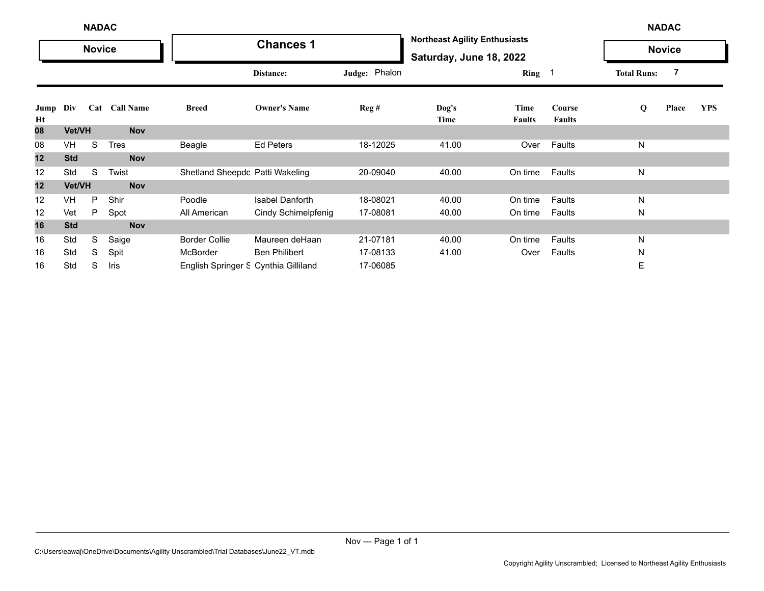NADAC

**Novice**

# Chances 1

**Northeast Agility Enthusiasts**

**Saturday, June 18, 2022**

NADAC

**Novice**

Distance: | Judge: Phalon | Ring 1 | Total Runs: 7

| Jump Ht | Div | Cat | Call Name | Breed | Owner's Name | Reg # | Dog's Time | Time Faults | Course Faults | Q | Place | YPS |
|---|---|---|---|---|---|---|---|---|---|---|---|---|
| **08** | **Vet/VH** | | **Nov** | | | | | | | | | |
| 08 | VH | S | Tres | Beagle | Ed Peters | 18-12025 | 41.00 | Over | Faults | N | | |
| **12** | **Std** | | **Nov** | | | | | | | | | |
| 12 | Std | S | Twist | Shetland Sheepdo | Patti Wakeling | 20-09040 | 40.00 | On time | Faults | N | | |
| **12** | **Vet/VH** | | **Nov** | | | | | | | | | |
| 12 | VH | P | Shir | Poodle | Isabel Danforth | 18-08021 | 40.00 | On time | Faults | N | | |
| 12 | Vet | P | Spot | All American | Cindy Schimelpfenig | 17-08081 | 40.00 | On time | Faults | N | | |
| **16** | **Std** | | **Nov** | | | | | | | | | |
| 16 | Std | S | Saige | Border Collie | Maureen deHaan | 21-07181 | 40.00 | On time | Faults | N | | |
| 16 | Std | S | Spit | McBorder | Ben Philibert | 17-08133 | 41.00 | Over | Faults | N | | |
| 16 | Std | S | Iris | English Springer S | Cynthia Gilliland | 17-06085 | | | | E | | |

Nov --- Page 1 of 1

C:\Users\eawaj\OneDrive\Documents\Agility Unscrambled\Trial Databases\June22_VT.mdb

Copyright Agility Unscrambled; Licensed to Northeast Agility Enthusiasts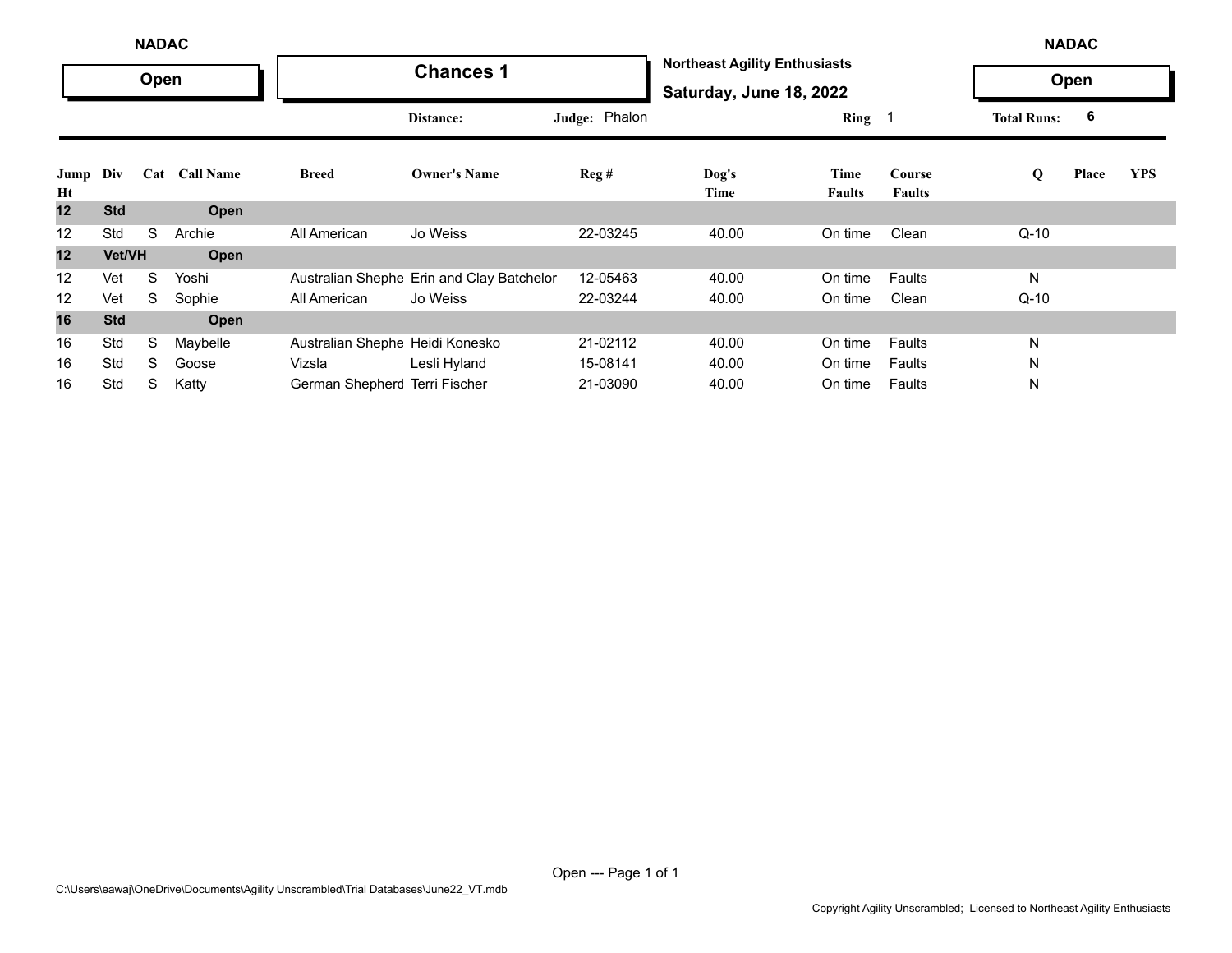NADAC

**Open**

# Chances 1

**Northeast Agility Enthusiasts**

**Saturday, June 18, 2022**

Distance: Judge: Phalon Ring 1 Total Runs: 6

| Jump Ht | Div | Cat | Call Name | Breed | Owner's Name | Reg # | Dog's Time | Time Faults | Course Faults | Q | Place | YPS |
|---|---|---|---|---|---|---|---|---|---|---|---|---|
| **12** | **Std** | | **Open** | | | | | | | | | |
| 12 | Std | S | Archie | All American | Jo Weiss | 22-03245 | 40.00 | On time | Clean | Q-10 | | |
| **12** | **Vet/VH** | | **Open** | | | | | | | | | |
| 12 | Vet | S | Yoshi | Australian Shephe | Erin and Clay Batchelor | 12-05463 | 40.00 | On time | Faults | N | | |
| 12 | Vet | S | Sophie | All American | Jo Weiss | 22-03244 | 40.00 | On time | Clean | Q-10 | | |
| **16** | **Std** | | **Open** | | | | | | | | | |
| 16 | Std | S | Maybelle | Australian Shephe | Heidi Konesko | 21-02112 | 40.00 | On time | Faults | N | | |
| 16 | Std | S | Goose | Vizsla | Lesli Hyland | 15-08141 | 40.00 | On time | Faults | N | | |
| 16 | Std | S | Katty | German Shepherd | Terri Fischer | 21-03090 | 40.00 | On time | Faults | N | | |

C:\Users\eawaj\OneDrive\Documents\Agility Unscrambled\Trial Databases\June22_VT.mdb

Copyright Agility Unscrambled; Licensed to Northeast Agility Enthusiasts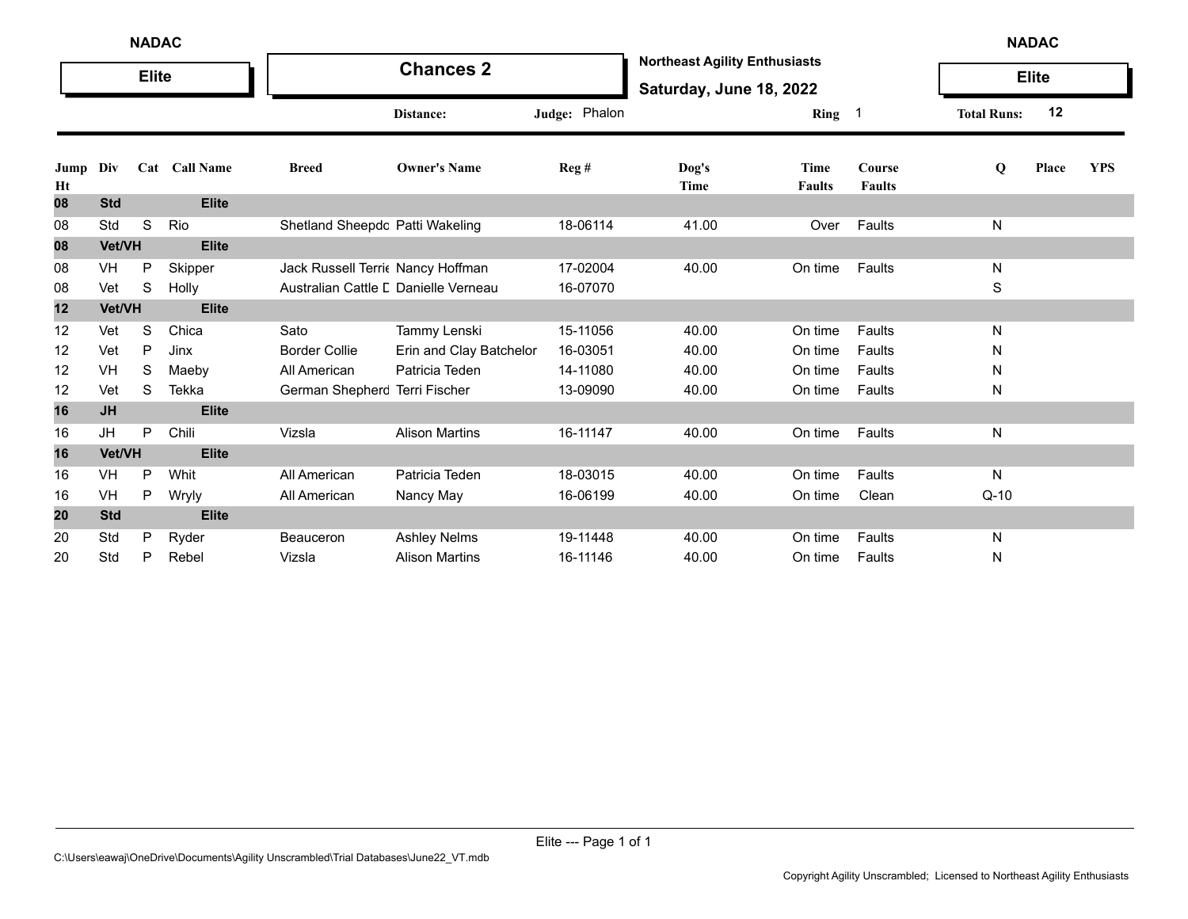NADAC

**Elite**

# Chances 2

**Northeast Agility Enthusiasts**

**Saturday, June 18, 2022**

**Distance:** **Judge:** Phalon **Ring** 1 **Total Runs:** 12

| Jump Ht | Div | Cat | Call Name | Breed | Owner's Name | Reg # | Dog's Time | Time Faults | Course Faults | Q | Place | YPS |
|---|---|---|---|---|---|---|---|---|---|---|---|---|
| **08** | **Std** | | **Elite** | | | | | | | | | |
| 08 | Std | S | Rio | Shetland Sheepdo | Patti Wakeling | 18-06114 | 41.00 | Over | Faults | N | | |
| **08** | **Vet/VH** | | **Elite** | | | | | | | | | |
| 08 | VH | P | Skipper | Jack Russell Terrie | Nancy Hoffman | 17-02004 | 40.00 | On time | Faults | N | | |
| 08 | Vet | S | Holly | Australian Cattle D | Danielle Verneau | 16-07070 | | | | S | | |
| **12** | **Vet/VH** | | **Elite** | | | | | | | | | |
| 12 | Vet | S | Chica | Sato | Tammy Lenski | 15-11056 | 40.00 | On time | Faults | N | | |
| 12 | Vet | P | Jinx | Border Collie | Erin and Clay Batchelor | 16-03051 | 40.00 | On time | Faults | N | | |
| 12 | VH | S | Maeby | All American | Patricia Teden | 14-11080 | 40.00 | On time | Faults | N | | |
| 12 | Vet | S | Tekka | German Shepherd | Terri Fischer | 13-09090 | 40.00 | On time | Faults | N | | |
| **16** | **JH** | | **Elite** | | | | | | | | | |
| 16 | JH | P | Chili | Vizsla | Alison Martins | 16-11147 | 40.00 | On time | Faults | N | | |
| **16** | **Vet/VH** | | **Elite** | | | | | | | | | |
| 16 | VH | P | Whit | All American | Patricia Teden | 18-03015 | 40.00 | On time | Faults | N | | |
| 16 | VH | P | Wryly | All American | Nancy May | 16-06199 | 40.00 | On time | Clean | Q-10 | | |
| **20** | **Std** | | **Elite** | | | | | | | | | |
| 20 | Std | P | Ryder | Beauceron | Ashley Nelms | 19-11448 | 40.00 | On time | Faults | N | | |
| 20 | Std | P | Rebel | Vizsla | Alison Martins | 16-11146 | 40.00 | On time | Faults | N | | |

C:\Users\eawaj\OneDrive\Documents\Agility Unscrambled\Trial Databases\June22_VT.mdb

Copyright Agility Unscrambled; Licensed to Northeast Agility Enthusiasts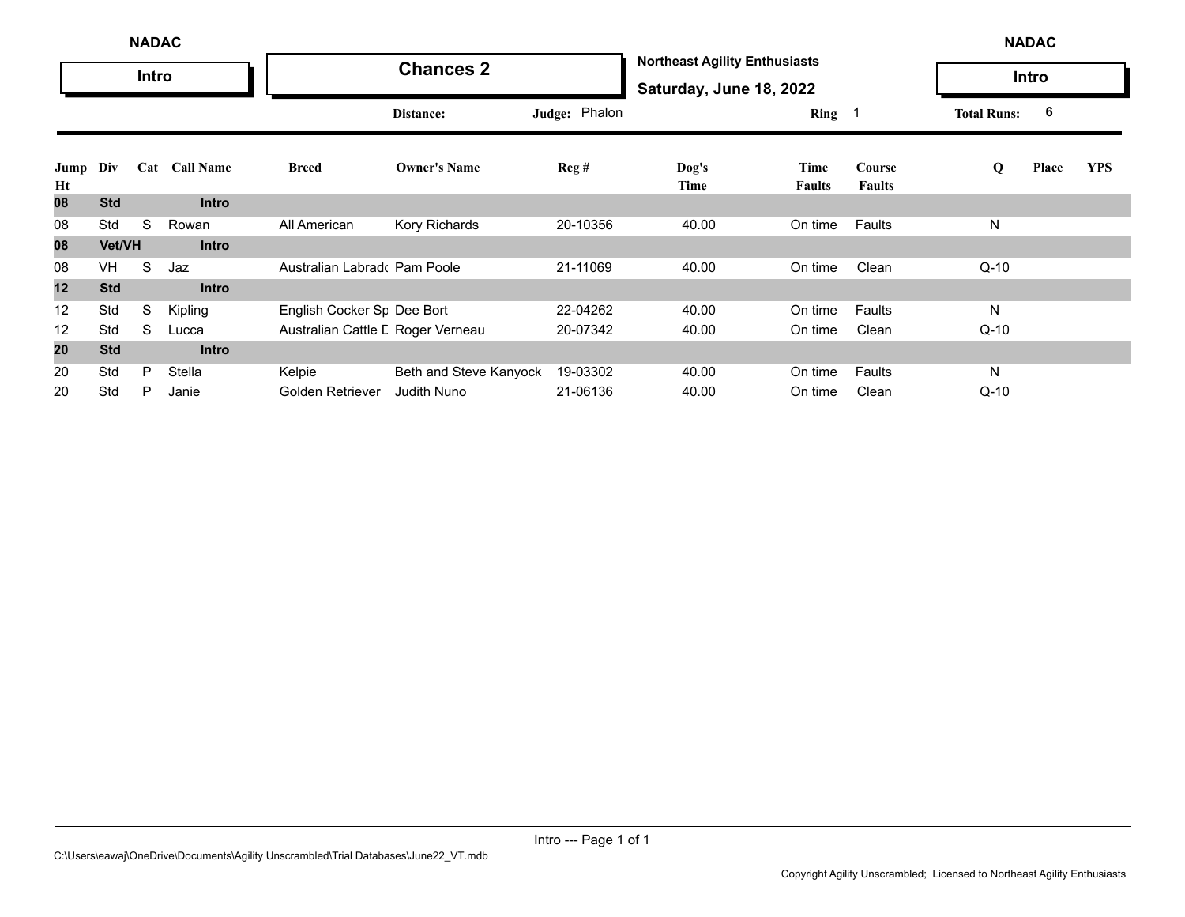**NADAC** | **Intro**

# Chances 2

**Northeast Agility Enthusiasts**
**Saturday, June 18, 2022**

**NADAC** | **Intro**

**Distance:** | **Judge:** Phalon | **Ring** 1 | **Total Runs:** 6

| Jump Ht | Div | Cat | Call Name | Breed | Owner's Name | Reg # | Dog's Time | Time Faults | Course Faults | Q | Place | YPS |
|---|---|---|---|---|---|---|---|---|---|---|---|---|
| **08** | **Std** | | **Intro** | | | | | | | | | |
| 08 | Std | S | Rowan | All American | Kory Richards | 20-10356 | 40.00 | On time | Faults | N | | |
| **08** | **Vet/VH** | | **Intro** | | | | | | | | | |
| 08 | VH | S | Jaz | Australian Labrado | Pam Poole | 21-11069 | 40.00 | On time | Clean | Q-10 | | |
| **12** | **Std** | | **Intro** | | | | | | | | | |
| 12 | Std | S | Kipling | English Cocker Sp | Dee Bort | 22-04262 | 40.00 | On time | Faults | N | | |
| 12 | Std | S | Lucca | Australian Cattle D | Roger Verneau | 20-07342 | 40.00 | On time | Clean | Q-10 | | |
| **20** | **Std** | | **Intro** | | | | | | | | | |
| 20 | Std | P | Stella | Kelpie | Beth and Steve Kanyock | 19-03302 | 40.00 | On time | Faults | N | | |
| 20 | Std | P | Janie | Golden Retriever | Judith Nuno | 21-06136 | 40.00 | On time | Clean | Q-10 | | |

Intro --- Page 1 of 1

C:\Users\eawaj\OneDrive\Documents\Agility Unscrambled\Trial Databases\June22_VT.mdb

Copyright Agility Unscrambled; Licensed to Northeast Agility Enthusiasts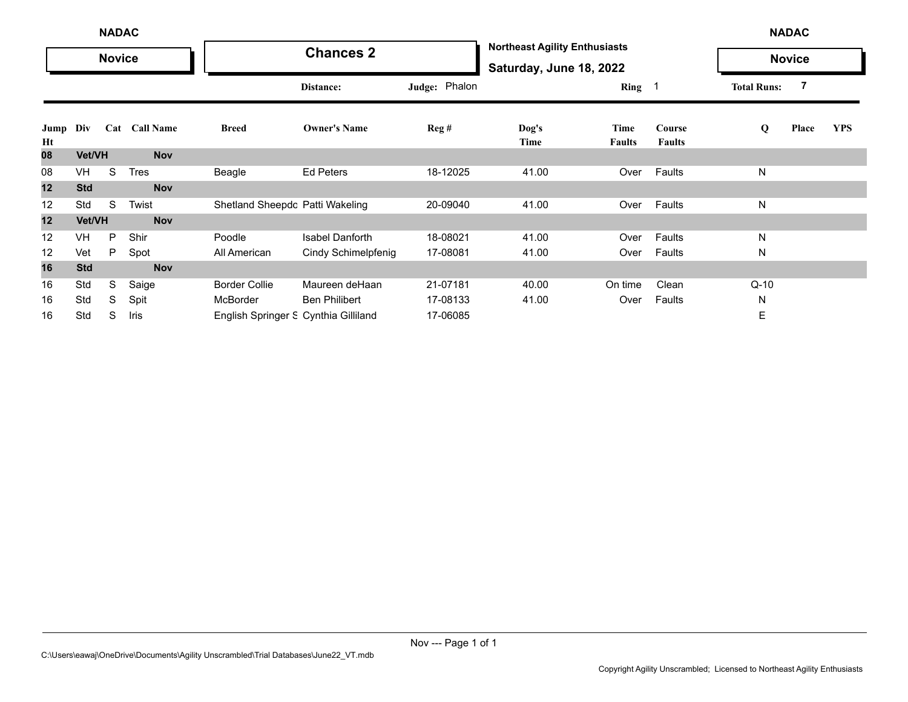NADAC

**Novice**

# Chances 2

**Northeast Agility Enthusiasts**

**Saturday, June 18, 2022**

NADAC

**Novice**

Distance: Judge: Phalon Ring 1 Total Runs: 7

| Jump Ht | Div | Cat | Call Name | Breed | Owner's Name | Reg # | Dog's Time | Time Faults | Course Faults | Q | Place | YPS |
|---|---|---|---|---|---|---|---|---|---|---|---|---|
| **08** | **Vet/VH** | | **Nov** | | | | | | | | | |
| 08 | VH | S | Tres | Beagle | Ed Peters | 18-12025 | 41.00 | Over | Faults | N | | |
| **12** | **Std** | | **Nov** | | | | | | | | | |
| 12 | Std | S | Twist | Shetland Sheepdc | Patti Wakeling | 20-09040 | 41.00 | Over | Faults | N | | |
| **12** | **Vet/VH** | | **Nov** | | | | | | | | | |
| 12 | VH | P | Shir | Poodle | Isabel Danforth | 18-08021 | 41.00 | Over | Faults | N | | |
| 12 | Vet | P | Spot | All American | Cindy Schimelpfenig | 17-08081 | 41.00 | Over | Faults | N | | |
| **16** | **Std** | | **Nov** | | | | | | | | | |
| 16 | Std | S | Saige | Border Collie | Maureen deHaan | 21-07181 | 40.00 | On time | Clean | Q-10 | | |
| 16 | Std | S | Spit | McBorder | Ben Philibert | 17-08133 | 41.00 | Over | Faults | N | | |
| 16 | Std | S | Iris | English Springer S | Cynthia Gilliland | 17-06085 | | | | E | | |

C:\Users\eawaj\OneDrive\Documents\Agility Unscrambled\Trial Databases\June22_VT.mdb

Copyright Agility Unscrambled; Licensed to Northeast Agility Enthusiasts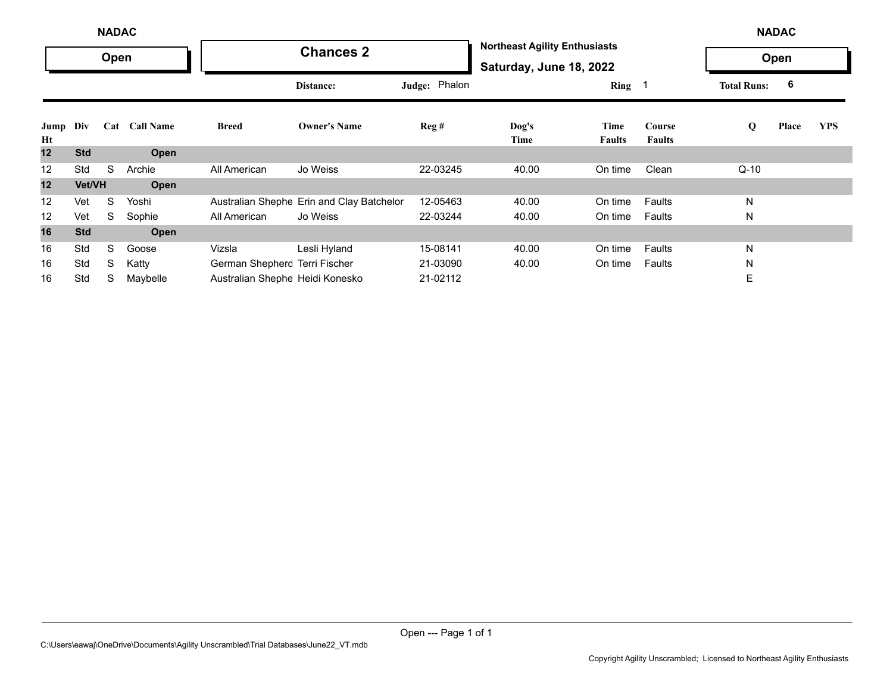NADAC

**Open**

# Chances 2

**Northeast Agility Enthusiasts**

**Saturday, June 18, 2022**

NADAC

**Open**

Distance: Judge: Phalon Ring 1 Total Runs: 6

| Jump Ht | Div | Cat | Call Name | Breed | Owner's Name | Reg # | Dog's Time | Time Faults | Course Faults | Q | Place | YPS |
|---|---|---|---|---|---|---|---|---|---|---|---|---|
| **12** | **Std** | | **Open** | | | | | | | | | |
| 12 | Std | S | Archie | All American | Jo Weiss | 22-03245 | 40.00 | On time | Clean | Q-10 | | |
| **12** | **Vet/VH** | | **Open** | | | | | | | | | |
| 12 | Vet | S | Yoshi | Australian Shephe | Erin and Clay Batchelor | 12-05463 | 40.00 | On time | Faults | N | | |
| 12 | Vet | S | Sophie | All American | Jo Weiss | 22-03244 | 40.00 | On time | Faults | N | | |
| **16** | **Std** | | **Open** | | | | | | | | | |
| 16 | Std | S | Goose | Vizsla | Lesli Hyland | 15-08141 | 40.00 | On time | Faults | N | | |
| 16 | Std | S | Katty | German Shepherd | Terri Fischer | 21-03090 | 40.00 | On time | Faults | N | | |
| 16 | Std | S | Maybelle | Australian Shephe | Heidi Konesko | 21-02112 | | | | E | | |

C:\Users\eawaj\OneDrive\Documents\Agility Unscrambled\Trial Databases\June22_VT.mdb

Copyright Agility Unscrambled; Licensed to Northeast Agility Enthusiasts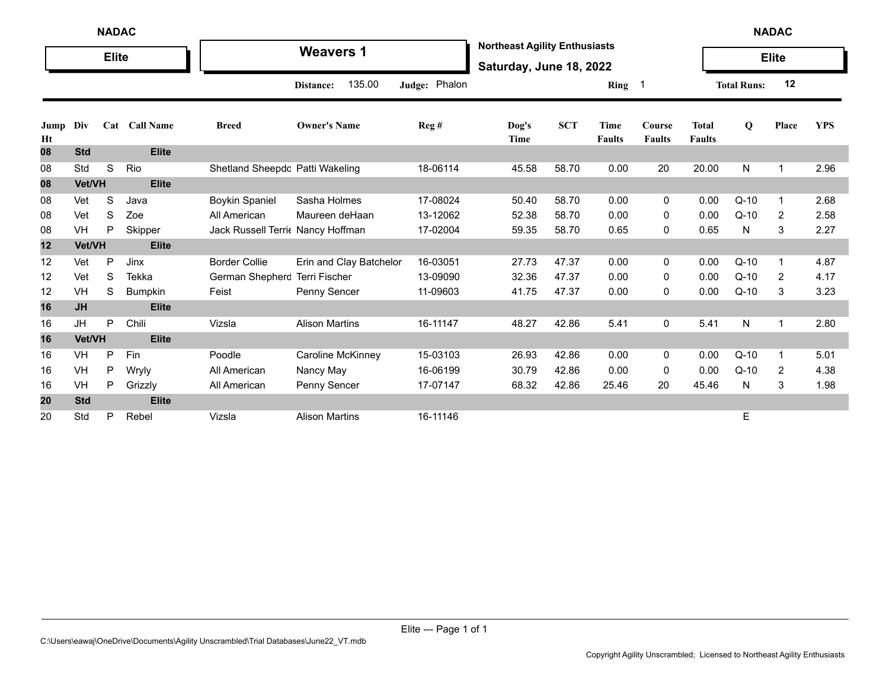NADAC

**Elite**

# Weavers 1

**Northeast Agility Enthusiasts**

**Saturday, June 18, 2022**

NADAC

**Elite**

**Distance:** 135.00 **Judge:** Phalon **Ring** 1 **Total Runs:** 12

| Jump Ht | Div | Cat | Call Name | Breed | Owner's Name | Reg # | Dog's Time | SCT | Time Faults | Course Faults | Total Faults | Q | Place | YPS |
|---|---|---|---|---|---|---|---|---|---|---|---|---|---|---|
| **08** | **Std** | | **Elite** | | | | | | | | | | | |
| 08 | Std | S | Rio | Shetland Sheepdo | Patti Wakeling | 18-06114 | 45.58 | 58.70 | 0.00 | 20 | 20.00 | N | 1 | 2.96 |
| **08** | **Vet/VH** | | **Elite** | | | | | | | | | | | |
| 08 | Vet | S | Java | Boykin Spaniel | Sasha Holmes | 17-08024 | 50.40 | 58.70 | 0.00 | 0 | 0.00 | Q-10 | 1 | 2.68 |
| 08 | Vet | S | Zoe | All American | Maureen deHaan | 13-12062 | 52.38 | 58.70 | 0.00 | 0 | 0.00 | Q-10 | 2 | 2.58 |
| 08 | VH | P | Skipper | Jack Russell Terrie | Nancy Hoffman | 17-02004 | 59.35 | 58.70 | 0.65 | 0 | 0.65 | N | 3 | 2.27 |
| **12** | **Vet/VH** | | **Elite** | | | | | | | | | | | |
| 12 | Vet | P | Jinx | Border Collie | Erin and Clay Batchelor | 16-03051 | 27.73 | 47.37 | 0.00 | 0 | 0.00 | Q-10 | 1 | 4.87 |
| 12 | Vet | S | Tekka | German Shepherd | Terri Fischer | 13-09090 | 32.36 | 47.37 | 0.00 | 0 | 0.00 | Q-10 | 2 | 4.17 |
| 12 | VH | S | Bumpkin | Feist | Penny Sencer | 11-09603 | 41.75 | 47.37 | 0.00 | 0 | 0.00 | Q-10 | 3 | 3.23 |
| **16** | **JH** | | **Elite** | | | | | | | | | | | |
| 16 | JH | P | Chili | Vizsla | Alison Martins | 16-11147 | 48.27 | 42.86 | 5.41 | 0 | 5.41 | N | 1 | 2.80 |
| **16** | **Vet/VH** | | **Elite** | | | | | | | | | | | |
| 16 | VH | P | Fin | Poodle | Caroline McKinney | 15-03103 | 26.93 | 42.86 | 0.00 | 0 | 0.00 | Q-10 | 1 | 5.01 |
| 16 | VH | P | Wryly | All American | Nancy May | 16-06199 | 30.79 | 42.86 | 0.00 | 0 | 0.00 | Q-10 | 2 | 4.38 |
| 16 | VH | P | Grizzly | All American | Penny Sencer | 17-07147 | 68.32 | 42.86 | 25.46 | 20 | 45.46 | N | 3 | 1.98 |
| **20** | **Std** | | **Elite** | | | | | | | | | | | |
| 20 | Std | P | Rebel | Vizsla | Alison Martins | 16-11146 | | | | | | E | | |

Elite --- Page 1 of 1

C:\Users\eawaj\OneDrive\Documents\Agility Unscrambled\Trial Databases\June22_VT.mdb

Copyright Agility Unscrambled; Licensed to Northeast Agility Enthusiasts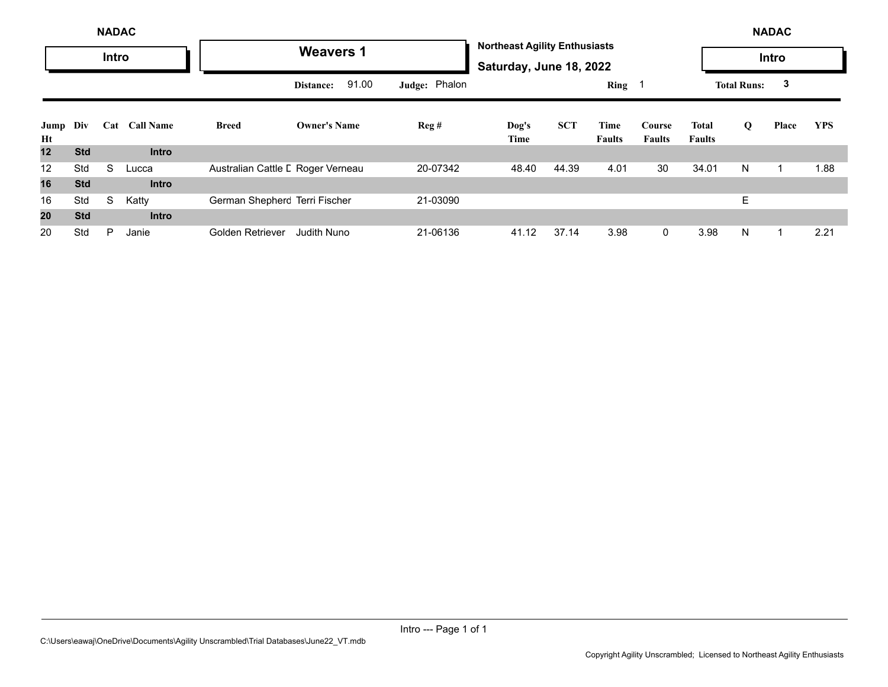NADAC

**Intro**

## Weavers 1

**Northeast Agility Enthusiasts**

**Saturday, June 18, 2022**

NADAC

**Intro**

Distance: 91.00 Judge: Phalon Ring 1 Total Runs: 3

| Jump Ht | Div | Cat | Call Name | Breed | Owner's Name | Reg # | Dog's Time | SCT | Time Faults | Course Faults | Total Faults | Q | Place | YPS |
|---|---|---|---|---|---|---|---|---|---|---|---|---|---|---|
| **12** | **Std** | | **Intro** | | | | | | | | | | | |
| 12 | Std | S | Lucca | Australian Cattle D | Roger Verneau | 20-07342 | 48.40 | 44.39 | 4.01 | 30 | 34.01 | N | 1 | 1.88 |
| **16** | **Std** | | **Intro** | | | | | | | | | | | |
| 16 | Std | S | Katty | German Shepherd | Terri Fischer | 21-03090 | | | | | | E | | |
| **20** | **Std** | | **Intro** | | | | | | | | | | | |
| 20 | Std | P | Janie | Golden Retriever | Judith Nuno | 21-06136 | 41.12 | 37.14 | 3.98 | 0 | 3.98 | N | 1 | 2.21 |

Intro --- Page 1 of 1

C:\Users\eawaj\OneDrive\Documents\Agility Unscrambled\Trial Databases\June22_VT.mdb

Copyright Agility Unscrambled; Licensed to Northeast Agility Enthusiasts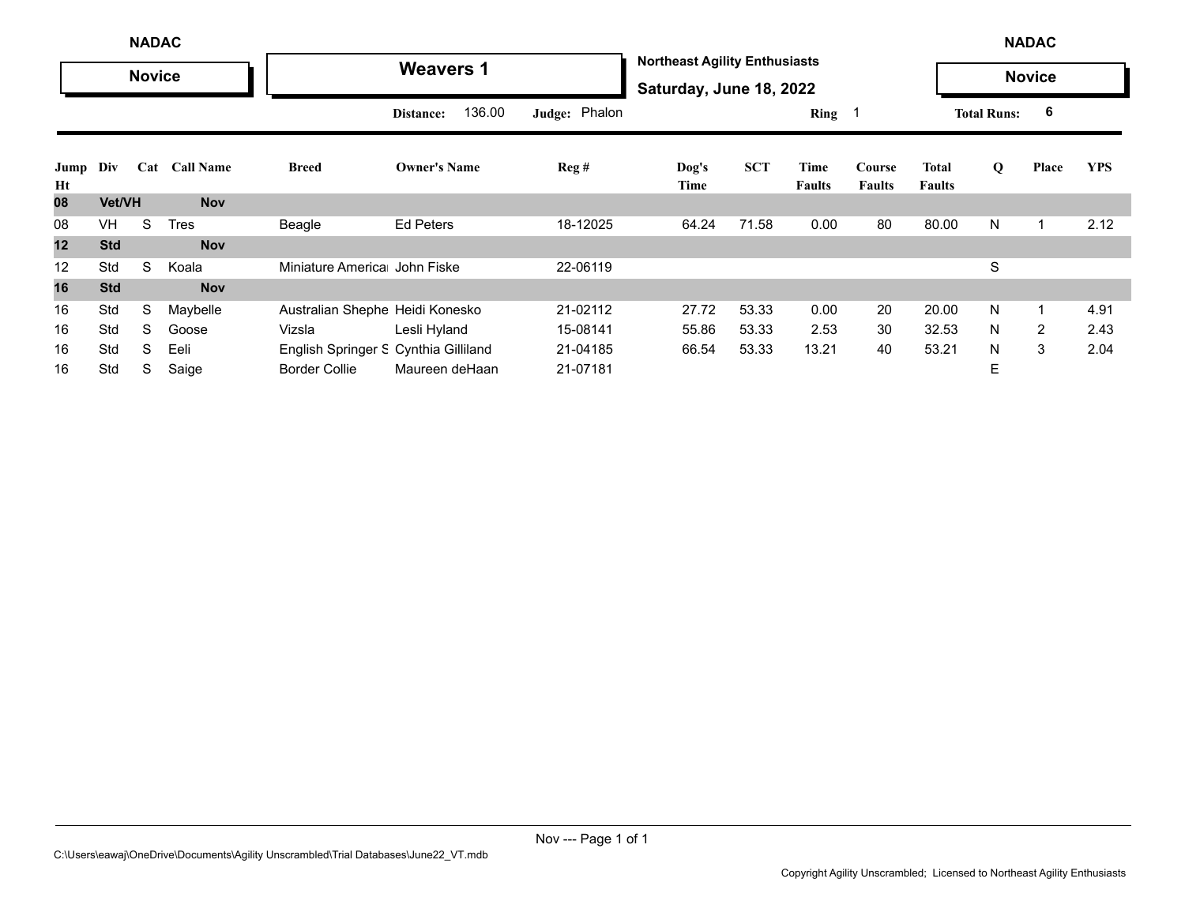NADAC

**Novice**

# Weavers 1

**Northeast Agility Enthusiasts**

**Saturday, June 18, 2022**

NADAC

**Novice**

**Distance:** 136.00 **Judge:** Phalon **Ring** 1 **Total Runs:** 6

| Jump Ht | Div | Cat | Call Name | Breed | Owner's Name | Reg # | Dog's Time | SCT | Time Faults | Course Faults | Total Faults | Q | Place | YPS |
|---|---|---|---|---|---|---|---|---|---|---|---|---|---|---|
| **08** | **Vet/VH** | | **Nov** | | | | | | | | | | | |
| 08 | VH | S | Tres | Beagle | Ed Peters | 18-12025 | 64.24 | 71.58 | 0.00 | 80 | 80.00 | N | 1 | 2.12 |
| **12** | **Std** | | **Nov** | | | | | | | | | | | |
| 12 | Std | S | Koala | Miniature America | John Fiske | 22-06119 | | | | | | S | | |
| **16** | **Std** | | **Nov** | | | | | | | | | | | |
| 16 | Std | S | Maybelle | Australian Shephe | Heidi Konesko | 21-02112 | 27.72 | 53.33 | 0.00 | 20 | 20.00 | N | 1 | 4.91 |
| 16 | Std | S | Goose | Vizsla | Lesli Hyland | 15-08141 | 55.86 | 53.33 | 2.53 | 30 | 32.53 | N | 2 | 2.43 |
| 16 | Std | S | Eeli | English Springer S | Cynthia Gilliland | 21-04185 | 66.54 | 53.33 | 13.21 | 40 | 53.21 | N | 3 | 2.04 |
| 16 | Std | S | Saige | Border Collie | Maureen deHaan | 21-07181 | | | | | | E | | |

C:\Users\eawaj\OneDrive\Documents\Agility Unscrambled\Trial Databases\June22_VT.mdb

Copyright Agility Unscrambled; Licensed to Northeast Agility Enthusiasts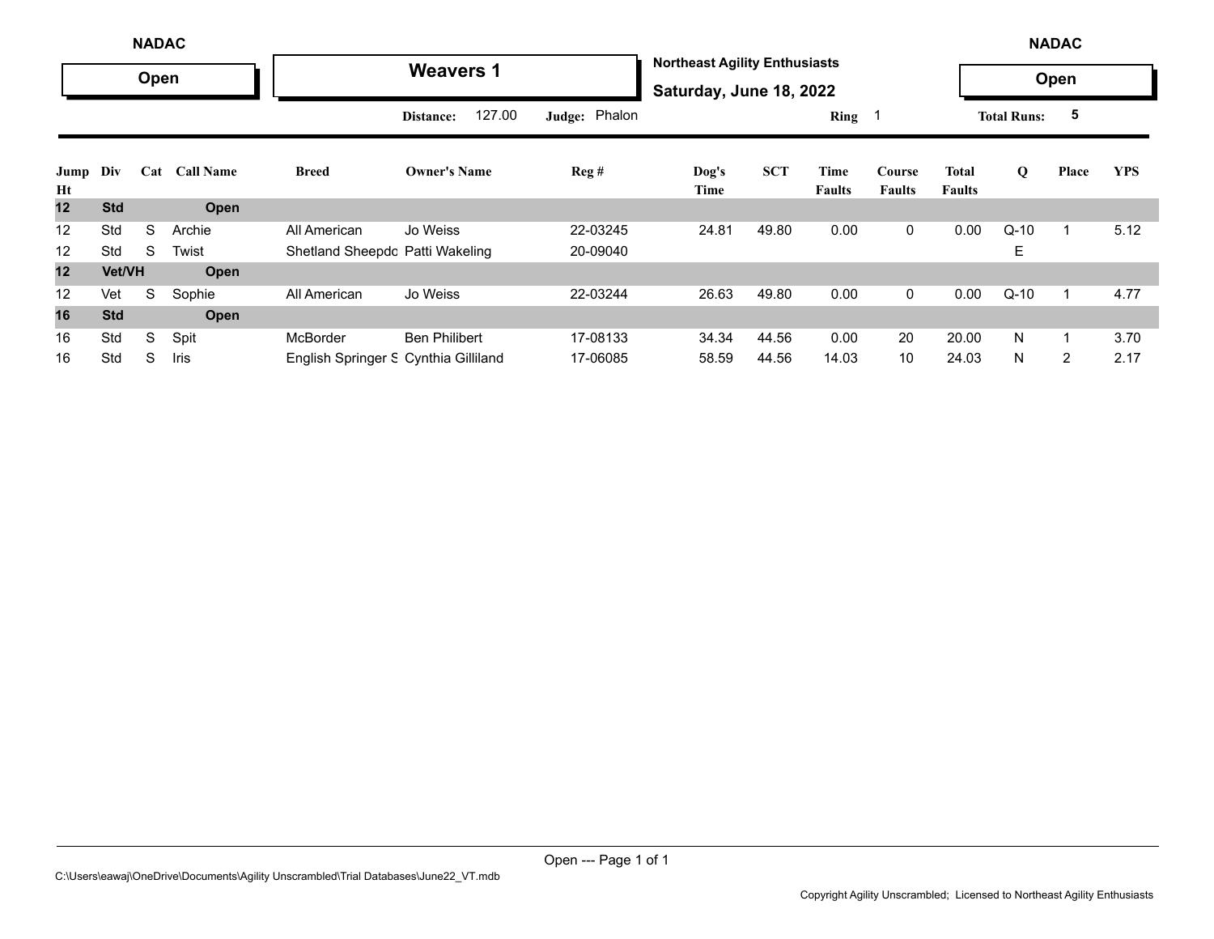NADAC

**Open**

# Weavers 1

**Northeast Agility Enthusiasts**

**Saturday, June 18, 2022**

NADAC

**Open**

**Distance:** 127.00 **Judge:** Phalon **Ring** 1 **Total Runs:** 5

| Jump Ht | Div | Cat | Call Name | Breed | Owner's Name | Reg # | Dog's Time | SCT | Time Faults | Course Faults | Total Faults | Q | Place | YPS |
|---|---|---|---|---|---|---|---|---|---|---|---|---|---|---|
| **12** | **Std** | | **Open** | | | | | | | | | | | |
| 12 | Std | S | Archie | All American | Jo Weiss | 22-03245 | 24.81 | 49.80 | 0.00 | 0 | 0.00 | Q-10 | 1 | 5.12 |
| 12 | Std | S | Twist | Shetland Sheepdo | Patti Wakeling | 20-09040 | | | | | | E | | |
| **12** | **Vet/VH** | | **Open** | | | | | | | | | | | |
| 12 | Vet | S | Sophie | All American | Jo Weiss | 22-03244 | 26.63 | 49.80 | 0.00 | 0 | 0.00 | Q-10 | 1 | 4.77 |
| **16** | **Std** | | **Open** | | | | | | | | | | | |
| 16 | Std | S | Spit | McBorder | Ben Philibert | 17-08133 | 34.34 | 44.56 | 0.00 | 20 | 20.00 | N | 1 | 3.70 |
| 16 | Std | S | Iris | English Springer S | Cynthia Gilliland | 17-06085 | 58.59 | 44.56 | 14.03 | 10 | 24.03 | N | 2 | 2.17 |

C:\Users\eawaj\OneDrive\Documents\Agility Unscrambled\Trial Databases\June22_VT.mdb

Copyright Agility Unscrambled; Licensed to Northeast Agility Enthusiasts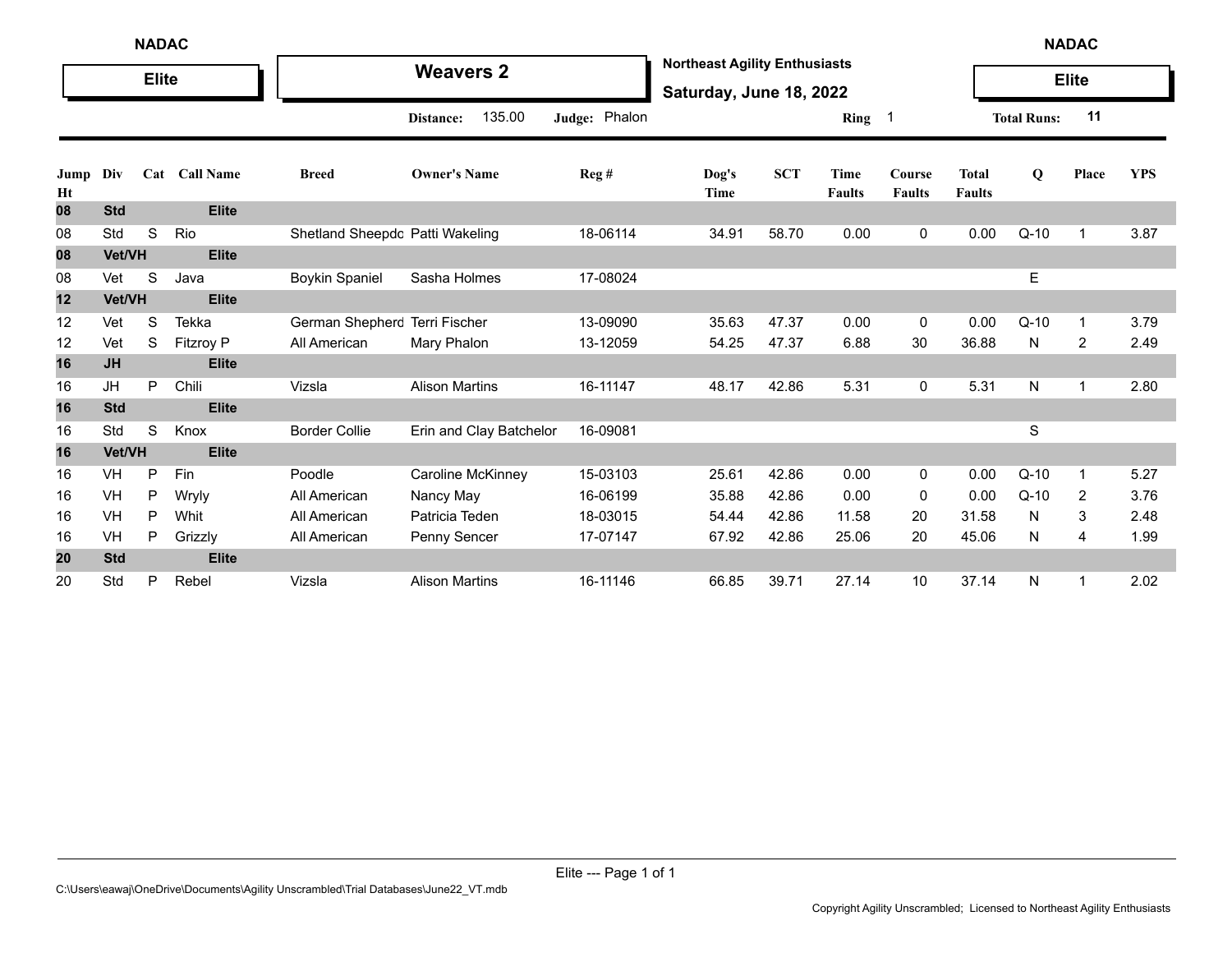NADAC

**Elite**

# Weavers 2

**Northeast Agility Enthusiasts**

**Saturday, June 18, 2022**

NADAC

**Elite**

**Distance:** 135.00 **Judge:** Phalon **Ring** 1 **Total Runs:** 11

| Jump Ht | Div | Cat | Call Name | Breed | Owner's Name | Reg # | Dog's Time | SCT | Time Faults | Course Faults | Total Faults | Q | Place | YPS |
|---|---|---|---|---|---|---|---|---|---|---|---|---|---|---|
| **08** | **Std** | | **Elite** | | | | | | | | | | | |
| 08 | Std | S | Rio | Shetland Sheepdo | Patti Wakeling | 18-06114 | 34.91 | 58.70 | 0.00 | 0 | 0.00 | Q-10 | 1 | 3.87 |
| **08** | **Vet/VH** | | **Elite** | | | | | | | | | | | |
| 08 | Vet | S | Java | Boykin Spaniel | Sasha Holmes | 17-08024 | | | | | | E | | |
| **12** | **Vet/VH** | | **Elite** | | | | | | | | | | | |
| 12 | Vet | S | Tekka | German Shepherd | Terri Fischer | 13-09090 | 35.63 | 47.37 | 0.00 | 0 | 0.00 | Q-10 | 1 | 3.79 |
| 12 | Vet | S | Fitzroy P | All American | Mary Phalon | 13-12059 | 54.25 | 47.37 | 6.88 | 30 | 36.88 | N | 2 | 2.49 |
| **16** | **JH** | | **Elite** | | | | | | | | | | | |
| 16 | JH | P | Chili | Vizsla | Alison Martins | 16-11147 | 48.17 | 42.86 | 5.31 | 0 | 5.31 | N | 1 | 2.80 |
| **16** | **Std** | | **Elite** | | | | | | | | | | | |
| 16 | Std | S | Knox | Border Collie | Erin and Clay Batchelor | 16-09081 | | | | | | S | | |
| **16** | **Vet/VH** | | **Elite** | | | | | | | | | | | |
| 16 | VH | P | Fin | Poodle | Caroline McKinney | 15-03103 | 25.61 | 42.86 | 0.00 | 0 | 0.00 | Q-10 | 1 | 5.27 |
| 16 | VH | P | Wryly | All American | Nancy May | 16-06199 | 35.88 | 42.86 | 0.00 | 0 | 0.00 | Q-10 | 2 | 3.76 |
| 16 | VH | P | Whit | All American | Patricia Teden | 18-03015 | 54.44 | 42.86 | 11.58 | 20 | 31.58 | N | 3 | 2.48 |
| 16 | VH | P | Grizzly | All American | Penny Sencer | 17-07147 | 67.92 | 42.86 | 25.06 | 20 | 45.06 | N | 4 | 1.99 |
| **20** | **Std** | | **Elite** | | | | | | | | | | | |
| 20 | Std | P | Rebel | Vizsla | Alison Martins | 16-11146 | 66.85 | 39.71 | 27.14 | 10 | 37.14 | N | 1 | 2.02 |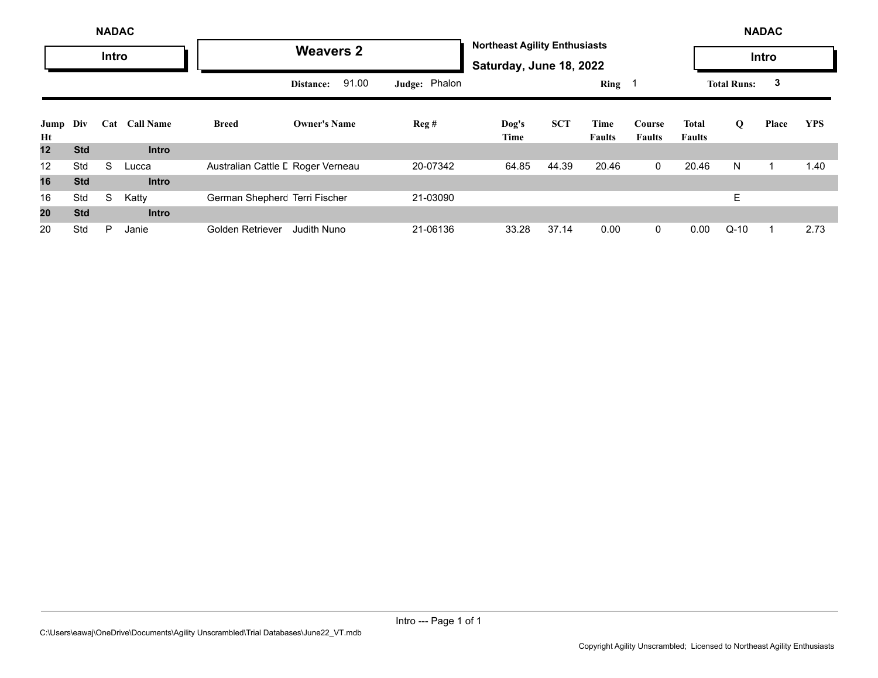NADAC

**Intro**

# Weavers 2

**Northeast Agility Enthusiasts**

**Saturday, June 18, 2022**

NADAC

**Intro**

Distance: 91.00 Judge: Phalon Ring 1 Total Runs: 3

| Jump Ht | Div | Cat | Call Name | Breed | Owner's Name | Reg # | Dog's Time | SCT | Time Faults | Course Faults | Total Faults | Q | Place | YPS |
|---|---|---|---|---|---|---|---|---|---|---|---|---|---|---|
| **12** | **Std** | | **Intro** | | | | | | | | | | | |
| 12 | Std | S | Lucca | Australian Cattle D | Roger Verneau | 20-07342 | 64.85 | 44.39 | 20.46 | 0 | 20.46 | N | 1 | 1.40 |
| **16** | **Std** | | **Intro** | | | | | | | | | | | |
| 16 | Std | S | Katty | German Shepherd | Terri Fischer | 21-03090 | | | | | | E | | |
| **20** | **Std** | | **Intro** | | | | | | | | | | | |
| 20 | Std | P | Janie | Golden Retriever | Judith Nuno | 21-06136 | 33.28 | 37.14 | 0.00 | 0 | 0.00 | Q-10 | 1 | 2.73 |

C:\Users\eawaj\OneDrive\Documents\Agility Unscrambled\Trial Databases\June22_VT.mdb

Copyright Agility Unscrambled; Licensed to Northeast Agility Enthusiasts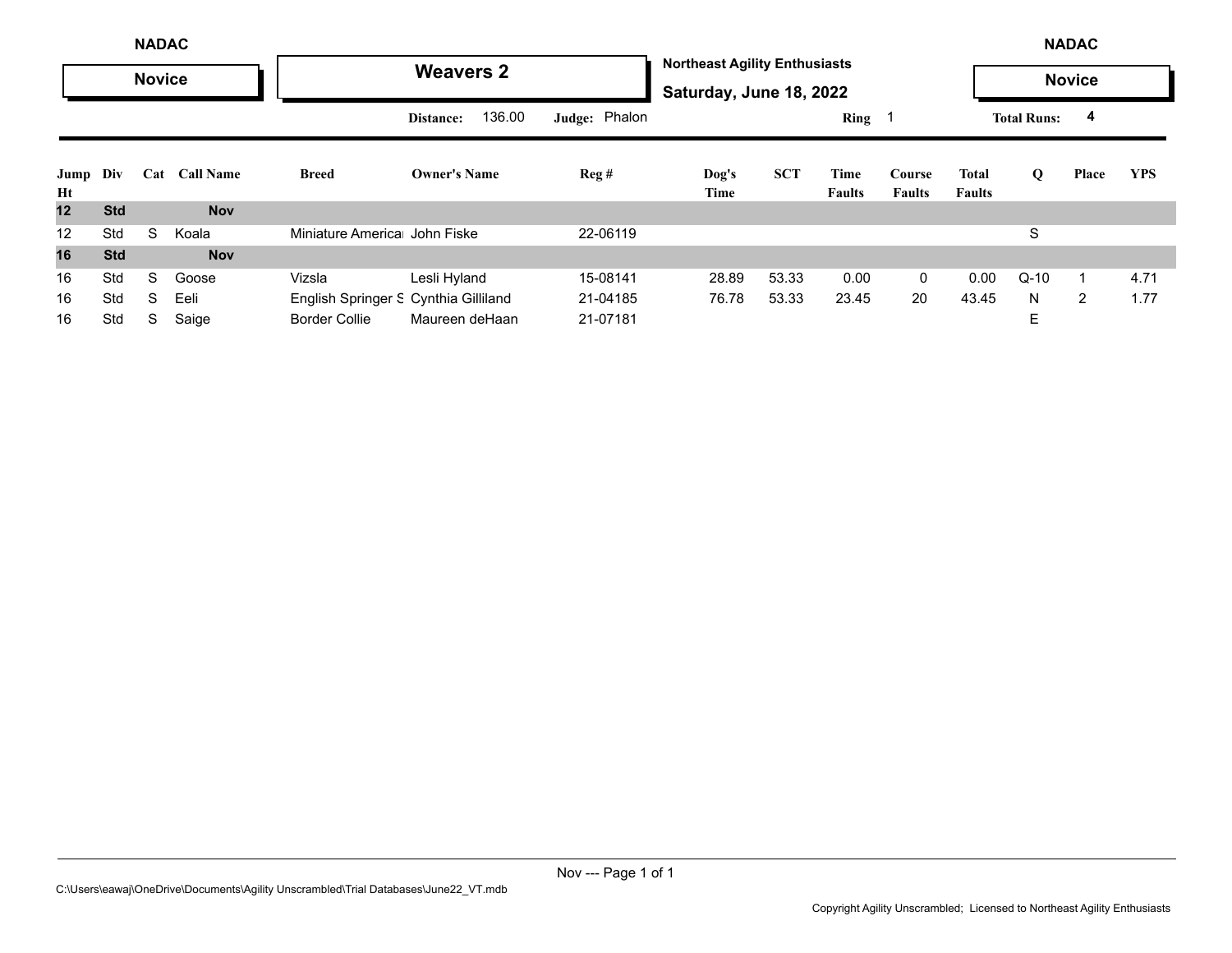NADAC

**Novice**

## Weavers 2

**Northeast Agility Enthusiasts**

**Saturday, June 18, 2022**

NADAC

**Novice**

Distance: 136.00 Judge: Phalon Ring 1 Total Runs: 4

| Jump Ht | Div | Cat | Call Name | Breed | Owner's Name | Reg # | Dog's Time | SCT | Time Faults | Course Faults | Total Faults | Q | Place | YPS |
|---|---|---|---|---|---|---|---|---|---|---|---|---|---|---|
| **12** | **Std** | | **Nov** | | | | | | | | | | | |
| 12 | Std | S | Koala | Miniature America | John Fiske | 22-06119 | | | | | | S | | |
| **16** | **Std** | | **Nov** | | | | | | | | | | | |
| 16 | Std | S | Goose | Vizsla | Lesli Hyland | 15-08141 | 28.89 | 53.33 | 0.00 | 0 | 0.00 | Q-10 | 1 | 4.71 |
| 16 | Std | S | Eeli | English Springer S | Cynthia Gilliland | 21-04185 | 76.78 | 53.33 | 23.45 | 20 | 43.45 | N | 2 | 1.77 |
| 16 | Std | S | Saige | Border Collie | Maureen deHaan | 21-07181 | | | | | | E | | |

C:\Users\eawaj\OneDrive\Documents\Agility Unscrambled\Trial Databases\June22_VT.mdb

Copyright Agility Unscrambled; Licensed to Northeast Agility Enthusiasts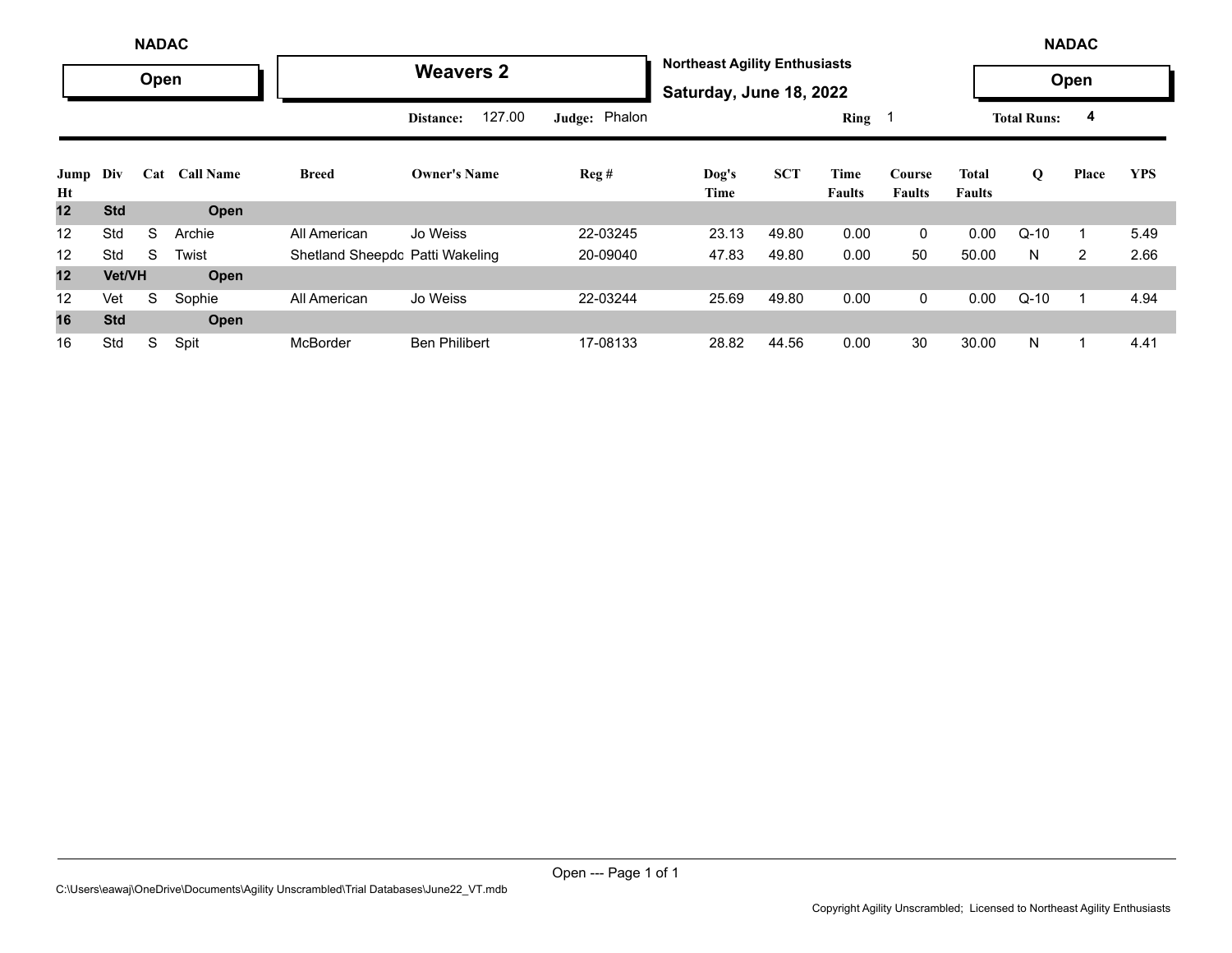NADAC **Open**

# Weavers 2

**Northeast Agility Enthusiasts**

**Saturday, June 18, 2022**

NADAC **Open**

**Distance:** 127.00 **Judge:** Phalon **Ring** 1 **Total Runs:** 4

| Jump Ht | Div | Cat | Call Name | Breed | Owner's Name | Reg # | Dog's Time | SCT | Time Faults | Course Faults | Total Faults | Q | Place | YPS |
|---|---|---|---|---|---|---|---|---|---|---|---|---|---|---|
| **12** | **Std** | | **Open** | | | | | | | | | | | |
| 12 | Std | S | Archie | All American | Jo Weiss | 22-03245 | 23.13 | 49.80 | 0.00 | 0 | 0.00 | Q-10 | 1 | 5.49 |
| 12 | Std | S | Twist | Shetland Sheepdc | Patti Wakeling | 20-09040 | 47.83 | 49.80 | 0.00 | 50 | 50.00 | N | 2 | 2.66 |
| **12** | **Vet/VH** | | **Open** | | | | | | | | | | | |
| 12 | Vet | S | Sophie | All American | Jo Weiss | 22-03244 | 25.69 | 49.80 | 0.00 | 0 | 0.00 | Q-10 | 1 | 4.94 |
| **16** | **Std** | | **Open** | | | | | | | | | | | |
| 16 | Std | S | Spit | McBorder | Ben Philibert | 17-08133 | 28.82 | 44.56 | 0.00 | 30 | 30.00 | N | 1 | 4.41 |

C:\Users\eawaj\OneDrive\Documents\Agility Unscrambled\Trial Databases\June22_VT.mdb

Copyright Agility Unscrambled; Licensed to Northeast Agility Enthusiasts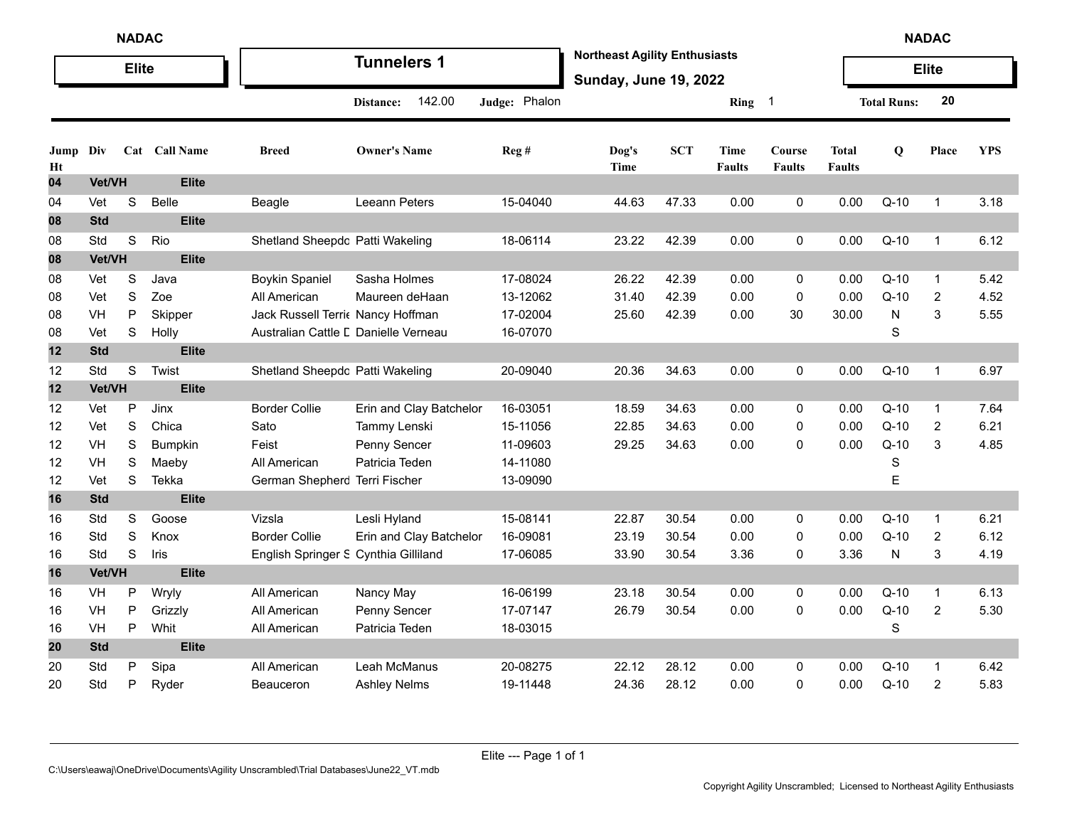**NADAC** — **Elite**

# Tunnelers 1

**Northeast Agility Enthusiasts**
**Sunday, June 19, 2022**

**NADAC** — **Elite**

**Distance:** 142.00 **Judge:** Phalon **Ring** 1 **Total Runs:** 20

| Jump Ht | Div | Cat | Call Name | Breed | Owner's Name | Reg # | Dog's Time | SCT | Time Faults | Course Faults | Total Faults | Q | Place | YPS |
|---|---|---|---|---|---|---|---|---|---|---|---|---|---|---|
| **04** | **Vet/VH** | | **Elite** | | | | | | | | | | | |
| 04 | Vet | S | Belle | Beagle | Leeann Peters | 15-04040 | 44.63 | 47.33 | 0.00 | 0 | 0.00 | Q-10 | 1 | 3.18 |
| **08** | **Std** | | **Elite** | | | | | | | | | | | |
| 08 | Std | S | Rio | Shetland Sheepdo | Patti Wakeling | 18-06114 | 23.22 | 42.39 | 0.00 | 0 | 0.00 | Q-10 | 1 | 6.12 |
| **08** | **Vet/VH** | | **Elite** | | | | | | | | | | | |
| 08 | Vet | S | Java | Boykin Spaniel | Sasha Holmes | 17-08024 | 26.22 | 42.39 | 0.00 | 0 | 0.00 | Q-10 | 1 | 5.42 |
| 08 | Vet | S | Zoe | All American | Maureen deHaan | 13-12062 | 31.40 | 42.39 | 0.00 | 0 | 0.00 | Q-10 | 2 | 4.52 |
| 08 | VH | P | Skipper | Jack Russell Terrie | Nancy Hoffman | 17-02004 | 25.60 | 42.39 | 0.00 | 30 | 30.00 | N | 3 | 5.55 |
| 08 | Vet | S | Holly | Australian Cattle D | Danielle Verneau | 16-07070 | | | | | | S | | |
| **12** | **Std** | | **Elite** | | | | | | | | | | | |
| 12 | Std | S | Twist | Shetland Sheepdo | Patti Wakeling | 20-09040 | 20.36 | 34.63 | 0.00 | 0 | 0.00 | Q-10 | 1 | 6.97 |
| **12** | **Vet/VH** | | **Elite** | | | | | | | | | | | |
| 12 | Vet | P | Jinx | Border Collie | Erin and Clay Batchelor | 16-03051 | 18.59 | 34.63 | 0.00 | 0 | 0.00 | Q-10 | 1 | 7.64 |
| 12 | Vet | S | Chica | Sato | Tammy Lenski | 15-11056 | 22.85 | 34.63 | 0.00 | 0 | 0.00 | Q-10 | 2 | 6.21 |
| 12 | VH | S | Bumpkin | Feist | Penny Sencer | 11-09603 | 29.25 | 34.63 | 0.00 | 0 | 0.00 | Q-10 | 3 | 4.85 |
| 12 | VH | S | Maeby | All American | Patricia Teden | 14-11080 | | | | | | S | | |
| 12 | Vet | S | Tekka | German Shepherd | Terri Fischer | 13-09090 | | | | | | E | | |
| **16** | **Std** | | **Elite** | | | | | | | | | | | |
| 16 | Std | S | Goose | Vizsla | Lesli Hyland | 15-08141 | 22.87 | 30.54 | 0.00 | 0 | 0.00 | Q-10 | 1 | 6.21 |
| 16 | Std | S | Knox | Border Collie | Erin and Clay Batchelor | 16-09081 | 23.19 | 30.54 | 0.00 | 0 | 0.00 | Q-10 | 2 | 6.12 |
| 16 | Std | S | Iris | English Springer S | Cynthia Gilliland | 17-06085 | 33.90 | 30.54 | 3.36 | 0 | 3.36 | N | 3 | 4.19 |
| **16** | **Vet/VH** | | **Elite** | | | | | | | | | | | |
| 16 | VH | P | Wryly | All American | Nancy May | 16-06199 | 23.18 | 30.54 | 0.00 | 0 | 0.00 | Q-10 | 1 | 6.13 |
| 16 | VH | P | Grizzly | All American | Penny Sencer | 17-07147 | 26.79 | 30.54 | 0.00 | 0 | 0.00 | Q-10 | 2 | 5.30 |
| 16 | VH | P | Whit | All American | Patricia Teden | 18-03015 | | | | | | S | | |
| **20** | **Std** | | **Elite** | | | | | | | | | | | |
| 20 | Std | P | Sipa | All American | Leah McManus | 20-08275 | 22.12 | 28.12 | 0.00 | 0 | 0.00 | Q-10 | 1 | 6.42 |
| 20 | Std | P | Ryder | Beauceron | Ashley Nelms | 19-11448 | 24.36 | 28.12 | 0.00 | 0 | 0.00 | Q-10 | 2 | 5.83 |

Elite --- Page 1 of 1

C:\Users\eawaj\OneDrive\Documents\Agility Unscrambled\Trial Databases\June22_VT.mdb

Copyright Agility Unscrambled; Licensed to Northeast Agility Enthusiasts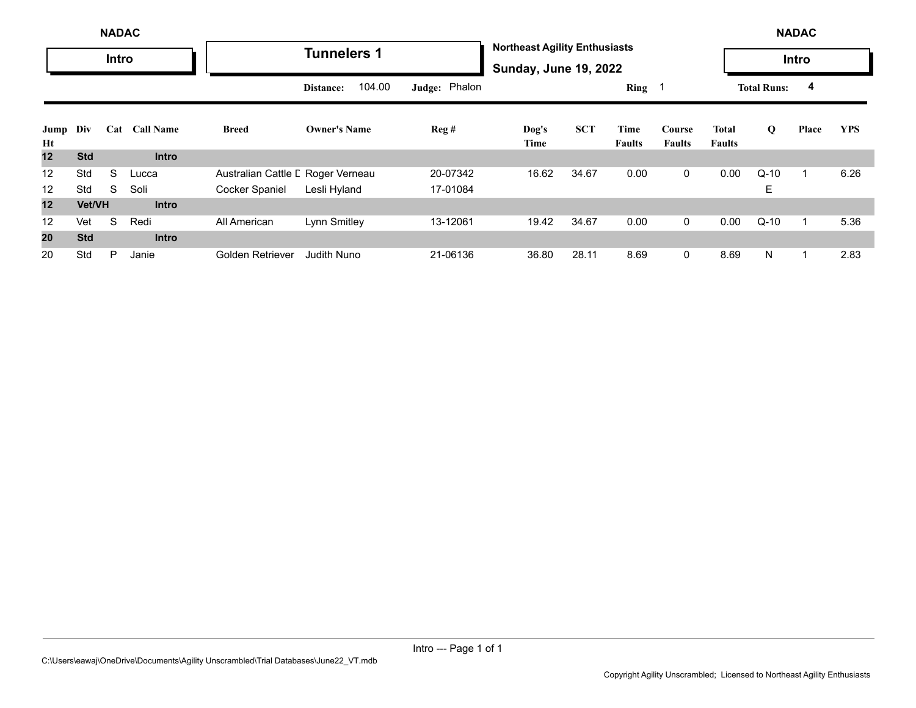NADAC

**Intro**

# Tunnelers 1

**Northeast Agility Enthusiasts**

**Sunday, June 19, 2022**

NADAC

**Intro**

**Distance:** 104.00 **Judge:** Phalon **Ring** 1 **Total Runs:** 4

| Jump Ht | Div | Cat | Call Name | Breed | Owner's Name | Reg # | Dog's Time | SCT | Time Faults | Course Faults | Total Faults | Q | Place | YPS |
|---|---|---|---|---|---|---|---|---|---|---|---|---|---|---|
| **12** | **Std** | | **Intro** | | | | | | | | | | | |
| 12 | Std | S | Lucca | Australian Cattle D | Roger Verneau | 20-07342 | 16.62 | 34.67 | 0.00 | 0 | 0.00 | Q-10 | 1 | 6.26 |
| 12 | Std | S | Soli | Cocker Spaniel | Lesli Hyland | 17-01084 | | | | | | E | | |
| **12** | **Vet/VH** | | **Intro** | | | | | | | | | | | |
| 12 | Vet | S | Redi | All American | Lynn Smitley | 13-12061 | 19.42 | 34.67 | 0.00 | 0 | 0.00 | Q-10 | 1 | 5.36 |
| **20** | **Std** | | **Intro** | | | | | | | | | | | |
| 20 | Std | P | Janie | Golden Retriever | Judith Nuno | 21-06136 | 36.80 | 28.11 | 8.69 | 0 | 8.69 | N | 1 | 2.83 |

Intro --- Page 1 of 1

C:\Users\eawaj\OneDrive\Documents\Agility Unscrambled\Trial Databases\June22_VT.mdb

Copyright Agility Unscrambled; Licensed to Northeast Agility Enthusiasts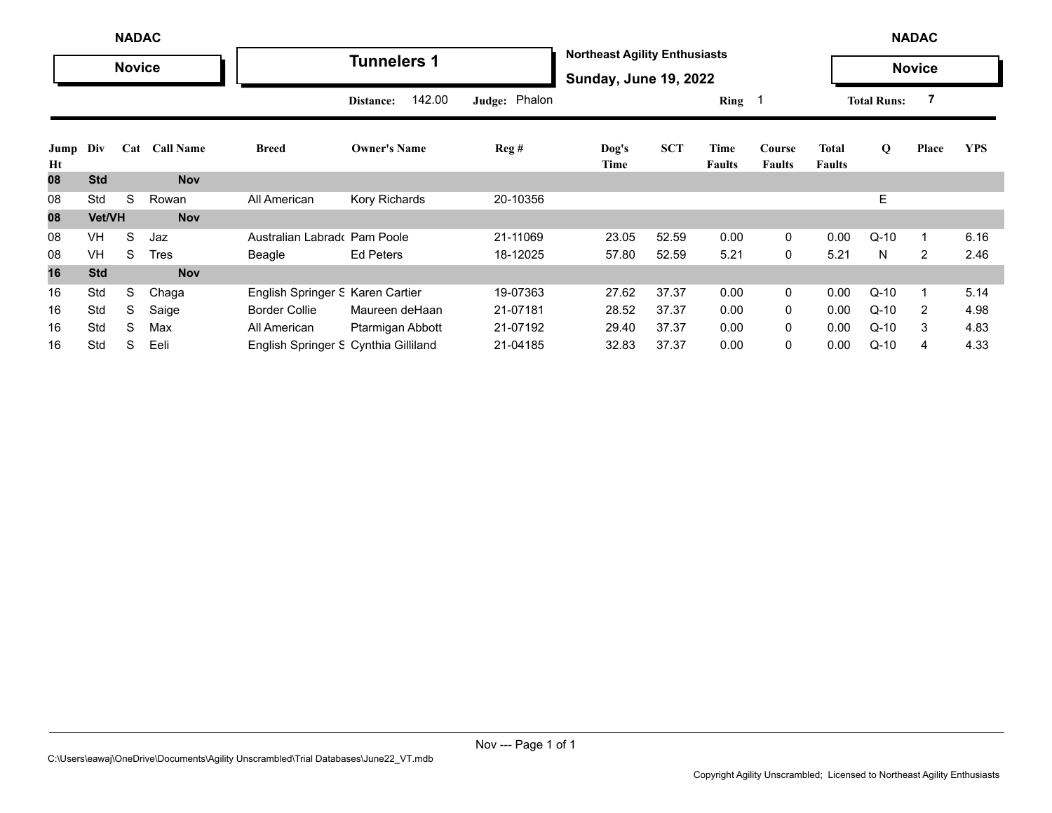**NADAC** | **Novice**

# Tunnelers 1

**Northeast Agility Enthusiasts**
**Sunday, June 19, 2022**

**NADAC** | **Novice**

**Distance:** 142.00 **Judge:** Phalon **Ring** 1 **Total Runs:** 7

| Jump Ht | Div | Cat | Call Name | Breed | Owner's Name | Reg # | Dog's Time | SCT | Time Faults | Course Faults | Total Faults | Q | Place | YPS |
|---|---|---|---|---|---|---|---|---|---|---|---|---|---|---|
| **08** | **Std** | | **Nov** | | | | | | | | | | | |
| 08 | Std | S | Rowan | All American | Kory Richards | 20-10356 | | | | | | E | | |
| **08** | **Vet/VH** | | **Nov** | | | | | | | | | | | |
| 08 | VH | S | Jaz | Australian Labrad( | Pam Poole | 21-11069 | 23.05 | 52.59 | 0.00 | 0 | 0.00 | Q-10 | 1 | 6.16 |
| 08 | VH | S | Tres | Beagle | Ed Peters | 18-12025 | 57.80 | 52.59 | 5.21 | 0 | 5.21 | N | 2 | 2.46 |
| **16** | **Std** | | **Nov** | | | | | | | | | | | |
| 16 | Std | S | Chaga | English Springer S | Karen Cartier | 19-07363 | 27.62 | 37.37 | 0.00 | 0 | 0.00 | Q-10 | 1 | 5.14 |
| 16 | Std | S | Saige | Border Collie | Maureen deHaan | 21-07181 | 28.52 | 37.37 | 0.00 | 0 | 0.00 | Q-10 | 2 | 4.98 |
| 16 | Std | S | Max | All American | Ptarmigan Abbott | 21-07192 | 29.40 | 37.37 | 0.00 | 0 | 0.00 | Q-10 | 3 | 4.83 |
| 16 | Std | S | Eeli | English Springer S | Cynthia Gilliland | 21-04185 | 32.83 | 37.37 | 0.00 | 0 | 0.00 | Q-10 | 4 | 4.33 |

C:\Users\eawaj\OneDrive\Documents\Agility Unscrambled\Trial Databases\June22_VT.mdb

Copyright Agility Unscrambled; Licensed to Northeast Agility Enthusiasts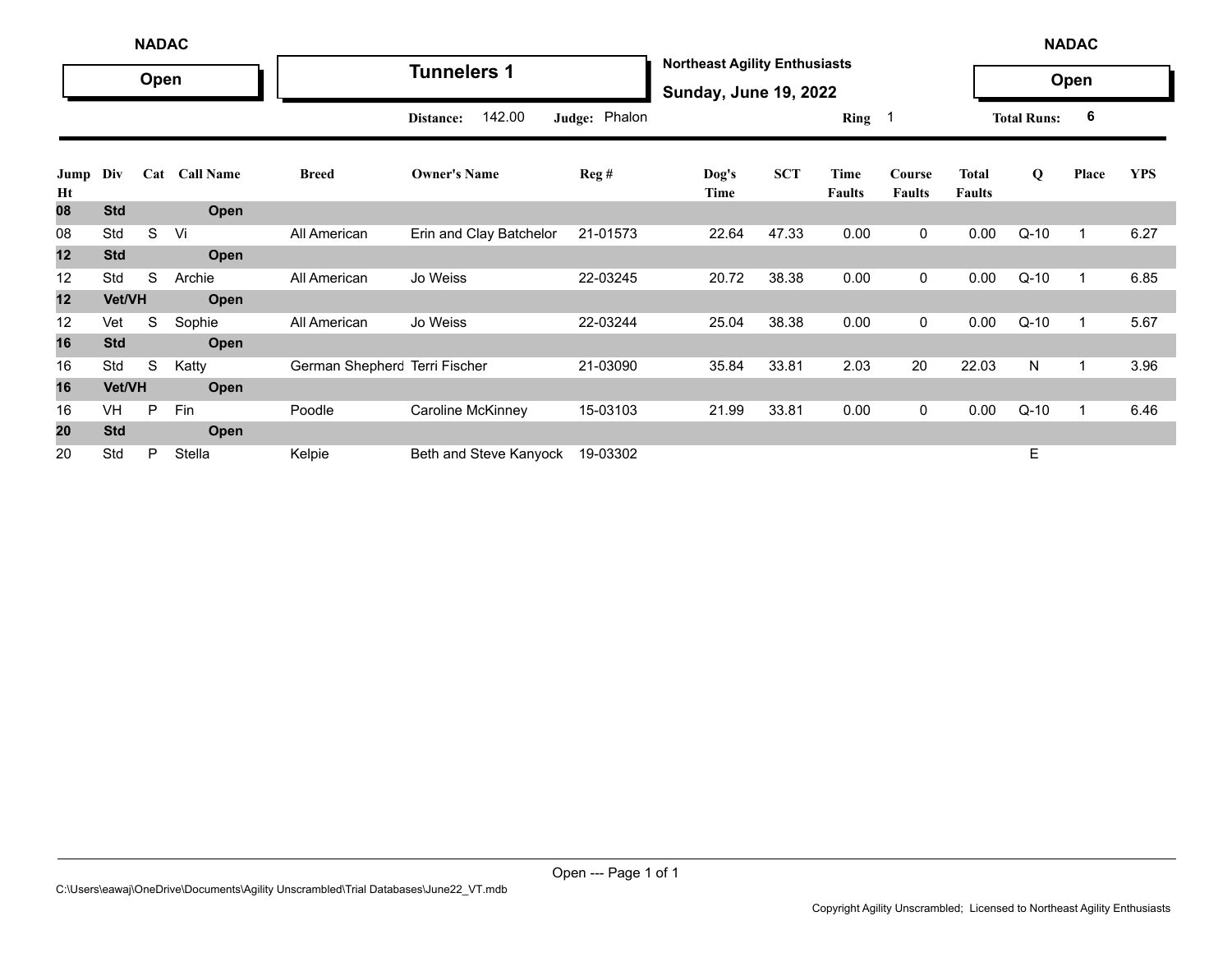NADAC | **Open** | **Tunnelers 1** | **Northeast Agility Enthusiasts** | **Sunday, June 19, 2022** | NADAC | **Open**

**Distance:** 142.00 **Judge:** Phalon **Ring** 1 **Total Runs:** 6

| Jump Ht | Div | Cat | Call Name | Breed | Owner's Name | Reg # | Dog's Time | SCT | Time Faults | Course Faults | Total Faults | Q | Place | YPS |
|---|---|---|---|---|---|---|---|---|---|---|---|---|---|---|
| **08** | **Std** | | **Open** | | | | | | | | | | | |
| 08 | Std | S | Vi | All American | Erin and Clay Batchelor | 21-01573 | 22.64 | 47.33 | 0.00 | 0 | 0.00 | Q-10 | 1 | 6.27 |
| **12** | **Std** | | **Open** | | | | | | | | | | | |
| 12 | Std | S | Archie | All American | Jo Weiss | 22-03245 | 20.72 | 38.38 | 0.00 | 0 | 0.00 | Q-10 | 1 | 6.85 |
| **12** | **Vet/VH** | | **Open** | | | | | | | | | | | |
| 12 | Vet | S | Sophie | All American | Jo Weiss | 22-03244 | 25.04 | 38.38 | 0.00 | 0 | 0.00 | Q-10 | 1 | 5.67 |
| **16** | **Std** | | **Open** | | | | | | | | | | | |
| 16 | Std | S | Katty | German Shepherd | Terri Fischer | 21-03090 | 35.84 | 33.81 | 2.03 | 20 | 22.03 | N | 1 | 3.96 |
| **16** | **Vet/VH** | | **Open** | | | | | | | | | | | |
| 16 | VH | P | Fin | Poodle | Caroline McKinney | 15-03103 | 21.99 | 33.81 | 0.00 | 0 | 0.00 | Q-10 | 1 | 6.46 |
| **20** | **Std** | | **Open** | | | | | | | | | | | |
| 20 | Std | P | Stella | Kelpie | Beth and Steve Kanyock | 19-03302 | | | | | | E | | |

Open --- Page 1 of 1

C:\Users\eawaj\OneDrive\Documents\Agility Unscrambled\Trial Databases\June22_VT.mdb

Copyright Agility Unscrambled; Licensed to Northeast Agility Enthusiasts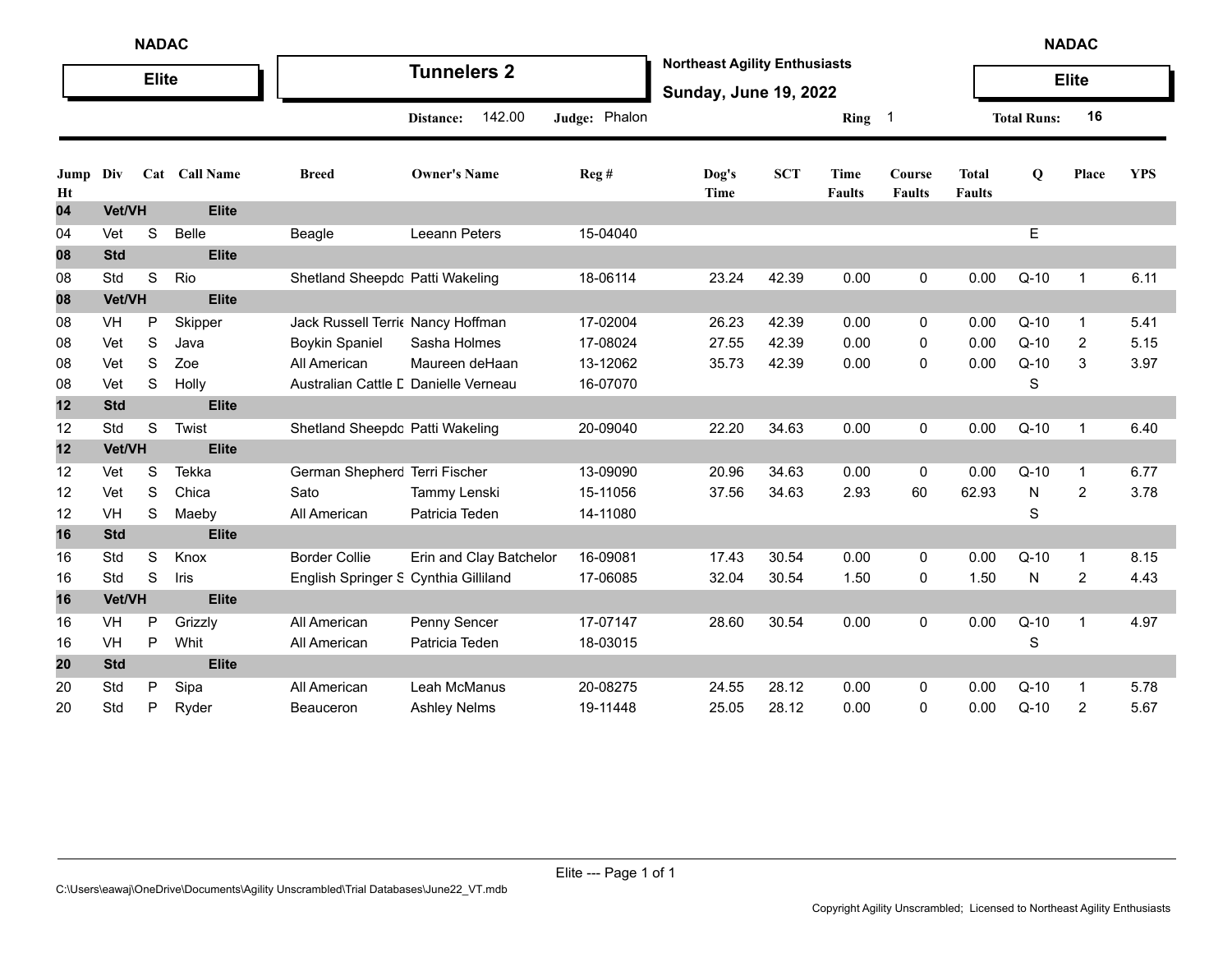**NADAC** — **Elite**

# Tunnelers 2

**Northeast Agility Enthusiasts**

**Sunday, June 19, 2022**

**Distance:** 142.00 **Judge:** Phalon **Ring** 1 **Total Runs:** 16

| Jump Ht | Div | Cat | Call Name | Breed | Owner's Name | Reg # | Dog's Time | SCT | Time Faults | Course Faults | Total Faults | Q | Place | YPS |
|---|---|---|---|---|---|---|---|---|---|---|---|---|---|---|
| **04** | **Vet/VH** | | **Elite** | | | | | | | | | | | |
| 04 | Vet | S | Belle | Beagle | Leeann Peters | 15-04040 | | | | | | E | | |
| **08** | **Std** | | **Elite** | | | | | | | | | | | |
| 08 | Std | S | Rio | Shetland Sheepdo | Patti Wakeling | 18-06114 | 23.24 | 42.39 | 0.00 | 0 | 0.00 | Q-10 | 1 | 6.11 |
| **08** | **Vet/VH** | | **Elite** | | | | | | | | | | | |
| 08 | VH | P | Skipper | Jack Russell Terrie | Nancy Hoffman | 17-02004 | 26.23 | 42.39 | 0.00 | 0 | 0.00 | Q-10 | 1 | 5.41 |
| 08 | Vet | S | Java | Boykin Spaniel | Sasha Holmes | 17-08024 | 27.55 | 42.39 | 0.00 | 0 | 0.00 | Q-10 | 2 | 5.15 |
| 08 | Vet | S | Zoe | All American | Maureen deHaan | 13-12062 | 35.73 | 42.39 | 0.00 | 0 | 0.00 | Q-10 | 3 | 3.97 |
| 08 | Vet | S | Holly | Australian Cattle D | Danielle Verneau | 16-07070 | | | | | | S | | |
| **12** | **Std** | | **Elite** | | | | | | | | | | | |
| 12 | Std | S | Twist | Shetland Sheepdo | Patti Wakeling | 20-09040 | 22.20 | 34.63 | 0.00 | 0 | 0.00 | Q-10 | 1 | 6.40 |
| **12** | **Vet/VH** | | **Elite** | | | | | | | | | | | |
| 12 | Vet | S | Tekka | German Shepherd | Terri Fischer | 13-09090 | 20.96 | 34.63 | 0.00 | 0 | 0.00 | Q-10 | 1 | 6.77 |
| 12 | Vet | S | Chica | Sato | Tammy Lenski | 15-11056 | 37.56 | 34.63 | 2.93 | 60 | 62.93 | N | 2 | 3.78 |
| 12 | VH | S | Maeby | All American | Patricia Teden | 14-11080 | | | | | | S | | |
| **16** | **Std** | | **Elite** | | | | | | | | | | | |
| 16 | Std | S | Knox | Border Collie | Erin and Clay Batchelor | 16-09081 | 17.43 | 30.54 | 0.00 | 0 | 0.00 | Q-10 | 1 | 8.15 |
| 16 | Std | S | Iris | English Springer S | Cynthia Gilliland | 17-06085 | 32.04 | 30.54 | 1.50 | 0 | 1.50 | N | 2 | 4.43 |
| **16** | **Vet/VH** | | **Elite** | | | | | | | | | | | |
| 16 | VH | P | Grizzly | All American | Penny Sencer | 17-07147 | 28.60 | 30.54 | 0.00 | 0 | 0.00 | Q-10 | 1 | 4.97 |
| 16 | VH | P | Whit | All American | Patricia Teden | 18-03015 | | | | | | S | | |
| **20** | **Std** | | **Elite** | | | | | | | | | | | |
| 20 | Std | P | Sipa | All American | Leah McManus | 20-08275 | 24.55 | 28.12 | 0.00 | 0 | 0.00 | Q-10 | 1 | 5.78 |
| 20 | Std | P | Ryder | Beauceron | Ashley Nelms | 19-11448 | 25.05 | 28.12 | 0.00 | 0 | 0.00 | Q-10 | 2 | 5.67 |

C:\Users\eawaj\OneDrive\Documents\Agility Unscrambled\Trial Databases\June22_VT.mdb

Copyright Agility Unscrambled; Licensed to Northeast Agility Enthusiasts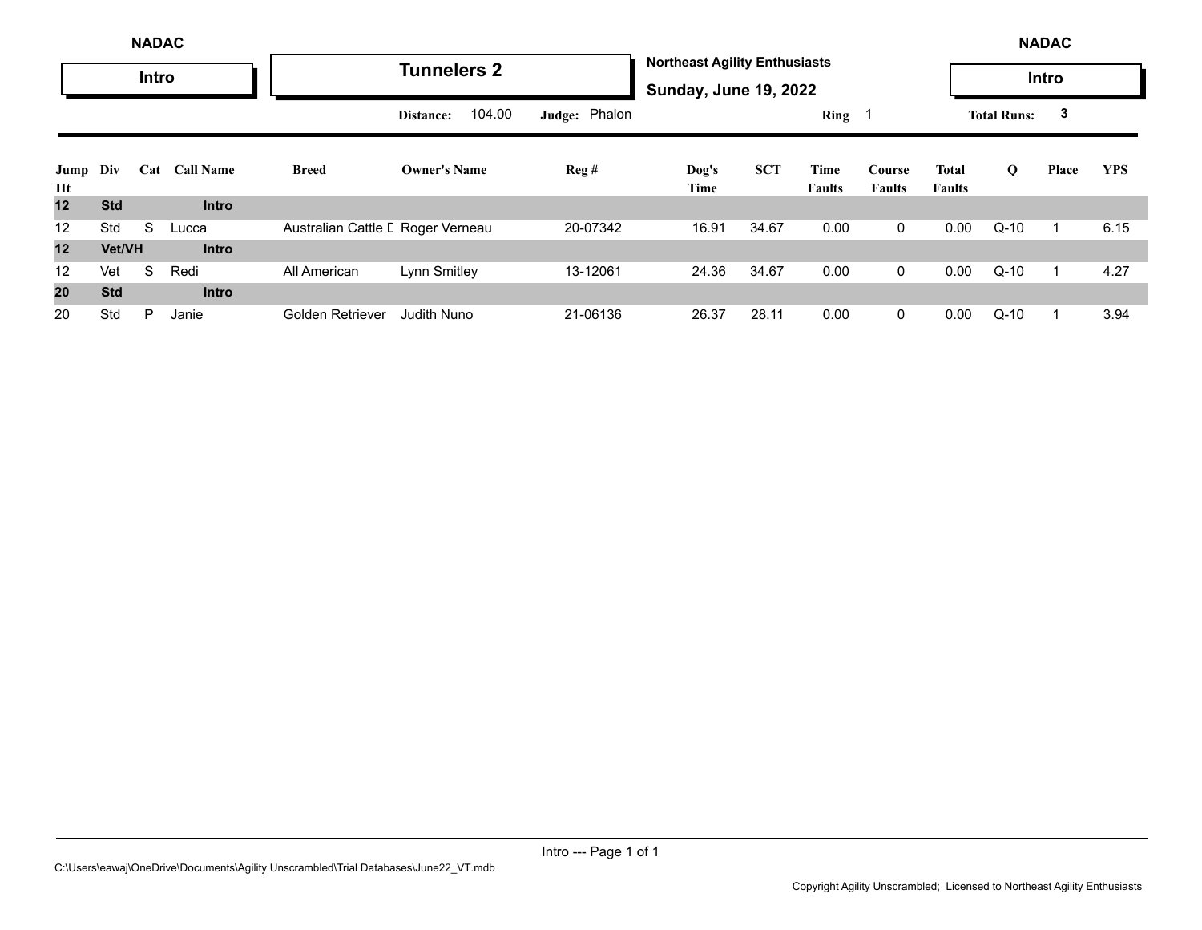NADAC

**Intro**

# Tunnelers 2

**Northeast Agility Enthusiasts**

**Sunday, June 19, 2022**

NADAC

**Intro**

**Distance:** 104.00 **Judge:** Phalon **Ring** 1 **Total Runs:** 3

| Jump Ht | Div | Cat | Call Name | Breed | Owner's Name | Reg # | Dog's Time | SCT | Time Faults | Course Faults | Total Faults | Q | Place | YPS |
|---|---|---|---|---|---|---|---|---|---|---|---|---|---|---|
| **12** | **Std** | | **Intro** | | | | | | | | | | | |
| 12 | Std | S | Lucca | Australian Cattle D | Roger Verneau | 20-07342 | 16.91 | 34.67 | 0.00 | 0 | 0.00 | Q-10 | 1 | 6.15 |
| **12** | **Vet/VH** | | **Intro** | | | | | | | | | | | |
| 12 | Vet | S | Redi | All American | Lynn Smitley | 13-12061 | 24.36 | 34.67 | 0.00 | 0 | 0.00 | Q-10 | 1 | 4.27 |
| **20** | **Std** | | **Intro** | | | | | | | | | | | |
| 20 | Std | P | Janie | Golden Retriever | Judith Nuno | 21-06136 | 26.37 | 28.11 | 0.00 | 0 | 0.00 | Q-10 | 1 | 3.94 |

C:\Users\eawaj\OneDrive\Documents\Agility Unscrambled\Trial Databases\June22_VT.mdb

Copyright Agility Unscrambled; Licensed to Northeast Agility Enthusiasts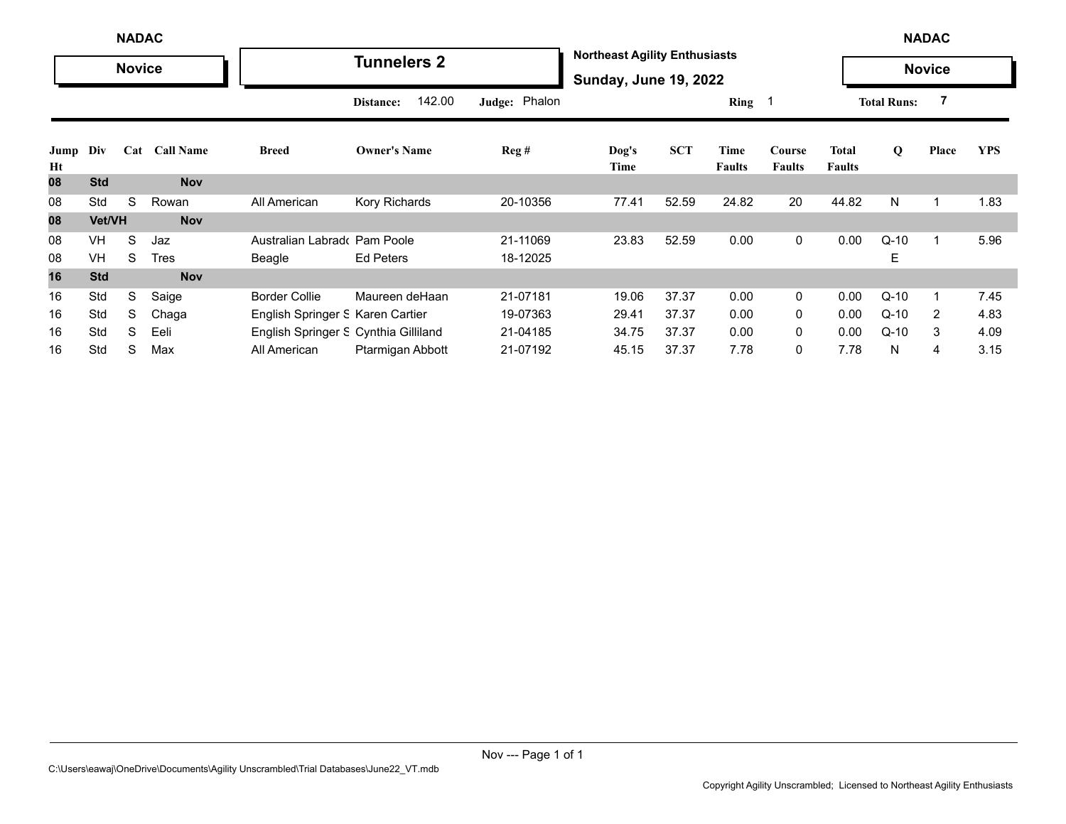NADAC **Novice**

# Tunnelers 2

**Northeast Agility Enthusiasts**
**Sunday, June 19, 2022**

NADAC **Novice**

Distance: 142.00 Judge: Phalon Ring 1 Total Runs: 7

| Jump Ht | Div | Cat | Call Name | Breed | Owner's Name | Reg # | Dog's Time | SCT | Time Faults | Course Faults | Total Faults | Q | Place | YPS |
|---|---|---|---|---|---|---|---|---|---|---|---|---|---|---|
| **08** | **Std** | | **Nov** | | | | | | | | | | | |
| 08 | Std | S | Rowan | All American | Kory Richards | 20-10356 | 77.41 | 52.59 | 24.82 | 20 | 44.82 | N | 1 | 1.83 |
| **08** | **Vet/VH** | | **Nov** | | | | | | | | | | | |
| 08 | VH | S | Jaz | Australian Labrado | Pam Poole | 21-11069 | 23.83 | 52.59 | 0.00 | 0 | 0.00 | Q-10 | 1 | 5.96 |
| 08 | VH | S | Tres | Beagle | Ed Peters | 18-12025 | | | | | | E | | |
| **16** | **Std** | | **Nov** | | | | | | | | | | | |
| 16 | Std | S | Saige | Border Collie | Maureen deHaan | 21-07181 | 19.06 | 37.37 | 0.00 | 0 | 0.00 | Q-10 | 1 | 7.45 |
| 16 | Std | S | Chaga | English Springer S | Karen Cartier | 19-07363 | 29.41 | 37.37 | 0.00 | 0 | 0.00 | Q-10 | 2 | 4.83 |
| 16 | Std | S | Eeli | English Springer S | Cynthia Gilliland | 21-04185 | 34.75 | 37.37 | 0.00 | 0 | 0.00 | Q-10 | 3 | 4.09 |
| 16 | Std | S | Max | All American | Ptarmigan Abbott | 21-07192 | 45.15 | 37.37 | 7.78 | 0 | 7.78 | N | 4 | 3.15 |

Nov --- Page 1 of 1

C:\Users\eawaj\OneDrive\Documents\Agility Unscrambled\Trial Databases\June22_VT.mdb

Copyright Agility Unscrambled; Licensed to Northeast Agility Enthusiasts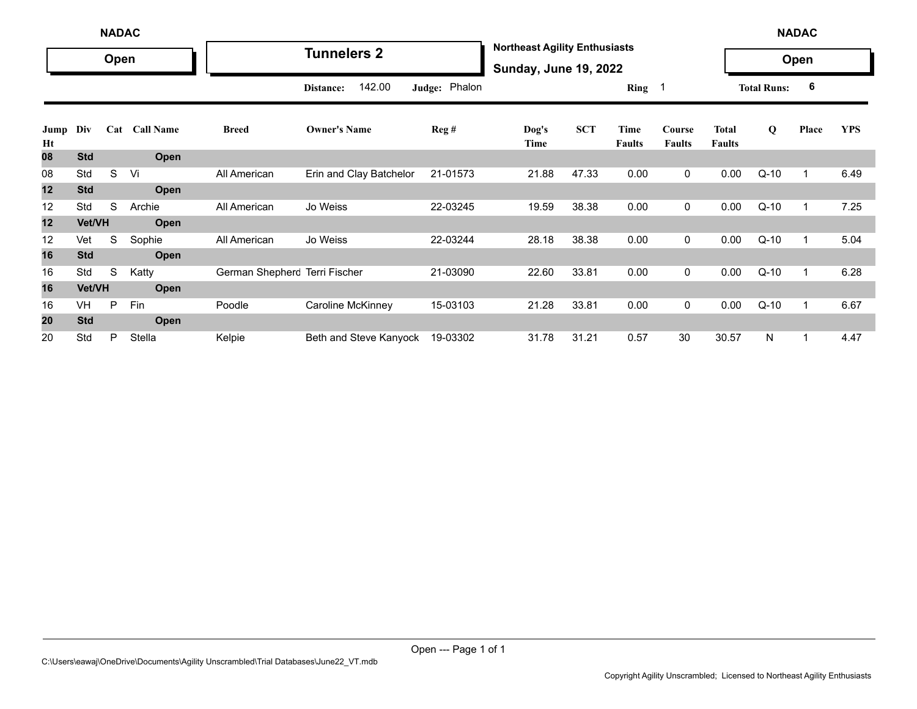**NADAC** | **Open**

# Tunnelers 2

**Northeast Agility Enthusiasts**
**Sunday, June 19, 2022**

**NADAC** | **Open**

**Distance:** 142.00 **Judge:** Phalon **Ring** 1 **Total Runs:** 6

| Jump Ht | Div | Cat | Call Name | Breed | Owner's Name | Reg # | Dog's Time | SCT | Time Faults | Course Faults | Total Faults | Q | Place | YPS |
|---|---|---|---|---|---|---|---|---|---|---|---|---|---|---|
| **08** | **Std** | | **Open** | | | | | | | | | | | |
| 08 | Std | S | Vi | All American | Erin and Clay Batchelor | 21-01573 | 21.88 | 47.33 | 0.00 | 0 | 0.00 | Q-10 | 1 | 6.49 |
| **12** | **Std** | | **Open** | | | | | | | | | | | |
| 12 | Std | S | Archie | All American | Jo Weiss | 22-03245 | 19.59 | 38.38 | 0.00 | 0 | 0.00 | Q-10 | 1 | 7.25 |
| **12** | **Vet/VH** | | **Open** | | | | | | | | | | | |
| 12 | Vet | S | Sophie | All American | Jo Weiss | 22-03244 | 28.18 | 38.38 | 0.00 | 0 | 0.00 | Q-10 | 1 | 5.04 |
| **16** | **Std** | | **Open** | | | | | | | | | | | |
| 16 | Std | S | Katty | German Shepherd | Terri Fischer | 21-03090 | 22.60 | 33.81 | 0.00 | 0 | 0.00 | Q-10 | 1 | 6.28 |
| **16** | **Vet/VH** | | **Open** | | | | | | | | | | | |
| 16 | VH | P | Fin | Poodle | Caroline McKinney | 15-03103 | 21.28 | 33.81 | 0.00 | 0 | 0.00 | Q-10 | 1 | 6.67 |
| **20** | **Std** | | **Open** | | | | | | | | | | | |
| 20 | Std | P | Stella | Kelpie | Beth and Steve Kanyock | 19-03302 | 31.78 | 31.21 | 0.57 | 30 | 30.57 | N | 1 | 4.47 |

Open --- Page 1 of 1

C:\Users\eawaj\OneDrive\Documents\Agility Unscrambled\Trial Databases\June22_VT.mdb

Copyright Agility Unscrambled; Licensed to Northeast Agility Enthusiasts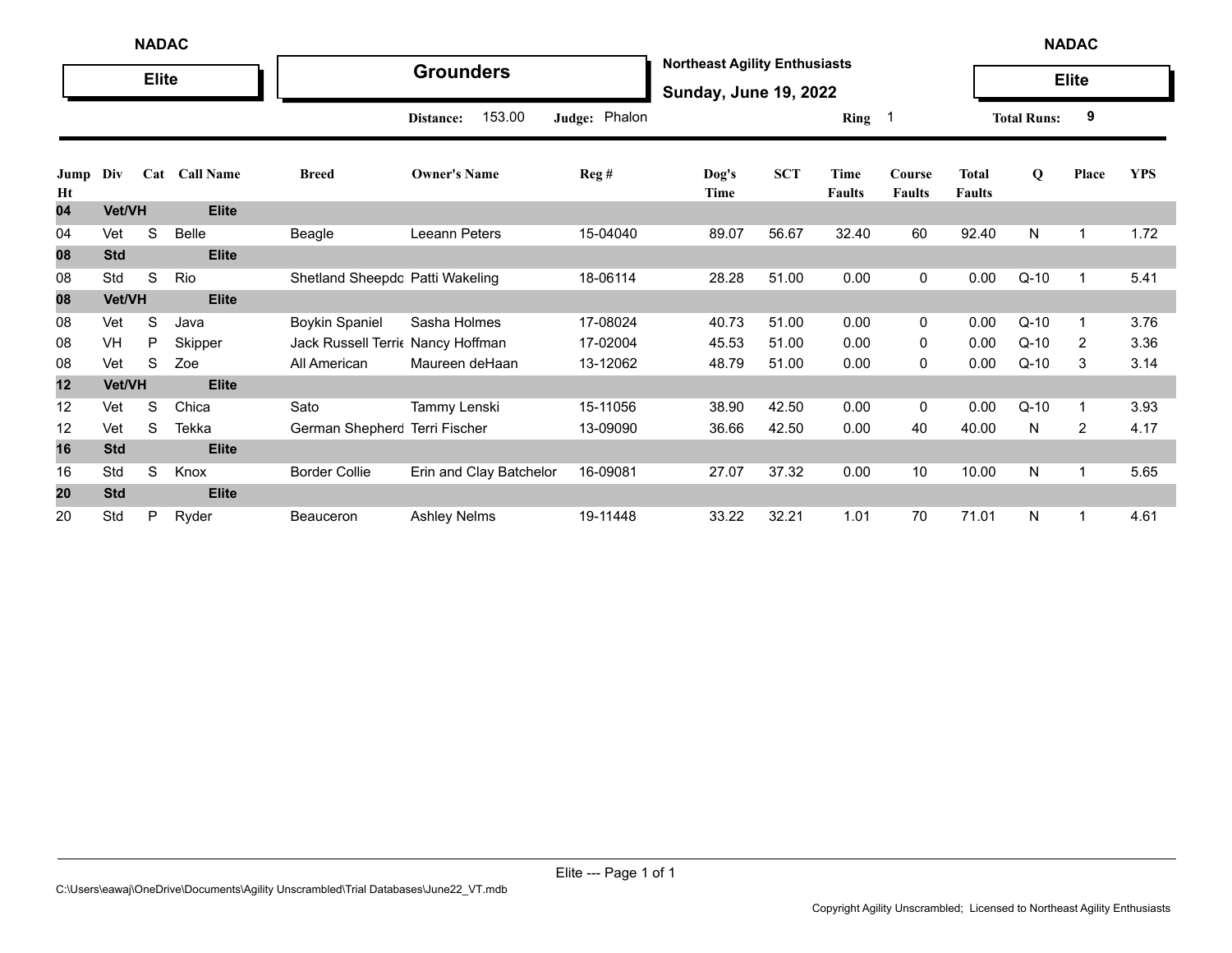NADAC

**Elite**

# Grounders

**Northeast Agility Enthusiasts**

**Sunday, June 19, 2022**

Distance: 153.00 | Judge: Phalon | Ring 1 | Total Runs: 9

| Jump Ht | Div | Cat | Call Name | Breed | Owner's Name | Reg # | Dog's Time | SCT | Time Faults | Course Faults | Total Faults | Q | Place | YPS |
|---|---|---|---|---|---|---|---|---|---|---|---|---|---|---|
| **04** | **Vet/VH** | | **Elite** | | | | | | | | | | | |
| 04 | Vet | S | Belle | Beagle | Leeann Peters | 15-04040 | 89.07 | 56.67 | 32.40 | 60 | 92.40 | N | 1 | 1.72 |
| **08** | **Std** | | **Elite** | | | | | | | | | | | |
| 08 | Std | S | Rio | Shetland Sheepdo | Patti Wakeling | 18-06114 | 28.28 | 51.00 | 0.00 | 0 | 0.00 | Q-10 | 1 | 5.41 |
| **08** | **Vet/VH** | | **Elite** | | | | | | | | | | | |
| 08 | Vet | S | Java | Boykin Spaniel | Sasha Holmes | 17-08024 | 40.73 | 51.00 | 0.00 | 0 | 0.00 | Q-10 | 1 | 3.76 |
| 08 | VH | P | Skipper | Jack Russell Terrie | Nancy Hoffman | 17-02004 | 45.53 | 51.00 | 0.00 | 0 | 0.00 | Q-10 | 2 | 3.36 |
| 08 | Vet | S | Zoe | All American | Maureen deHaan | 13-12062 | 48.79 | 51.00 | 0.00 | 0 | 0.00 | Q-10 | 3 | 3.14 |
| **12** | **Vet/VH** | | **Elite** | | | | | | | | | | | |
| 12 | Vet | S | Chica | Sato | Tammy Lenski | 15-11056 | 38.90 | 42.50 | 0.00 | 0 | 0.00 | Q-10 | 1 | 3.93 |
| 12 | Vet | S | Tekka | German Shepherd | Terri Fischer | 13-09090 | 36.66 | 42.50 | 0.00 | 40 | 40.00 | N | 2 | 4.17 |
| **16** | **Std** | | **Elite** | | | | | | | | | | | |
| 16 | Std | S | Knox | Border Collie | Erin and Clay Batchelor | 16-09081 | 27.07 | 37.32 | 0.00 | 10 | 10.00 | N | 1 | 5.65 |
| **20** | **Std** | | **Elite** | | | | | | | | | | | |
| 20 | Std | P | Ryder | Beauceron | Ashley Nelms | 19-11448 | 33.22 | 32.21 | 1.01 | 70 | 71.01 | N | 1 | 4.61 |

C:\Users\eawaj\OneDrive\Documents\Agility Unscrambled\Trial Databases\June22_VT.mdb

Copyright Agility Unscrambled; Licensed to Northeast Agility Enthusiasts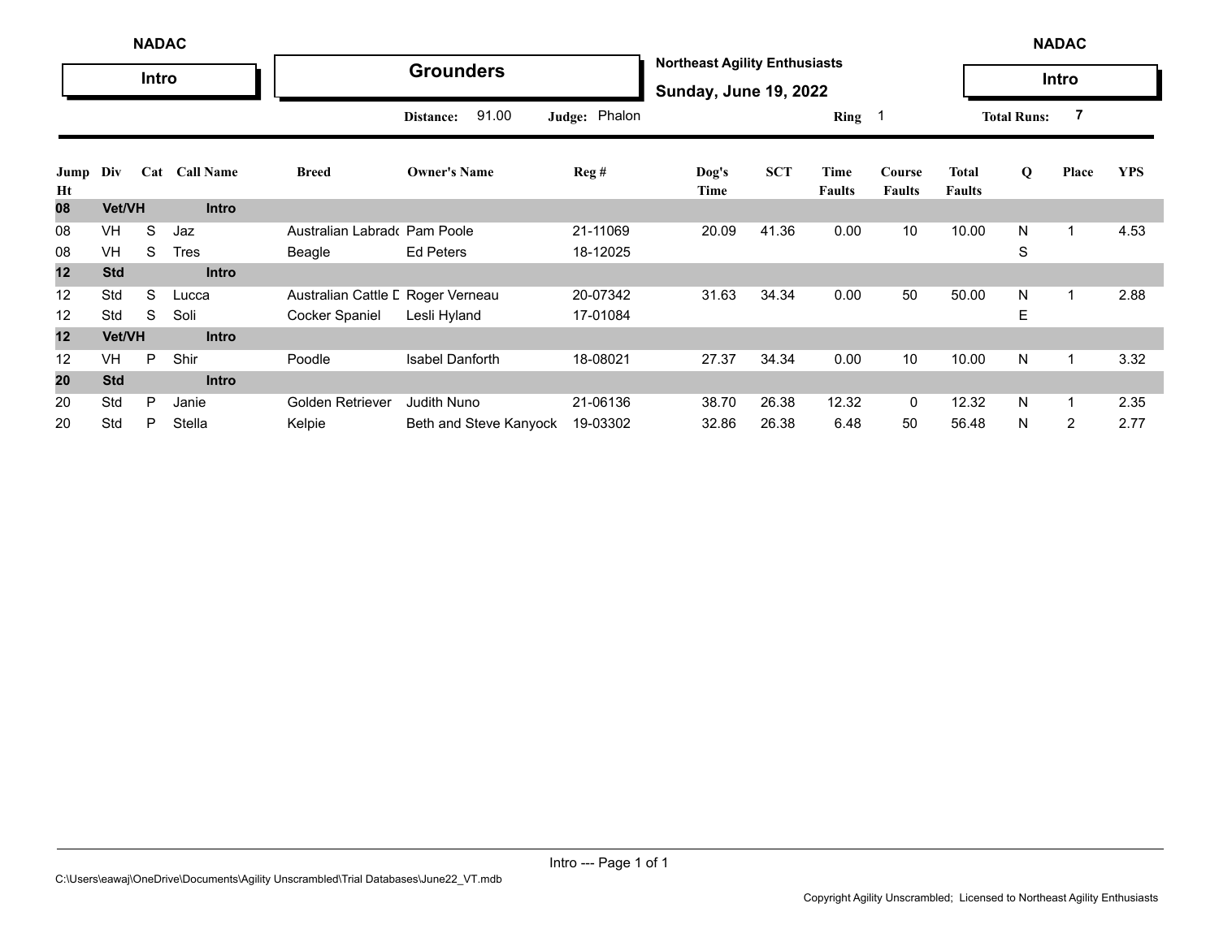NADAC

**Intro**

# Grounders

**Northeast Agility Enthusiasts**

**Sunday, June 19, 2022**

NADAC

**Intro**

**Distance:** 91.00 **Judge:** Phalon **Ring** 1 **Total Runs:** 7

| Jump Ht | Div | Cat | Call Name | Breed | Owner's Name | Reg # | Dog's Time | SCT | Time Faults | Course Faults | Total Faults | Q | Place | YPS |
|---|---|---|---|---|---|---|---|---|---|---|---|---|---|---|
| **08** | **Vet/VH** | | **Intro** | | | | | | | | | | | |
| 08 | VH | S | Jaz | Australian Labrado | Pam Poole | 21-11069 | 20.09 | 41.36 | 0.00 | 10 | 10.00 | N | 1 | 4.53 |
| 08 | VH | S | Tres | Beagle | Ed Peters | 18-12025 | | | | | | S | | |
| **12** | **Std** | | **Intro** | | | | | | | | | | | |
| 12 | Std | S | Lucca | Australian Cattle D | Roger Verneau | 20-07342 | 31.63 | 34.34 | 0.00 | 50 | 50.00 | N | 1 | 2.88 |
| 12 | Std | S | Soli | Cocker Spaniel | Lesli Hyland | 17-01084 | | | | | | E | | |
| **12** | **Vet/VH** | | **Intro** | | | | | | | | | | | |
| 12 | VH | P | Shir | Poodle | Isabel Danforth | 18-08021 | 27.37 | 34.34 | 0.00 | 10 | 10.00 | N | 1 | 3.32 |
| **20** | **Std** | | **Intro** | | | | | | | | | | | |
| 20 | Std | P | Janie | Golden Retriever | Judith Nuno | 21-06136 | 38.70 | 26.38 | 12.32 | 0 | 12.32 | N | 1 | 2.35 |
| 20 | Std | P | Stella | Kelpie | Beth and Steve Kanyock | 19-03302 | 32.86 | 26.38 | 6.48 | 50 | 56.48 | N | 2 | 2.77 |

C:\Users\eawaj\OneDrive\Documents\Agility Unscrambled\Trial Databases\June22_VT.mdb

Copyright Agility Unscrambled; Licensed to Northeast Agility Enthusiasts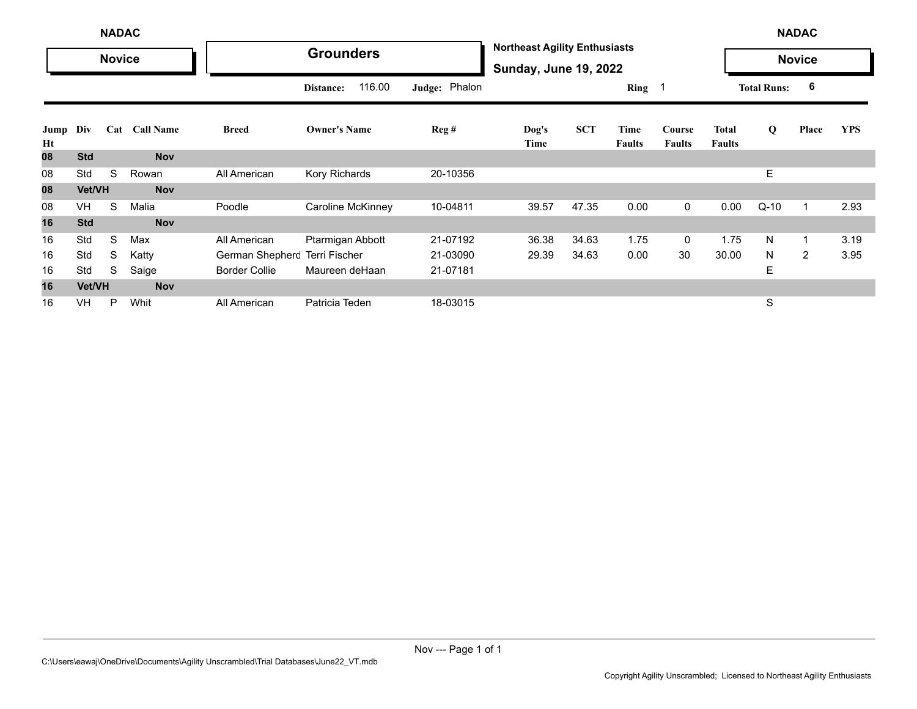NADAC

**Novice**

# Grounders

**Northeast Agility Enthusiasts**

**Sunday, June 19, 2022**

NADAC

**Novice**

**Distance:** 116.00 **Judge:** Phalon **Ring** 1 **Total Runs:** 6

| Jump Ht | Div | Cat | Call Name | Breed | Owner's Name | Reg # | Dog's Time | SCT | Time Faults | Course Faults | Total Faults | Q | Place | YPS |
|---|---|---|---|---|---|---|---|---|---|---|---|---|---|---|
| **08** | **Std** | | **Nov** | | | | | | | | | | | |
| 08 | Std | S | Rowan | All American | Kory Richards | 20-10356 | | | | | | E | | |
| **08** | **Vet/VH** | | **Nov** | | | | | | | | | | | |
| 08 | VH | S | Malia | Poodle | Caroline McKinney | 10-04811 | 39.57 | 47.35 | 0.00 | 0 | 0.00 | Q-10 | 1 | 2.93 |
| **16** | **Std** | | **Nov** | | | | | | | | | | | |
| 16 | Std | S | Max | All American | Ptarmigan Abbott | 21-07192 | 36.38 | 34.63 | 1.75 | 0 | 1.75 | N | 1 | 3.19 |
| 16 | Std | S | Katty | German Shepherd | Terri Fischer | 21-03090 | 29.39 | 34.63 | 0.00 | 30 | 30.00 | N | 2 | 3.95 |
| 16 | Std | S | Saige | Border Collie | Maureen deHaan | 21-07181 | | | | | | E | | |
| **16** | **Vet/VH** | | **Nov** | | | | | | | | | | | |
| 16 | VH | P | Whit | All American | Patricia Teden | 18-03015 | | | | | | S | | |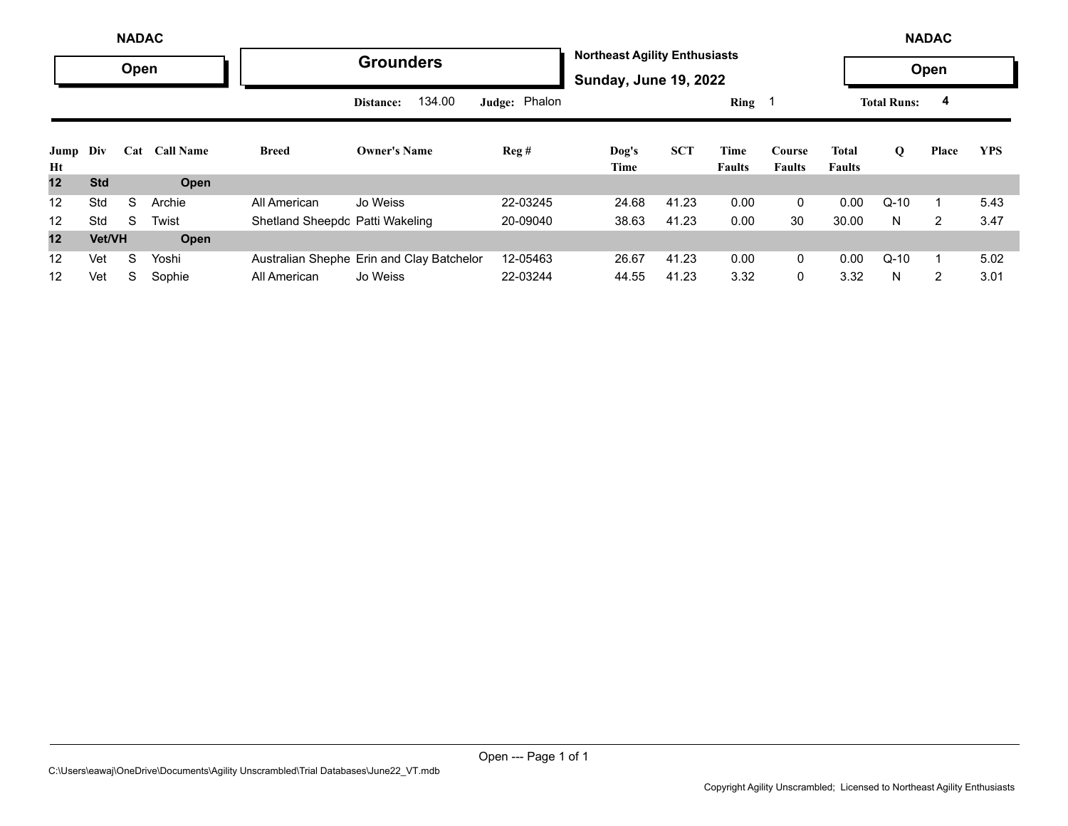NADAC

**Open**

## Grounders

**Northeast Agility Enthusiasts**

**Sunday, June 19, 2022**

NADAC

**Open**

Distance: 134.00 Judge: Phalon Ring 1 Total Runs: 4

| Jump Ht | Div | Cat | Call Name | Breed | Owner's Name | Reg # | Dog's Time | SCT | Time Faults | Course Faults | Total Faults | Q | Place | YPS |
|---|---|---|---|---|---|---|---|---|---|---|---|---|---|---|
| **12** | **Std** | | **Open** | | | | | | | | | | | |
| 12 | Std | S | Archie | All American | Jo Weiss | 22-03245 | 24.68 | 41.23 | 0.00 | 0 | 0.00 | Q-10 | 1 | 5.43 |
| 12 | Std | S | Twist | Shetland Sheepdo | Patti Wakeling | 20-09040 | 38.63 | 41.23 | 0.00 | 30 | 30.00 | N | 2 | 3.47 |
| **12** | **Vet/VH** | | **Open** | | | | | | | | | | | |
| 12 | Vet | S | Yoshi | Australian Shephe | Erin and Clay Batchelor | 12-05463 | 26.67 | 41.23 | 0.00 | 0 | 0.00 | Q-10 | 1 | 5.02 |
| 12 | Vet | S | Sophie | All American | Jo Weiss | 22-03244 | 44.55 | 41.23 | 3.32 | 0 | 3.32 | N | 2 | 3.01 |

C:\Users\eawaj\OneDrive\Documents\Agility Unscrambled\Trial Databases\June22_VT.mdb

Copyright Agility Unscrambled; Licensed to Northeast Agility Enthusiasts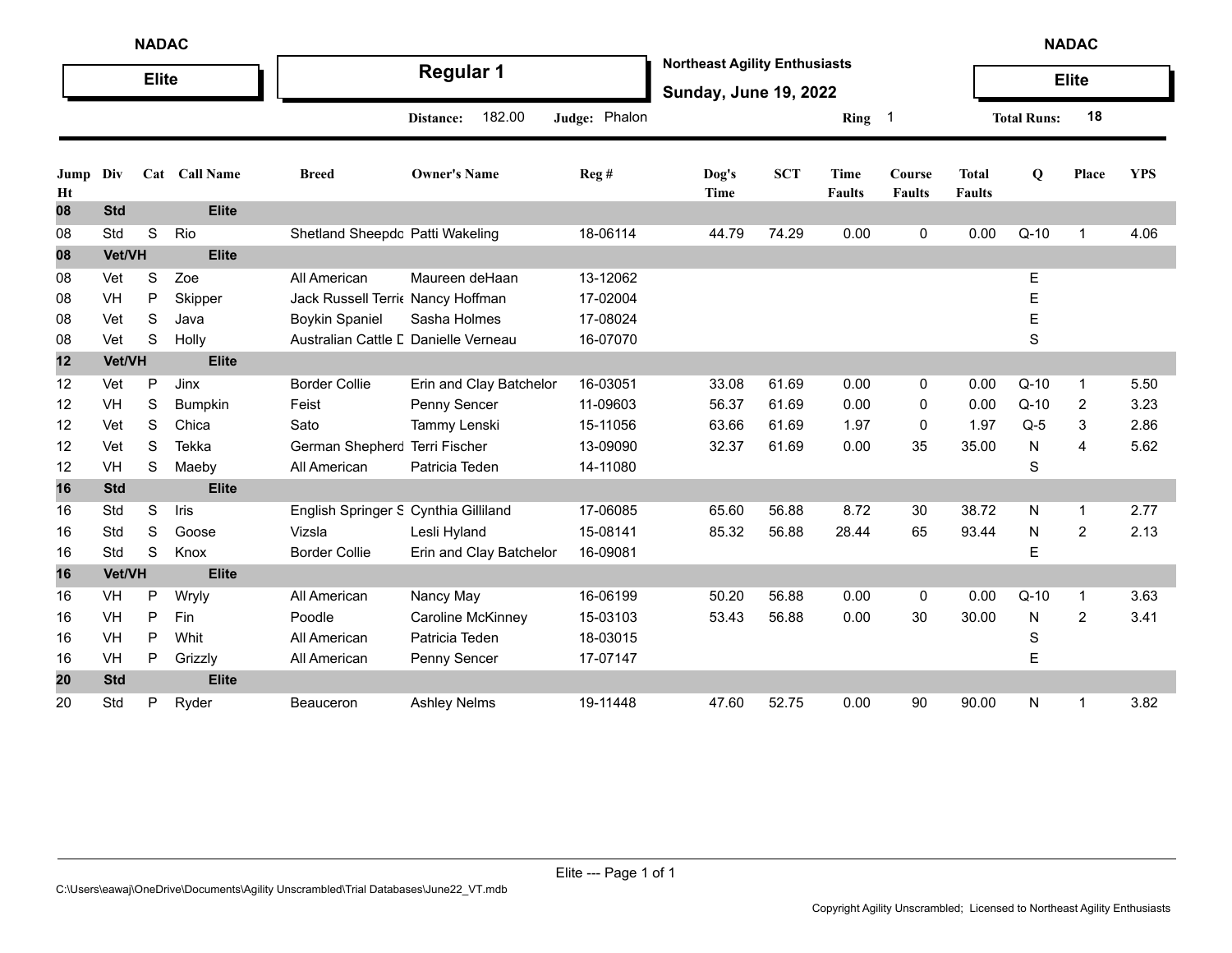NADAC

**Elite**

# Regular 1

**Northeast Agility Enthusiasts**

**Sunday, June 19, 2022**

NADAC

**Elite**

**Distance:** 182.00 **Judge:** Phalon **Ring** 1 **Total Runs:** 18

| Jump Ht | Div | Cat | Call Name | Breed | Owner's Name | Reg # | Dog's Time | SCT | Time Faults | Course Faults | Total Faults | Q | Place | YPS |
|---|---|---|---|---|---|---|---|---|---|---|---|---|---|---|
| **08** | **Std** | | **Elite** | | | | | | | | | | | |
| 08 | Std | S | Rio | Shetland Sheepdo | Patti Wakeling | 18-06114 | 44.79 | 74.29 | 0.00 | 0 | 0.00 | Q-10 | 1 | 4.06 |
| **08** | **Vet/VH** | | **Elite** | | | | | | | | | | | |
| 08 | Vet | S | Zoe | All American | Maureen deHaan | 13-12062 | | | | | | E | | |
| 08 | VH | P | Skipper | Jack Russell Terrie | Nancy Hoffman | 17-02004 | | | | | | E | | |
| 08 | Vet | S | Java | Boykin Spaniel | Sasha Holmes | 17-08024 | | | | | | E | | |
| 08 | Vet | S | Holly | Australian Cattle D | Danielle Verneau | 16-07070 | | | | | | S | | |
| **12** | **Vet/VH** | | **Elite** | | | | | | | | | | | |
| 12 | Vet | P | Jinx | Border Collie | Erin and Clay Batchelor | 16-03051 | 33.08 | 61.69 | 0.00 | 0 | 0.00 | Q-10 | 1 | 5.50 |
| 12 | VH | S | Bumpkin | Feist | Penny Sencer | 11-09603 | 56.37 | 61.69 | 0.00 | 0 | 0.00 | Q-10 | 2 | 3.23 |
| 12 | Vet | S | Chica | Sato | Tammy Lenski | 15-11056 | 63.66 | 61.69 | 1.97 | 0 | 1.97 | Q-5 | 3 | 2.86 |
| 12 | Vet | S | Tekka | German Shepherd | Terri Fischer | 13-09090 | 32.37 | 61.69 | 0.00 | 35 | 35.00 | N | 4 | 5.62 |
| 12 | VH | S | Maeby | All American | Patricia Teden | 14-11080 | | | | | | S | | |
| **16** | **Std** | | **Elite** | | | | | | | | | | | |
| 16 | Std | S | Iris | English Springer S | Cynthia Gilliland | 17-06085 | 65.60 | 56.88 | 8.72 | 30 | 38.72 | N | 1 | 2.77 |
| 16 | Std | S | Goose | Vizsla | Lesli Hyland | 15-08141 | 85.32 | 56.88 | 28.44 | 65 | 93.44 | N | 2 | 2.13 |
| 16 | Std | S | Knox | Border Collie | Erin and Clay Batchelor | 16-09081 | | | | | | E | | |
| **16** | **Vet/VH** | | **Elite** | | | | | | | | | | | |
| 16 | VH | P | Wryly | All American | Nancy May | 16-06199 | 50.20 | 56.88 | 0.00 | 0 | 0.00 | Q-10 | 1 | 3.63 |
| 16 | VH | P | Fin | Poodle | Caroline McKinney | 15-03103 | 53.43 | 56.88 | 0.00 | 30 | 30.00 | N | 2 | 3.41 |
| 16 | VH | P | Whit | All American | Patricia Teden | 18-03015 | | | | | | S | | |
| 16 | VH | P | Grizzly | All American | Penny Sencer | 17-07147 | | | | | | E | | |
| **20** | **Std** | | **Elite** | | | | | | | | | | | |
| 20 | Std | P | Ryder | Beauceron | Ashley Nelms | 19-11448 | 47.60 | 52.75 | 0.00 | 90 | 90.00 | N | 1 | 3.82 |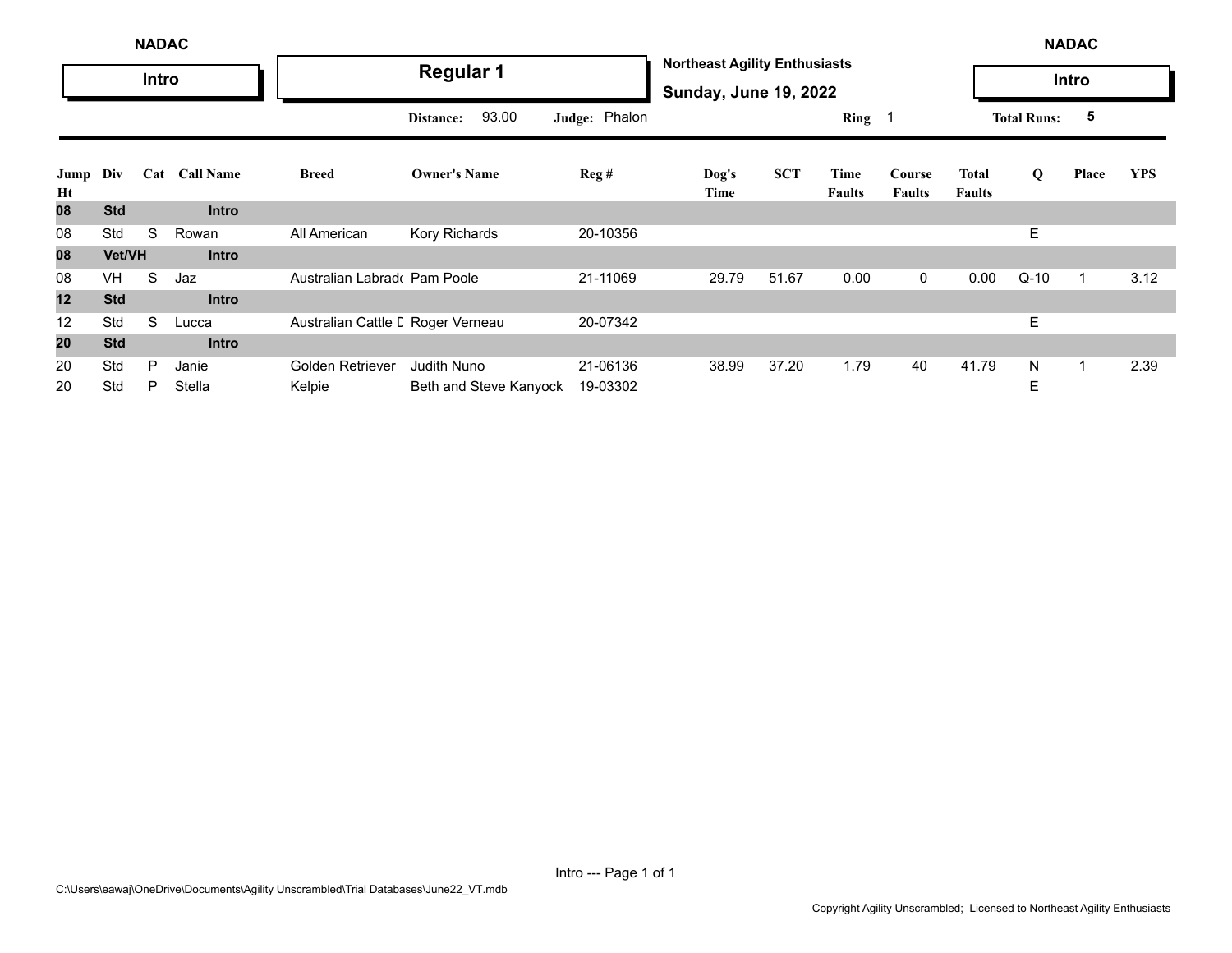NADAC

**Intro**

# Regular 1

**Northeast Agility Enthusiasts**

**Sunday, June 19, 2022**

NADAC

**Intro**

**Distance:** 93.00 **Judge:** Phalon **Ring** 1 **Total Runs:** 5

| Jump Ht | Div | Cat | Call Name | Breed | Owner's Name | Reg # | Dog's Time | SCT | Time Faults | Course Faults | Total Faults | Q | Place | YPS |
|---|---|---|---|---|---|---|---|---|---|---|---|---|---|---|
| **08** | **Std** | | **Intro** | | | | | | | | | | | |
| 08 | Std | S | Rowan | All American | Kory Richards | 20-10356 | | | | | | E | | |
| **08** | **Vet/VH** | | **Intro** | | | | | | | | | | | |
| 08 | VH | S | Jaz | Australian Labrado | Pam Poole | 21-11069 | 29.79 | 51.67 | 0.00 | 0 | 0.00 | Q-10 | 1 | 3.12 |
| **12** | **Std** | | **Intro** | | | | | | | | | | | |
| 12 | Std | S | Lucca | Australian Cattle D | Roger Verneau | 20-07342 | | | | | | E | | |
| **20** | **Std** | | **Intro** | | | | | | | | | | | |
| 20 | Std | P | Janie | Golden Retriever | Judith Nuno | 21-06136 | 38.99 | 37.20 | 1.79 | 40 | 41.79 | N | 1 | 2.39 |
| 20 | Std | P | Stella | Kelpie | Beth and Steve Kanyock | 19-03302 | | | | | | E | | |

C:\Users\eawaj\OneDrive\Documents\Agility Unscrambled\Trial Databases\June22_VT.mdb

Copyright Agility Unscrambled; Licensed to Northeast Agility Enthusiasts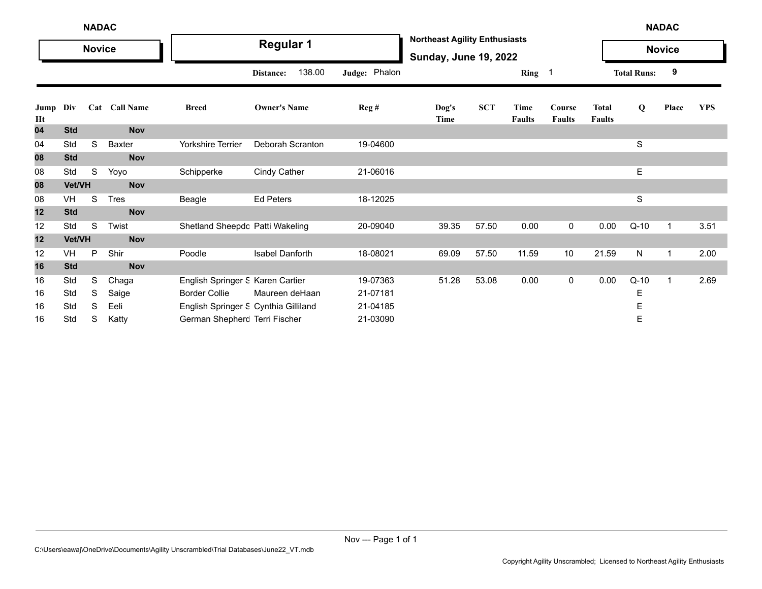**NADAC** | **Novice** | **Regular 1** | **Northeast Agility Enthusiasts** | **Sunday, June 19, 2022** | **NADAC** | **Novice**

**Distance:** 138.00 **Judge:** Phalon **Ring** 1 **Total Runs:** 9

| Jump Ht | Div | Cat | Call Name | Breed | Owner's Name | Reg # | Dog's Time | SCT | Time Faults | Course Faults | Total Faults | Q | Place | YPS |
|---|---|---|---|---|---|---|---|---|---|---|---|---|---|---|
| **04** | **Std** | | **Nov** | | | | | | | | | | | |
| 04 | Std | S | Baxter | Yorkshire Terrier | Deborah Scranton | 19-04600 | | | | | | S | | |
| **08** | **Std** | | **Nov** | | | | | | | | | | | |
| 08 | Std | S | Yoyo | Schipperke | Cindy Cather | 21-06016 | | | | | | E | | |
| **08** | **Vet/VH** | | **Nov** | | | | | | | | | | | |
| 08 | VH | S | Tres | Beagle | Ed Peters | 18-12025 | | | | | | S | | |
| **12** | **Std** | | **Nov** | | | | | | | | | | | |
| 12 | Std | S | Twist | Shetland Sheepdo | Patti Wakeling | 20-09040 | 39.35 | 57.50 | 0.00 | 0 | 0.00 | Q-10 | 1 | 3.51 |
| **12** | **Vet/VH** | | **Nov** | | | | | | | | | | | |
| 12 | VH | P | Shir | Poodle | Isabel Danforth | 18-08021 | 69.09 | 57.50 | 11.59 | 10 | 21.59 | N | 1 | 2.00 |
| **16** | **Std** | | **Nov** | | | | | | | | | | | |
| 16 | Std | S | Chaga | English Springer S | Karen Cartier | 19-07363 | 51.28 | 53.08 | 0.00 | 0 | 0.00 | Q-10 | 1 | 2.69 |
| 16 | Std | S | Saige | Border Collie | Maureen deHaan | 21-07181 | | | | | | E | | |
| 16 | Std | S | Eeli | English Springer S | Cynthia Gilliland | 21-04185 | | | | | | E | | |
| 16 | Std | S | Katty | German Shepherd | Terri Fischer | 21-03090 | | | | | | E | | |

Nov --- Page 1 of 1

C:\Users\eawaj\OneDrive\Documents\Agility Unscrambled\Trial Databases\June22_VT.mdb

Copyright Agility Unscrambled; Licensed to Northeast Agility Enthusiasts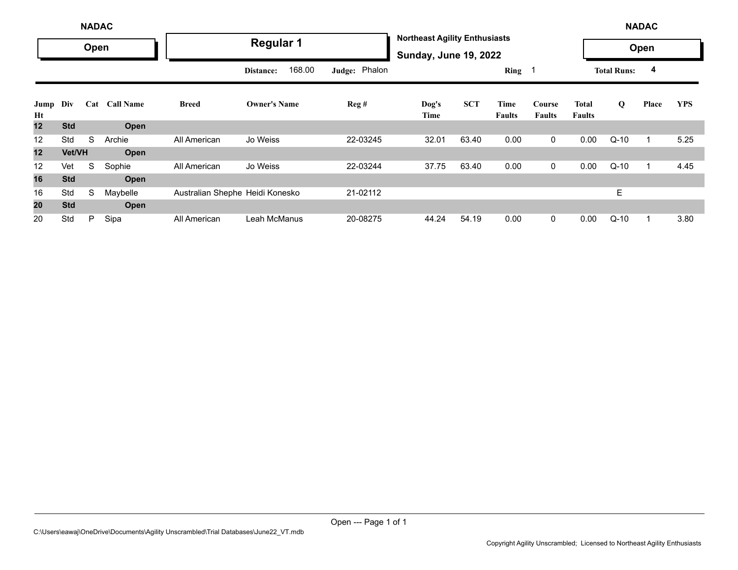NADAC

**Open**

## Regular 1

**Northeast Agility Enthusiasts**

**Sunday, June 19, 2022**

NADAC

**Open**

**Distance:** 168.00 **Judge:** Phalon **Ring** 1 **Total Runs:** 4

| Jump Ht | Div | Cat | Call Name | Breed | Owner's Name | Reg # | Dog's Time | SCT | Time Faults | Course Faults | Total Faults | Q | Place | YPS |
|---|---|---|---|---|---|---|---|---|---|---|---|---|---|---|
| **12** | **Std** | | **Open** | | | | | | | | | | | |
| 12 | Std | S | Archie | All American | Jo Weiss | 22-03245 | 32.01 | 63.40 | 0.00 | 0 | 0.00 | Q-10 | 1 | 5.25 |
| **12** | **Vet/VH** | | **Open** | | | | | | | | | | | |
| 12 | Vet | S | Sophie | All American | Jo Weiss | 22-03244 | 37.75 | 63.40 | 0.00 | 0 | 0.00 | Q-10 | 1 | 4.45 |
| **16** | **Std** | | **Open** | | | | | | | | | | | |
| 16 | Std | S | Maybelle | Australian Shephe | Heidi Konesko | 21-02112 | | | | | | E | | |
| **20** | **Std** | | **Open** | | | | | | | | | | | |
| 20 | Std | P | Sipa | All American | Leah McManus | 20-08275 | 44.24 | 54.19 | 0.00 | 0 | 0.00 | Q-10 | 1 | 3.80 |

Open --- Page 1 of 1

C:\Users\eawaj\OneDrive\Documents\Agility Unscrambled\Trial Databases\June22_VT.mdb

Copyright Agility Unscrambled; Licensed to Northeast Agility Enthusiasts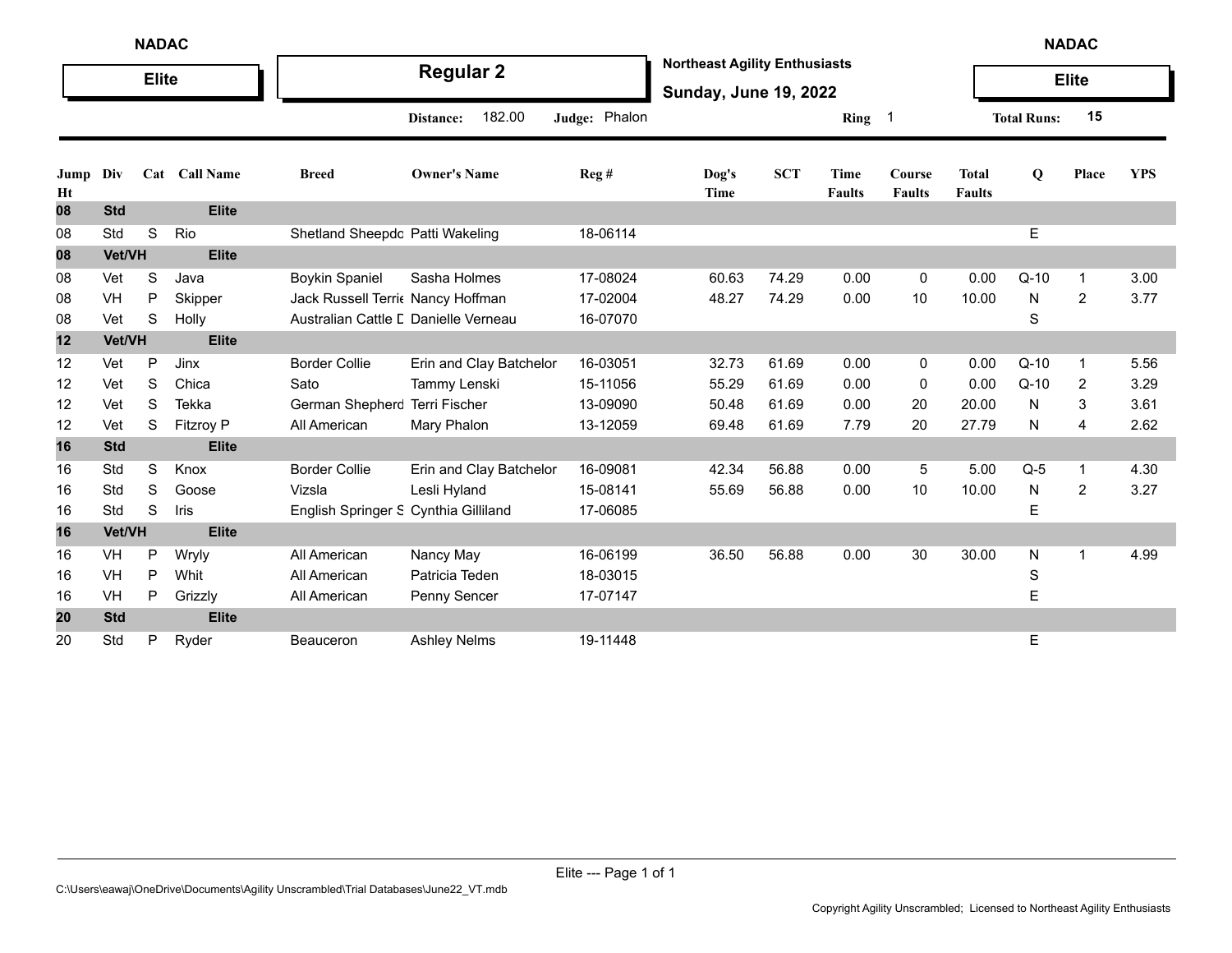NADAC

**Elite**

## Regular 2

**Northeast Agility Enthusiasts**

**Sunday, June 19, 2022**

NADAC

**Elite**

**Distance:** 182.00 **Judge:** Phalon **Ring** 1 **Total Runs:** 15

| Jump Ht | Div | Cat | Call Name | Breed | Owner's Name | Reg # | Dog's Time | SCT | Time Faults | Course Faults | Total Faults | Q | Place | YPS |
|---|---|---|---|---|---|---|---|---|---|---|---|---|---|---|
| **08** | **Std** | | **Elite** | | | | | | | | | | | |
| 08 | Std | S | Rio | Shetland Sheepdo | Patti Wakeling | 18-06114 | | | | | | E | | |
| **08** | **Vet/VH** | | **Elite** | | | | | | | | | | | |
| 08 | Vet | S | Java | Boykin Spaniel | Sasha Holmes | 17-08024 | 60.63 | 74.29 | 0.00 | 0 | 0.00 | Q-10 | 1 | 3.00 |
| 08 | VH | P | Skipper | Jack Russell Terrie | Nancy Hoffman | 17-02004 | 48.27 | 74.29 | 0.00 | 10 | 10.00 | N | 2 | 3.77 |
| 08 | Vet | S | Holly | Australian Cattle D | Danielle Verneau | 16-07070 | | | | | | S | | |
| **12** | **Vet/VH** | | **Elite** | | | | | | | | | | | |
| 12 | Vet | P | Jinx | Border Collie | Erin and Clay Batchelor | 16-03051 | 32.73 | 61.69 | 0.00 | 0 | 0.00 | Q-10 | 1 | 5.56 |
| 12 | Vet | S | Chica | Sato | Tammy Lenski | 15-11056 | 55.29 | 61.69 | 0.00 | 0 | 0.00 | Q-10 | 2 | 3.29 |
| 12 | Vet | S | Tekka | German Shepherd | Terri Fischer | 13-09090 | 50.48 | 61.69 | 0.00 | 20 | 20.00 | N | 3 | 3.61 |
| 12 | Vet | S | Fitzroy P | All American | Mary Phalon | 13-12059 | 69.48 | 61.69 | 7.79 | 20 | 27.79 | N | 4 | 2.62 |
| **16** | **Std** | | **Elite** | | | | | | | | | | | |
| 16 | Std | S | Knox | Border Collie | Erin and Clay Batchelor | 16-09081 | 42.34 | 56.88 | 0.00 | 5 | 5.00 | Q-5 | 1 | 4.30 |
| 16 | Std | S | Goose | Vizsla | Lesli Hyland | 15-08141 | 55.69 | 56.88 | 0.00 | 10 | 10.00 | N | 2 | 3.27 |
| 16 | Std | S | Iris | English Springer S | Cynthia Gilliland | 17-06085 | | | | | | E | | |
| **16** | **Vet/VH** | | **Elite** | | | | | | | | | | | |
| 16 | VH | P | Wryly | All American | Nancy May | 16-06199 | 36.50 | 56.88 | 0.00 | 30 | 30.00 | N | 1 | 4.99 |
| 16 | VH | P | Whit | All American | Patricia Teden | 18-03015 | | | | | | S | | |
| 16 | VH | P | Grizzly | All American | Penny Sencer | 17-07147 | | | | | | E | | |
| **20** | **Std** | | **Elite** | | | | | | | | | | | |
| 20 | Std | P | Ryder | Beauceron | Ashley Nelms | 19-11448 | | | | | | E | | |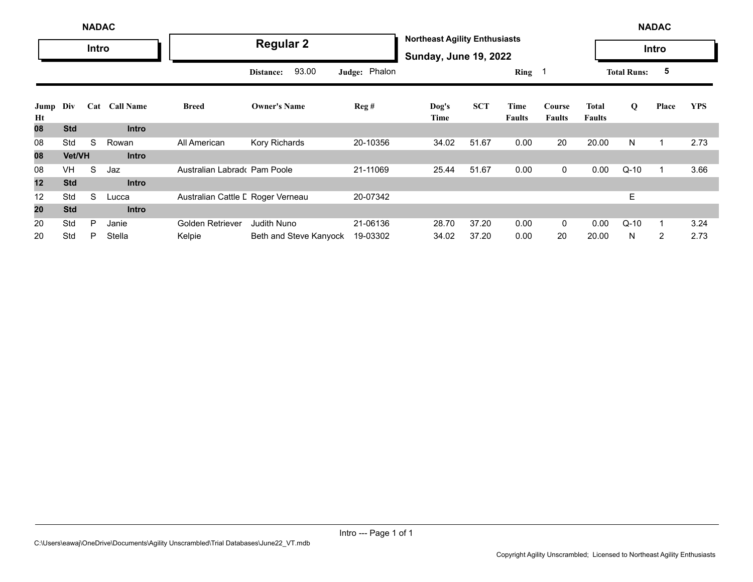NADAC

**Intro**

## Regular 2

**Northeast Agility Enthusiasts**

**Sunday, June 19, 2022**

NADAC

**Intro**

**Distance:** 93.00 **Judge:** Phalon **Ring** 1 **Total Runs:** 5

| Jump Ht | Div | Cat | Call Name | Breed | Owner's Name | Reg # | Dog's Time | SCT | Time Faults | Course Faults | Total Faults | Q | Place | YPS |
|---|---|---|---|---|---|---|---|---|---|---|---|---|---|---|
| **08** | **Std** | | **Intro** | | | | | | | | | | | |
| 08 | Std | S | Rowan | All American | Kory Richards | 20-10356 | 34.02 | 51.67 | 0.00 | 20 | 20.00 | N | 1 | 2.73 |
| **08** | **Vet/VH** | | **Intro** | | | | | | | | | | | |
| 08 | VH | S | Jaz | Australian Labrado | Pam Poole | 21-11069 | 25.44 | 51.67 | 0.00 | 0 | 0.00 | Q-10 | 1 | 3.66 |
| **12** | **Std** | | **Intro** | | | | | | | | | | | |
| 12 | Std | S | Lucca | Australian Cattle D | Roger Verneau | 20-07342 | | | | | | E | | |
| **20** | **Std** | | **Intro** | | | | | | | | | | | |
| 20 | Std | P | Janie | Golden Retriever | Judith Nuno | 21-06136 | 28.70 | 37.20 | 0.00 | 0 | 0.00 | Q-10 | 1 | 3.24 |
| 20 | Std | P | Stella | Kelpie | Beth and Steve Kanyock | 19-03302 | 34.02 | 37.20 | 0.00 | 20 | 20.00 | N | 2 | 2.73 |

Intro --- Page 1 of 1

C:\Users\eawaj\OneDrive\Documents\Agility Unscrambled\Trial Databases\June22_VT.mdb

Copyright Agility Unscrambled; Licensed to Northeast Agility Enthusiasts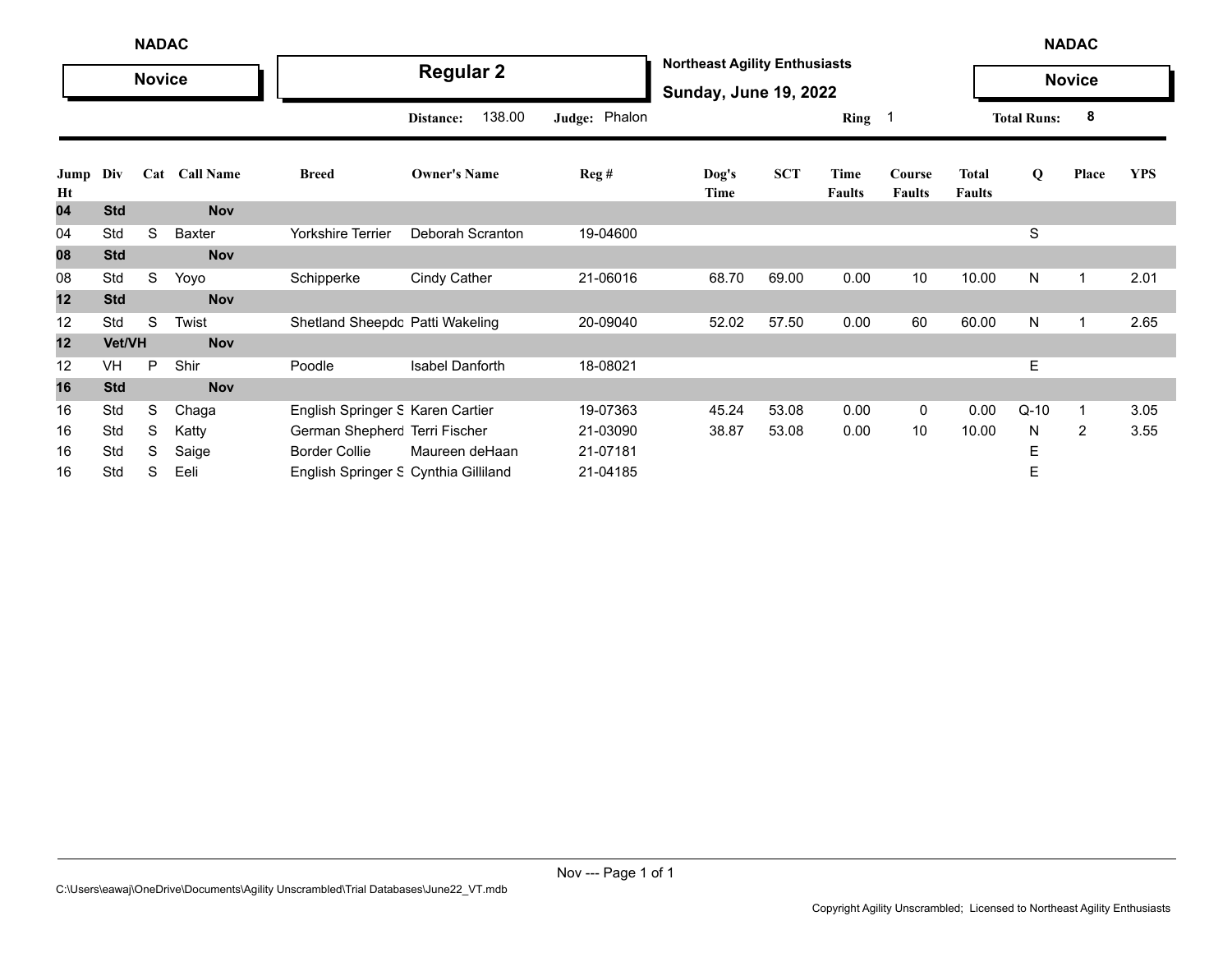NADAC

**Novice**

## Regular 2

**Northeast Agility Enthusiasts**

**Sunday, June 19, 2022**

NADAC

**Novice**

**Distance:** 138.00 **Judge:** Phalon **Ring** 1 **Total Runs:** 8

| Jump Ht | Div | Cat | Call Name | Breed | Owner's Name | Reg # | Dog's Time | SCT | Time Faults | Course Faults | Total Faults | Q | Place | YPS |
|---|---|---|---|---|---|---|---|---|---|---|---|---|---|---|
| **04** | **Std** | | **Nov** | | | | | | | | | | | |
| 04 | Std | S | Baxter | Yorkshire Terrier | Deborah Scranton | 19-04600 | | | | | | S | | |
| **08** | **Std** | | **Nov** | | | | | | | | | | | |
| 08 | Std | S | Yoyo | Schipperke | Cindy Cather | 21-06016 | 68.70 | 69.00 | 0.00 | 10 | 10.00 | N | 1 | 2.01 |
| **12** | **Std** | | **Nov** | | | | | | | | | | | |
| 12 | Std | S | Twist | Shetland Sheepdo | Patti Wakeling | 20-09040 | 52.02 | 57.50 | 0.00 | 60 | 60.00 | N | 1 | 2.65 |
| **12** | **Vet/VH** | | **Nov** | | | | | | | | | | | |
| 12 | VH | P | Shir | Poodle | Isabel Danforth | 18-08021 | | | | | | E | | |
| **16** | **Std** | | **Nov** | | | | | | | | | | | |
| 16 | Std | S | Chaga | English Springer S | Karen Cartier | 19-07363 | 45.24 | 53.08 | 0.00 | 0 | 0.00 | Q-10 | 1 | 3.05 |
| 16 | Std | S | Katty | German Shepherd | Terri Fischer | 21-03090 | 38.87 | 53.08 | 0.00 | 10 | 10.00 | N | 2 | 3.55 |
| 16 | Std | S | Saige | Border Collie | Maureen deHaan | 21-07181 | | | | | | E | | |
| 16 | Std | S | Eeli | English Springer S | Cynthia Gilliland | 21-04185 | | | | | | E | | |

C:\Users\eawaj\OneDrive\Documents\Agility Unscrambled\Trial Databases\June22_VT.mdb

Copyright Agility Unscrambled; Licensed to Northeast Agility Enthusiasts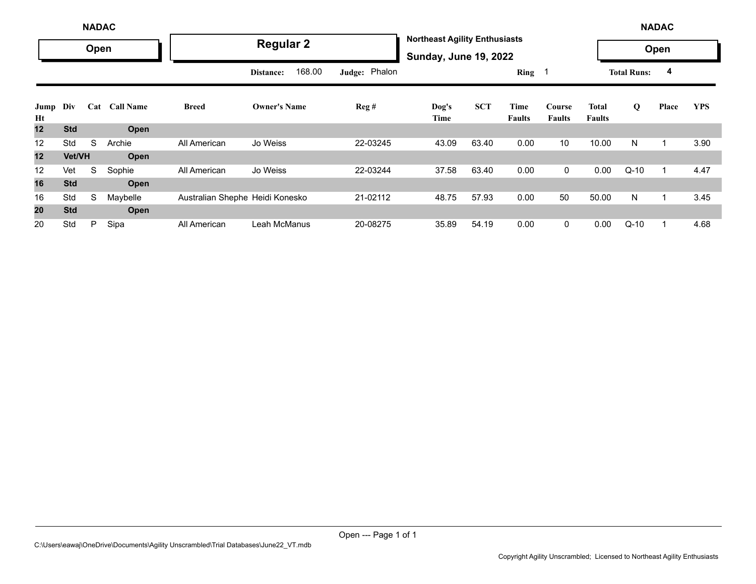NADAC

**Open**

## Regular 2

**Northeast Agility Enthusiasts**

**Sunday, June 19, 2022**

NADAC

**Open**

**Distance:** 168.00 **Judge:** Phalon **Ring** 1 **Total Runs:** 4

| Jump Ht | Div | Cat | Call Name | Breed | Owner's Name | Reg # | Dog's Time | SCT | Time Faults | Course Faults | Total Faults | Q | Place | YPS |
|---|---|---|---|---|---|---|---|---|---|---|---|---|---|---|
| **12** | **Std** | | **Open** | | | | | | | | | | | |
| 12 | Std | S | Archie | All American | Jo Weiss | 22-03245 | 43.09 | 63.40 | 0.00 | 10 | 10.00 | N | 1 | 3.90 |
| **12** | **Vet/VH** | | **Open** | | | | | | | | | | | |
| 12 | Vet | S | Sophie | All American | Jo Weiss | 22-03244 | 37.58 | 63.40 | 0.00 | 0 | 0.00 | Q-10 | 1 | 4.47 |
| **16** | **Std** | | **Open** | | | | | | | | | | | |
| 16 | Std | S | Maybelle | Australian Shephe | Heidi Konesko | 21-02112 | 48.75 | 57.93 | 0.00 | 50 | 50.00 | N | 1 | 3.45 |
| **20** | **Std** | | **Open** | | | | | | | | | | | |
| 20 | Std | P | Sipa | All American | Leah McManus | 20-08275 | 35.89 | 54.19 | 0.00 | 0 | 0.00 | Q-10 | 1 | 4.68 |

C:\Users\eawaj\OneDrive\Documents\Agility Unscrambled\Trial Databases\June22_VT.mdb

Copyright Agility Unscrambled; Licensed to Northeast Agility Enthusiasts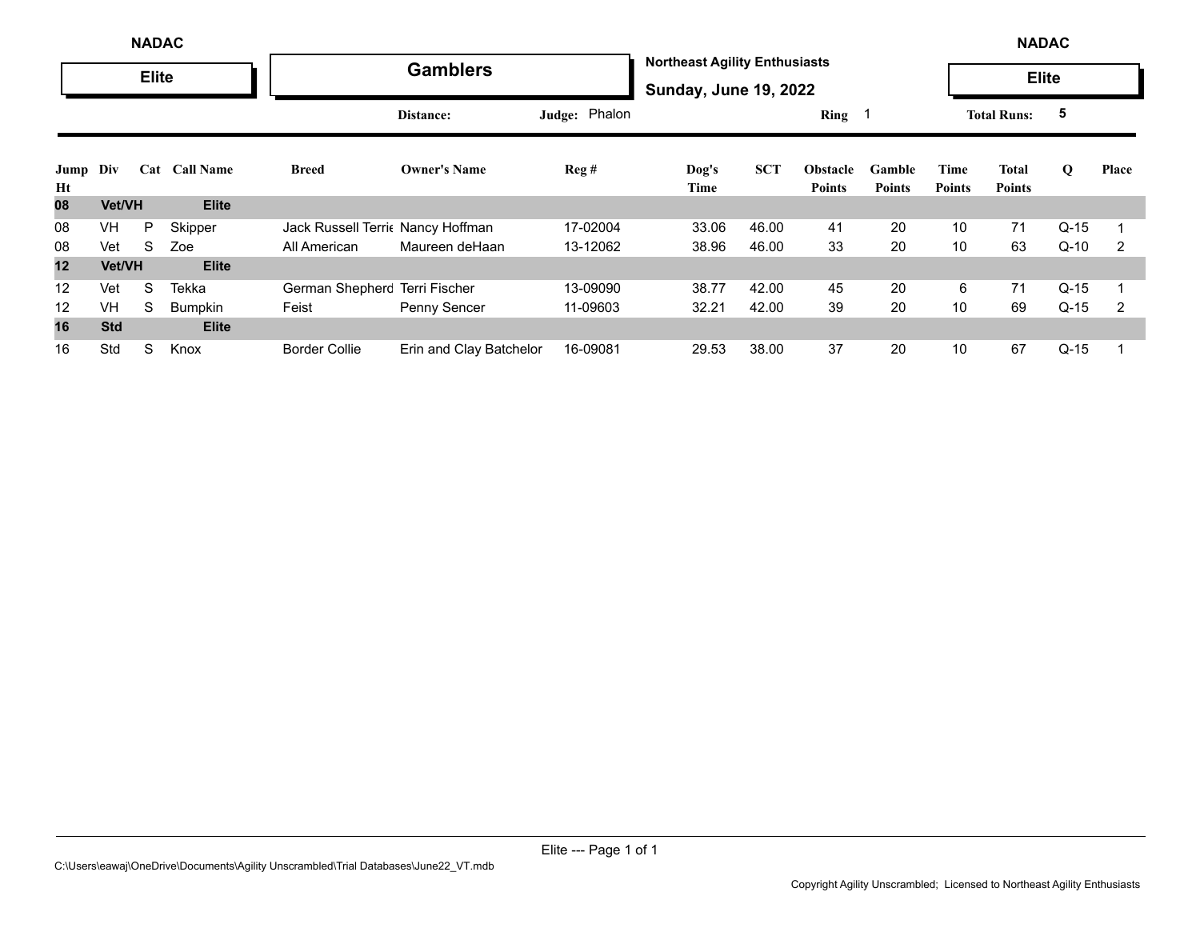**NADAC** — **Elite**

## Gamblers

**Northeast Agility Enthusiasts**

**Sunday, June 19, 2022**

**NADAC** — **Elite**

**Distance:** **Judge:** Phalon **Ring** 1 **Total Runs:** 5

| Jump Ht | Div | Cat | Call Name | Breed | Owner's Name | Reg # | Dog's Time | SCT | Obstacle Points | Gamble Points | Time Points | Total Points | Q | Place |
|---|---|---|---|---|---|---|---|---|---|---|---|---|---|---|
| **08** | **Vet/VH** | | **Elite** | | | | | | | | | | | |
| 08 | VH | P | Skipper | Jack Russell Terrie | Nancy Hoffman | 17-02004 | 33.06 | 46.00 | 41 | 20 | 10 | 71 | Q-15 | 1 |
| 08 | Vet | S | Zoe | All American | Maureen deHaan | 13-12062 | 38.96 | 46.00 | 33 | 20 | 10 | 63 | Q-10 | 2 |
| **12** | **Vet/VH** | | **Elite** | | | | | | | | | | | |
| 12 | Vet | S | Tekka | German Shepherd | Terri Fischer | 13-09090 | 38.77 | 42.00 | 45 | 20 | 6 | 71 | Q-15 | 1 |
| 12 | VH | S | Bumpkin | Feist | Penny Sencer | 11-09603 | 32.21 | 42.00 | 39 | 20 | 10 | 69 | Q-15 | 2 |
| **16** | **Std** | | **Elite** | | | | | | | | | | | |
| 16 | Std | S | Knox | Border Collie | Erin and Clay Batchelor | 16-09081 | 29.53 | 38.00 | 37 | 20 | 10 | 67 | Q-15 | 1 |

C:\Users\eawaj\OneDrive\Documents\Agility Unscrambled\Trial Databases\June22_VT.mdb

Copyright Agility Unscrambled; Licensed to Northeast Agility Enthusiasts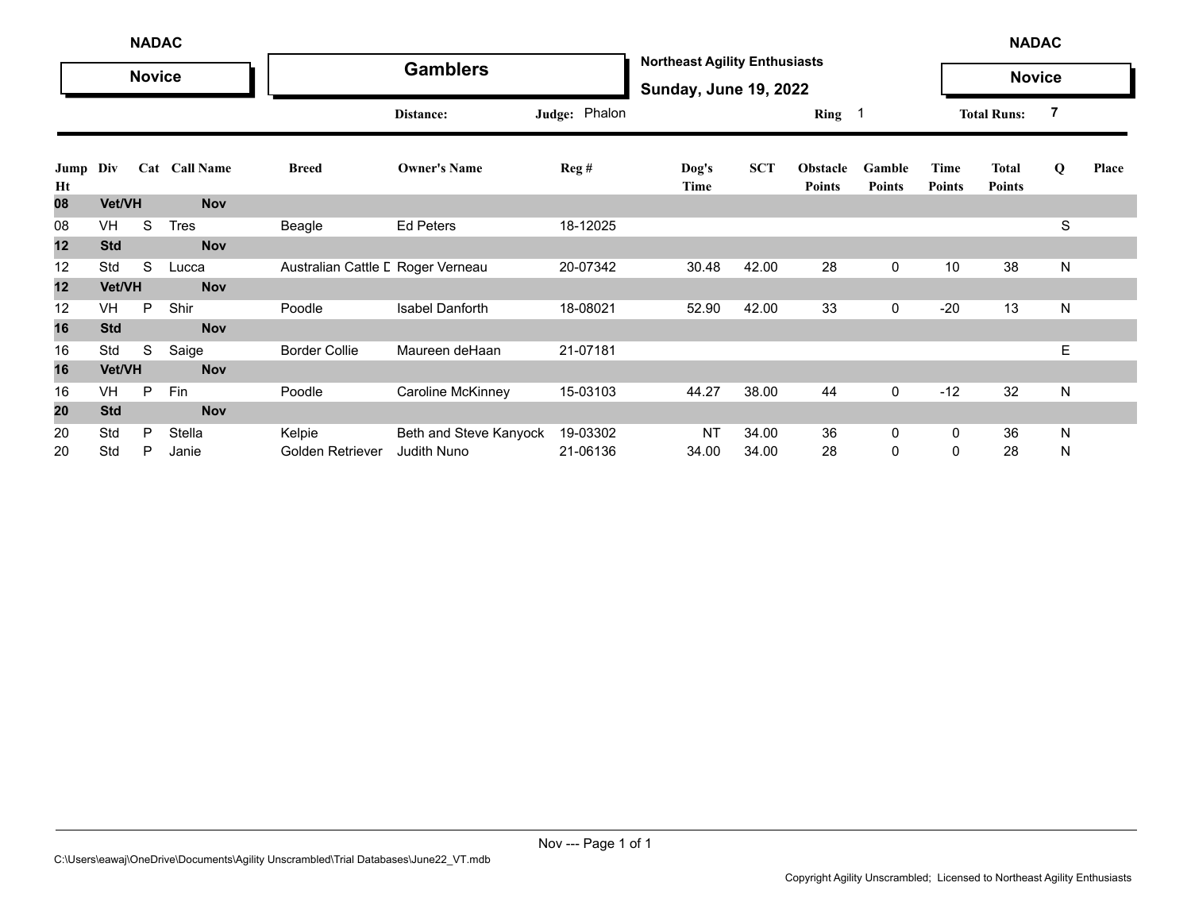NADAC

**Novice**

## Gamblers

**Northeast Agility Enthusiasts**

**Sunday, June 19, 2022**

NADAC

**Novice**

Distance: Judge: Phalon Ring 1 Total Runs: 7

| Jump Ht | Div | Cat | Call Name | Breed | Owner's Name | Reg # | Dog's Time | SCT | Obstacle Points | Gamble Points | Time Points | Total Points | Q | Place |
|---|---|---|---|---|---|---|---|---|---|---|---|---|---|---|
| **08** | **Vet/VH** | | **Nov** | | | | | | | | | | | |
| 08 | VH | S | Tres | Beagle | Ed Peters | 18-12025 | | | | | | | S | |
| **12** | **Std** | | **Nov** | | | | | | | | | | | |
| 12 | Std | S | Lucca | Australian Cattle D | Roger Verneau | 20-07342 | 30.48 | 42.00 | 28 | 0 | 10 | 38 | N | |
| **12** | **Vet/VH** | | **Nov** | | | | | | | | | | | |
| 12 | VH | P | Shir | Poodle | Isabel Danforth | 18-08021 | 52.90 | 42.00 | 33 | 0 | -20 | 13 | N | |
| **16** | **Std** | | **Nov** | | | | | | | | | | | |
| 16 | Std | S | Saige | Border Collie | Maureen deHaan | 21-07181 | | | | | | | E | |
| **16** | **Vet/VH** | | **Nov** | | | | | | | | | | | |
| 16 | VH | P | Fin | Poodle | Caroline McKinney | 15-03103 | 44.27 | 38.00 | 44 | 0 | -12 | 32 | N | |
| **20** | **Std** | | **Nov** | | | | | | | | | | | |
| 20 | Std | P | Stella | Kelpie | Beth and Steve Kanyock | 19-03302 | NT | 34.00 | 36 | 0 | 0 | 36 | N | |
| 20 | Std | P | Janie | Golden Retriever | Judith Nuno | 21-06136 | 34.00 | 34.00 | 28 | 0 | 0 | 28 | N | |

Nov --- Page 1 of 1

C:\Users\eawaj\OneDrive\Documents\Agility Unscrambled\Trial Databases\June22_VT.mdb

Copyright Agility Unscrambled; Licensed to Northeast Agility Enthusiasts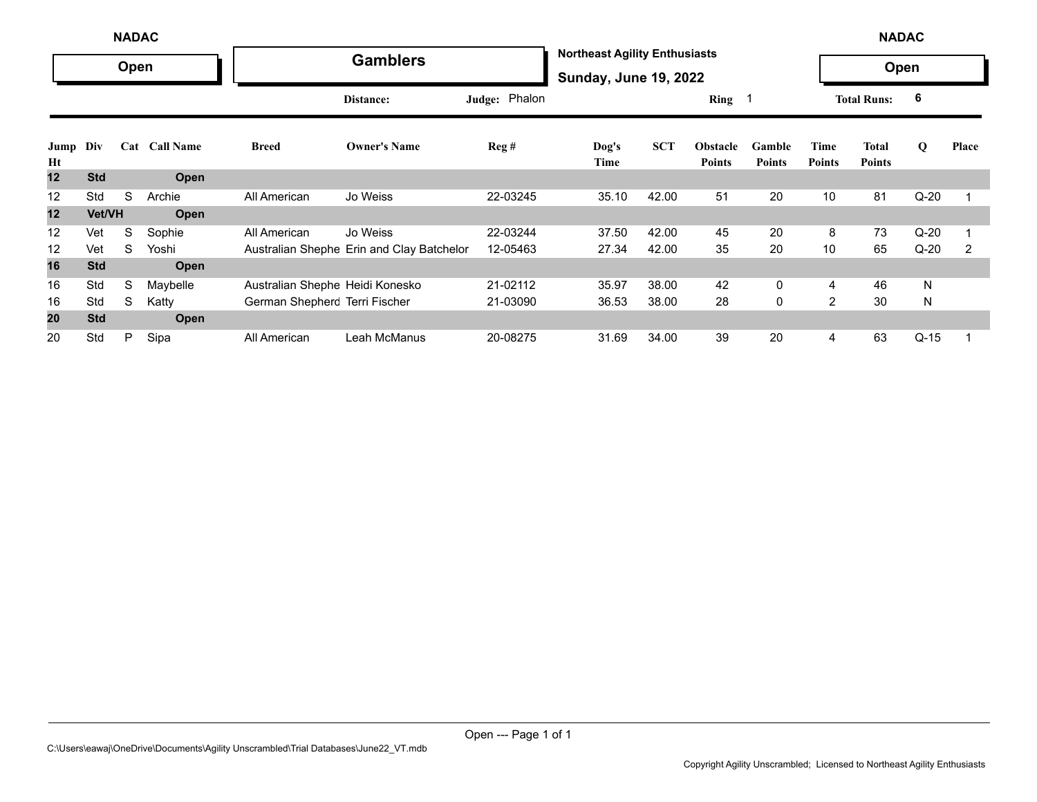NADAC

**Open**

## Gamblers

**Northeast Agility Enthusiasts**

**Sunday, June 19, 2022**

NADAC

**Open**

Distance: | Judge: Phalon | Ring 1 | Total Runs: 6

| Jump Ht | Div | Cat | Call Name | Breed | Owner's Name | Reg # | Dog's Time | SCT | Obstacle Points | Gamble Points | Time Points | Total Points | Q | Place |
|---|---|---|---|---|---|---|---|---|---|---|---|---|---|---|
| **12** | **Std** | | **Open** | | | | | | | | | | | |
| 12 | Std | S | Archie | All American | Jo Weiss | 22-03245 | 35.10 | 42.00 | 51 | 20 | 10 | 81 | Q-20 | 1 |
| **12** | **Vet/VH** | | **Open** | | | | | | | | | | | |
| 12 | Vet | S | Sophie | All American | Jo Weiss | 22-03244 | 37.50 | 42.00 | 45 | 20 | 8 | 73 | Q-20 | 1 |
| 12 | Vet | S | Yoshi | Australian Shephe | Erin and Clay Batchelor | 12-05463 | 27.34 | 42.00 | 35 | 20 | 10 | 65 | Q-20 | 2 |
| **16** | **Std** | | **Open** | | | | | | | | | | | |
| 16 | Std | S | Maybelle | Australian Shephe | Heidi Konesko | 21-02112 | 35.97 | 38.00 | 42 | 0 | 4 | 46 | N | |
| 16 | Std | S | Katty | German Shepherd | Terri Fischer | 21-03090 | 36.53 | 38.00 | 28 | 0 | 2 | 30 | N | |
| **20** | **Std** | | **Open** | | | | | | | | | | | |
| 20 | Std | P | Sipa | All American | Leah McManus | 20-08275 | 31.69 | 34.00 | 39 | 20 | 4 | 63 | Q-15 | 1 |

C:\Users\eawaj\OneDrive\Documents\Agility Unscrambled\Trial Databases\June22_VT.mdb

Copyright Agility Unscrambled; Licensed to Northeast Agility Enthusiasts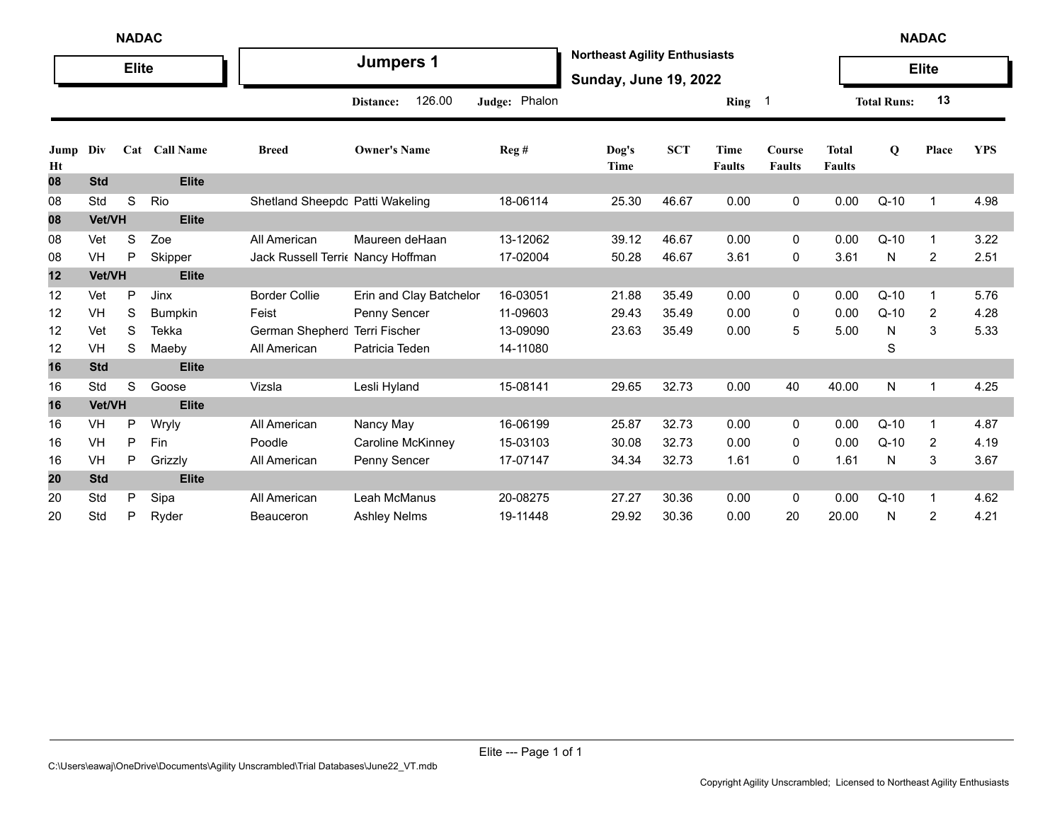**NADAC** | **Elite**

# Jumpers 1

**Northeast Agility Enthusiasts**

**Sunday, June 19, 2022**

**Distance:** 126.00 **Judge:** Phalon **Ring** 1 **Total Runs:** 13

| Jump Ht | Div | Cat | Call Name | Breed | Owner's Name | Reg # | Dog's Time | SCT | Time Faults | Course Faults | Total Faults | Q | Place | YPS |
|---|---|---|---|---|---|---|---|---|---|---|---|---|---|---|
| **08** | **Std** | | **Elite** | | | | | | | | | | | |
| 08 | Std | S | Rio | Shetland Sheepdo | Patti Wakeling | 18-06114 | 25.30 | 46.67 | 0.00 | 0 | 0.00 | Q-10 | 1 | 4.98 |
| **08** | **Vet/VH** | | **Elite** | | | | | | | | | | | |
| 08 | Vet | S | Zoe | All American | Maureen deHaan | 13-12062 | 39.12 | 46.67 | 0.00 | 0 | 0.00 | Q-10 | 1 | 3.22 |
| 08 | VH | P | Skipper | Jack Russell Terrie | Nancy Hoffman | 17-02004 | 50.28 | 46.67 | 3.61 | 0 | 3.61 | N | 2 | 2.51 |
| **12** | **Vet/VH** | | **Elite** | | | | | | | | | | | |
| 12 | Vet | P | Jinx | Border Collie | Erin and Clay Batchelor | 16-03051 | 21.88 | 35.49 | 0.00 | 0 | 0.00 | Q-10 | 1 | 5.76 |
| 12 | VH | S | Bumpkin | Feist | Penny Sencer | 11-09603 | 29.43 | 35.49 | 0.00 | 0 | 0.00 | Q-10 | 2 | 4.28 |
| 12 | Vet | S | Tekka | German Shepherd | Terri Fischer | 13-09090 | 23.63 | 35.49 | 0.00 | 5 | 5.00 | N | 3 | 5.33 |
| 12 | VH | S | Maeby | All American | Patricia Teden | 14-11080 | | | | | | S | | |
| **16** | **Std** | | **Elite** | | | | | | | | | | | |
| 16 | Std | S | Goose | Vizsla | Lesli Hyland | 15-08141 | 29.65 | 32.73 | 0.00 | 40 | 40.00 | N | 1 | 4.25 |
| **16** | **Vet/VH** | | **Elite** | | | | | | | | | | | |
| 16 | VH | P | Wryly | All American | Nancy May | 16-06199 | 25.87 | 32.73 | 0.00 | 0 | 0.00 | Q-10 | 1 | 4.87 |
| 16 | VH | P | Fin | Poodle | Caroline McKinney | 15-03103 | 30.08 | 32.73 | 0.00 | 0 | 0.00 | Q-10 | 2 | 4.19 |
| 16 | VH | P | Grizzly | All American | Penny Sencer | 17-07147 | 34.34 | 32.73 | 1.61 | 0 | 1.61 | N | 3 | 3.67 |
| **20** | **Std** | | **Elite** | | | | | | | | | | | |
| 20 | Std | P | Sipa | All American | Leah McManus | 20-08275 | 27.27 | 30.36 | 0.00 | 0 | 0.00 | Q-10 | 1 | 4.62 |
| 20 | Std | P | Ryder | Beauceron | Ashley Nelms | 19-11448 | 29.92 | 30.36 | 0.00 | 20 | 20.00 | N | 2 | 4.21 |

C:\Users\eawaj\OneDrive\Documents\Agility Unscrambled\Trial Databases\June22_VT.mdb

Copyright Agility Unscrambled; Licensed to Northeast Agility Enthusiasts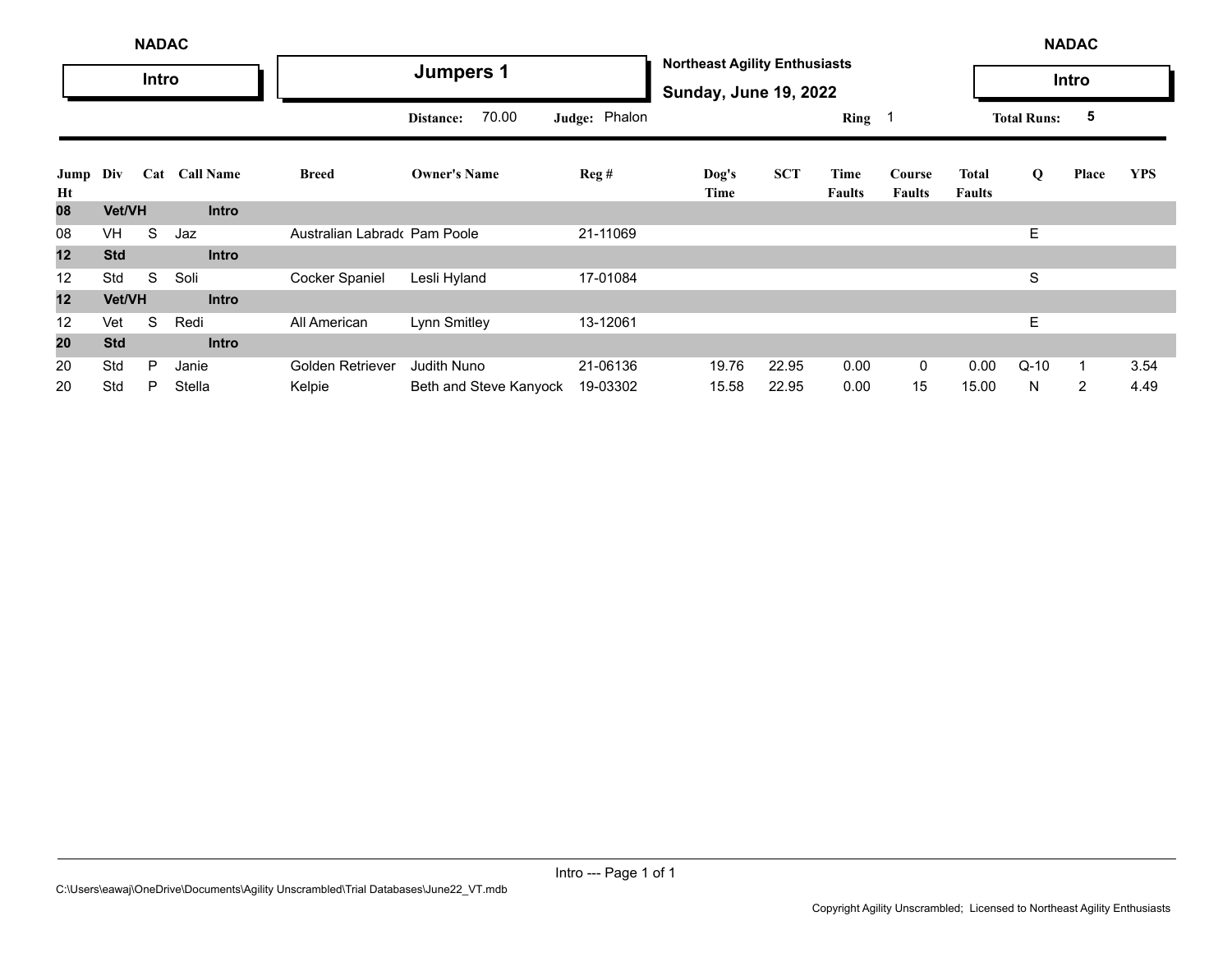NADAC

**Intro**

# Jumpers 1

**Northeast Agility Enthusiasts**

**Sunday, June 19, 2022**

**Distance:** 70.00 **Judge:** Phalon **Ring** 1 **Total Runs:** 5

| Jump Ht | Div | Cat | Call Name | Breed | Owner's Name | Reg # | Dog's Time | SCT | Time Faults | Course Faults | Total Faults | Q | Place | YPS |
|---|---|---|---|---|---|---|---|---|---|---|---|---|---|---|
| **08** | **Vet/VH** | | **Intro** | | | | | | | | | | | |
| 08 | VH | S | Jaz | Australian Labrado | Pam Poole | 21-11069 | | | | | | E | | |
| **12** | **Std** | | **Intro** | | | | | | | | | | | |
| 12 | Std | S | Soli | Cocker Spaniel | Lesli Hyland | 17-01084 | | | | | | S | | |
| **12** | **Vet/VH** | | **Intro** | | | | | | | | | | | |
| 12 | Vet | S | Redi | All American | Lynn Smitley | 13-12061 | | | | | | E | | |
| **20** | **Std** | | **Intro** | | | | | | | | | | | |
| 20 | Std | P | Janie | Golden Retriever | Judith Nuno | 21-06136 | 19.76 | 22.95 | 0.00 | 0 | 0.00 | Q-10 | 1 | 3.54 |
| 20 | Std | P | Stella | Kelpie | Beth and Steve Kanyock | 19-03302 | 15.58 | 22.95 | 0.00 | 15 | 15.00 | N | 2 | 4.49 |

C:\Users\eawaj\OneDrive\Documents\Agility Unscrambled\Trial Databases\June22_VT.mdb

Copyright Agility Unscrambled; Licensed to Northeast Agility Enthusiasts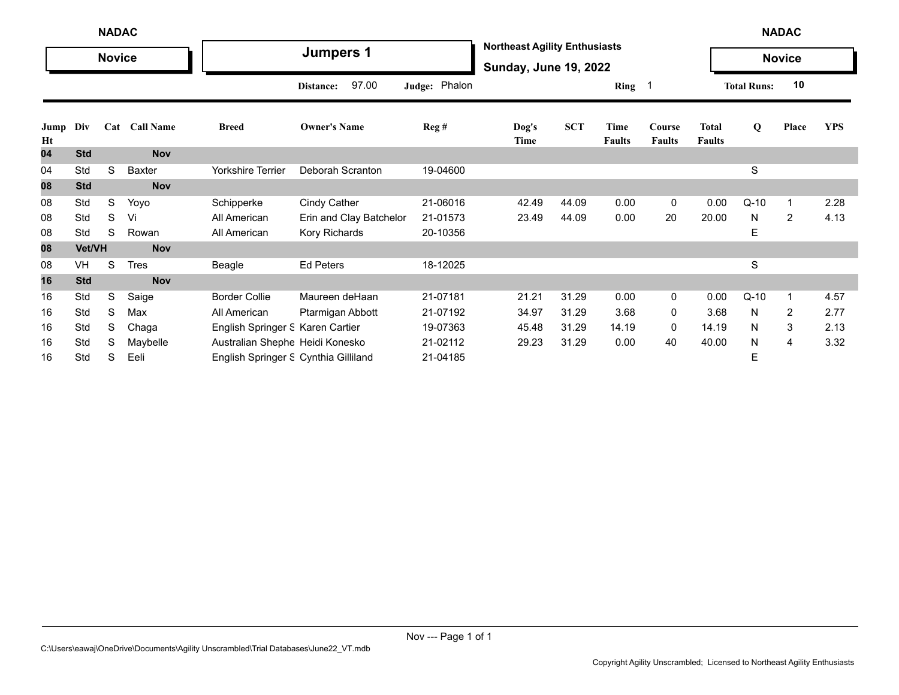NADAC

**Novice**

# Jumpers 1

**Northeast Agility Enthusiasts**

**Sunday, June 19, 2022**

NADAC

**Novice**

**Distance:** 97.00 **Judge:** Phalon **Ring** 1 **Total Runs:** 10

| Jump Ht | Div | Cat | Call Name | Breed | Owner's Name | Reg # | Dog's Time | SCT | Time Faults | Course Faults | Total Faults | Q | Place | YPS |
|---|---|---|---|---|---|---|---|---|---|---|---|---|---|---|
| **04** | **Std** | | **Nov** | | | | | | | | | | | |
| 04 | Std | S | Baxter | Yorkshire Terrier | Deborah Scranton | 19-04600 | | | | | | S | | |
| **08** | **Std** | | **Nov** | | | | | | | | | | | |
| 08 | Std | S | Yoyo | Schipperke | Cindy Cather | 21-06016 | 42.49 | 44.09 | 0.00 | 0 | 0.00 | Q-10 | 1 | 2.28 |
| 08 | Std | S | Vi | All American | Erin and Clay Batchelor | 21-01573 | 23.49 | 44.09 | 0.00 | 20 | 20.00 | N | 2 | 4.13 |
| 08 | Std | S | Rowan | All American | Kory Richards | 20-10356 | | | | | | E | | |
| **08** | **Vet/VH** | | **Nov** | | | | | | | | | | | |
| 08 | VH | S | Tres | Beagle | Ed Peters | 18-12025 | | | | | | S | | |
| **16** | **Std** | | **Nov** | | | | | | | | | | | |
| 16 | Std | S | Saige | Border Collie | Maureen deHaan | 21-07181 | 21.21 | 31.29 | 0.00 | 0 | 0.00 | Q-10 | 1 | 4.57 |
| 16 | Std | S | Max | All American | Ptarmigan Abbott | 21-07192 | 34.97 | 31.29 | 3.68 | 0 | 3.68 | N | 2 | 2.77 |
| 16 | Std | S | Chaga | English Springer S | Karen Cartier | 19-07363 | 45.48 | 31.29 | 14.19 | 0 | 14.19 | N | 3 | 2.13 |
| 16 | Std | S | Maybelle | Australian Shephe | Heidi Konesko | 21-02112 | 29.23 | 31.29 | 0.00 | 40 | 40.00 | N | 4 | 3.32 |
| 16 | Std | S | Eeli | English Springer S | Cynthia Gilliland | 21-04185 | | | | | | E | | |

C:\Users\eawaj\OneDrive\Documents\Agility Unscrambled\Trial Databases\June22_VT.mdb

Copyright Agility Unscrambled; Licensed to Northeast Agility Enthusiasts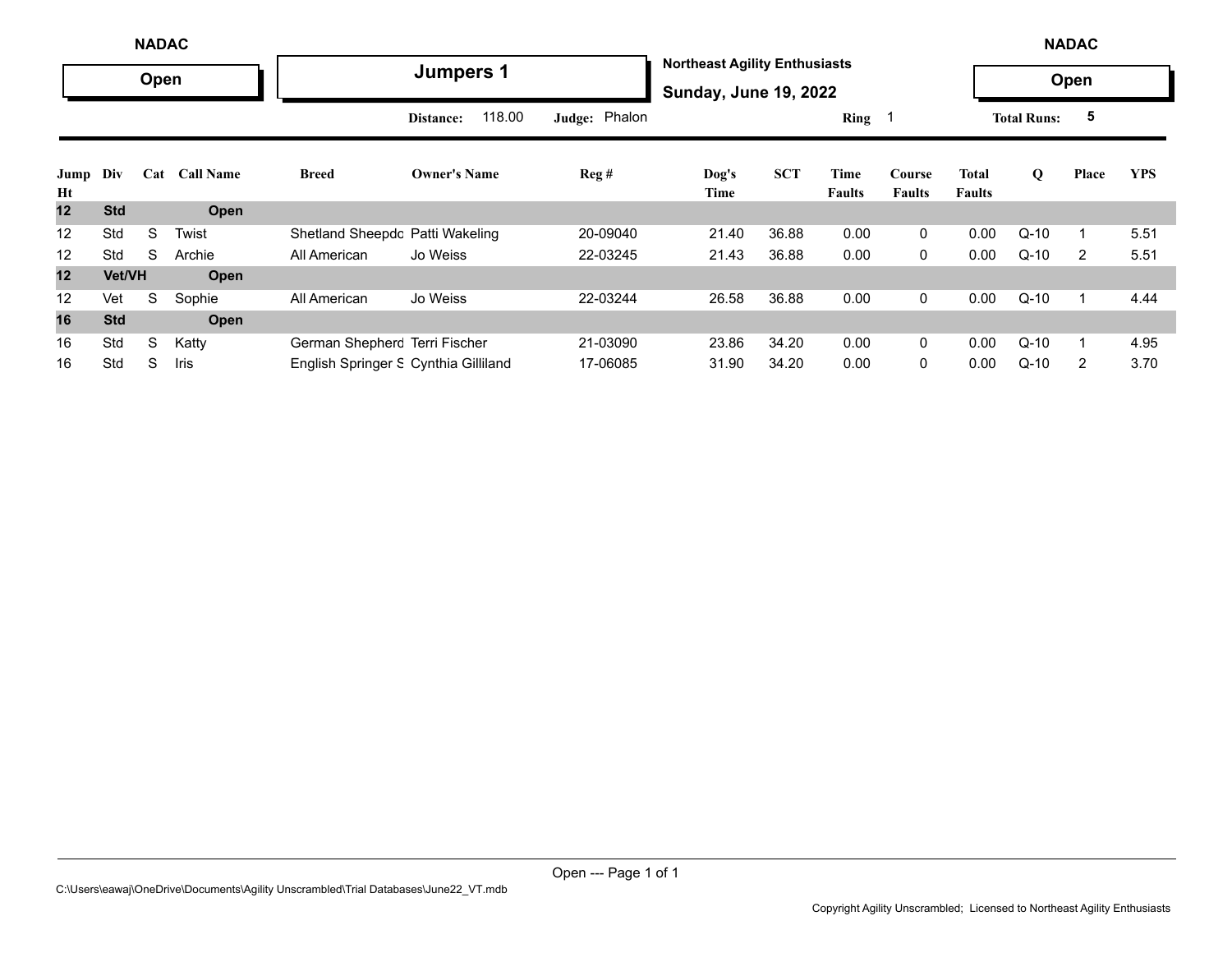NADAC | **Open**

## Jumpers 1

**Northeast Agility Enthusiasts**
**Sunday, June 19, 2022**

NADAC | **Open**

**Distance:** 118.00 **Judge:** Phalon **Ring** 1 **Total Runs:** 5

| Jump Ht | Div | Cat | Call Name | Breed | Owner's Name | Reg # | Dog's Time | SCT | Time Faults | Course Faults | Total Faults | Q | Place | YPS |
|---|---|---|---|---|---|---|---|---|---|---|---|---|---|---|
| **12** | **Std** | | **Open** | | | | | | | | | | | |
| 12 | Std | S | Twist | Shetland Sheepdo | Patti Wakeling | 20-09040 | 21.40 | 36.88 | 0.00 | 0 | 0.00 | Q-10 | 1 | 5.51 |
| 12 | Std | S | Archie | All American | Jo Weiss | 22-03245 | 21.43 | 36.88 | 0.00 | 0 | 0.00 | Q-10 | 2 | 5.51 |
| **12** | **Vet/VH** | | **Open** | | | | | | | | | | | |
| 12 | Vet | S | Sophie | All American | Jo Weiss | 22-03244 | 26.58 | 36.88 | 0.00 | 0 | 0.00 | Q-10 | 1 | 4.44 |
| **16** | **Std** | | **Open** | | | | | | | | | | | |
| 16 | Std | S | Katty | German Shepherd | Terri Fischer | 21-03090 | 23.86 | 34.20 | 0.00 | 0 | 0.00 | Q-10 | 1 | 4.95 |
| 16 | Std | S | Iris | English Springer S | Cynthia Gilliland | 17-06085 | 31.90 | 34.20 | 0.00 | 0 | 0.00 | Q-10 | 2 | 3.70 |

Open --- Page 1 of 1

C:\Users\eawaj\OneDrive\Documents\Agility Unscrambled\Trial Databases\June22_VT.mdb

Copyright Agility Unscrambled; Licensed to Northeast Agility Enthusiasts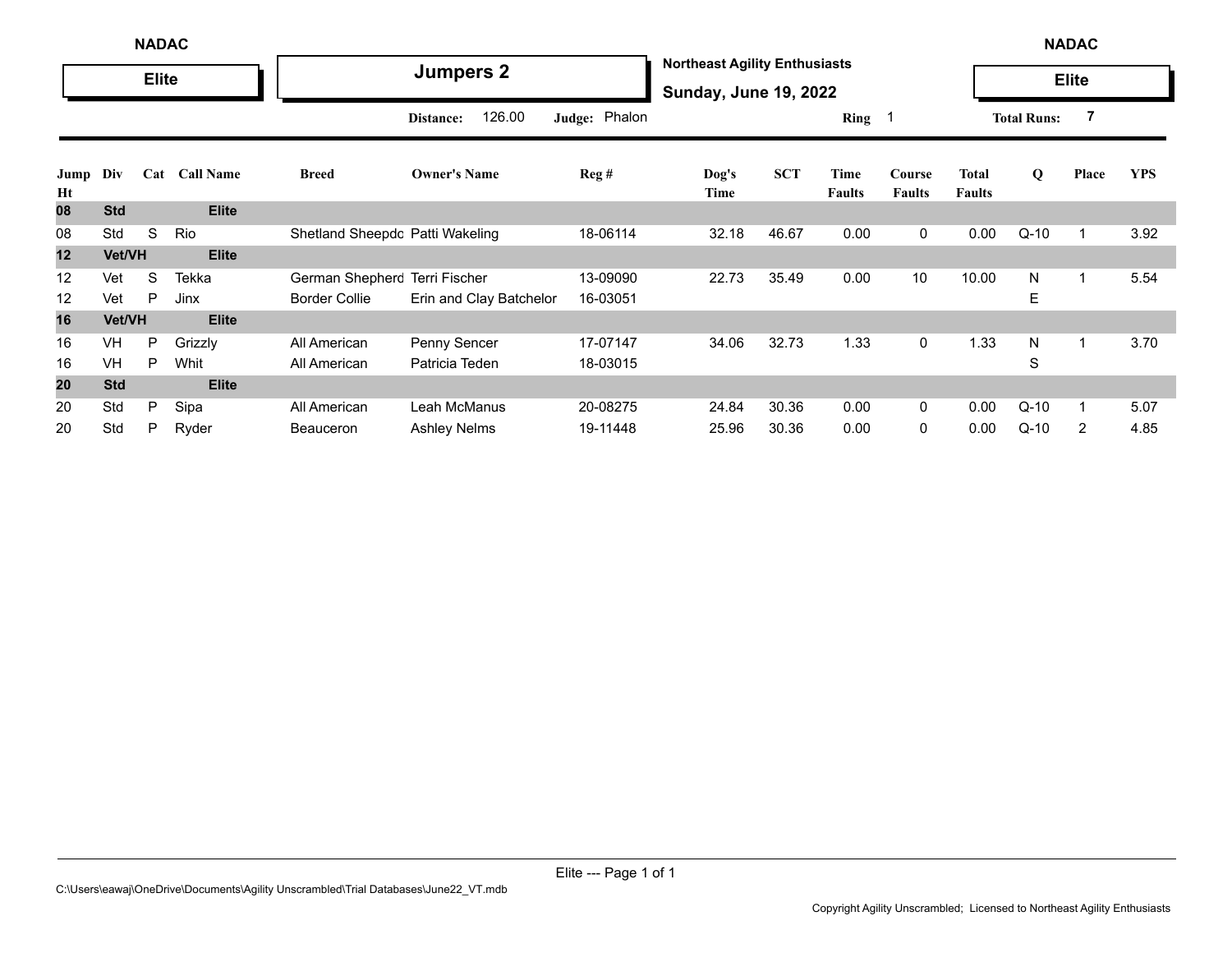NADAC

**Elite**

# Jumpers 2

**Northeast Agility Enthusiasts**

**Sunday, June 19, 2022**

NADAC

**Elite**

Distance: 126.00 Judge: Phalon Ring 1 Total Runs: 7

| Jump Ht | Div | Cat | Call Name | Breed | Owner's Name | Reg # | Dog's Time | SCT | Time Faults | Course Faults | Total Faults | Q | Place | YPS |
|---|---|---|---|---|---|---|---|---|---|---|---|---|---|---|
| **08** | **Std** | | **Elite** | | | | | | | | | | | |
| 08 | Std | S | Rio | Shetland Sheepdo | Patti Wakeling | 18-06114 | 32.18 | 46.67 | 0.00 | 0 | 0.00 | Q-10 | 1 | 3.92 |
| **12** | **Vet/VH** | | **Elite** | | | | | | | | | | | |
| 12 | Vet | S | Tekka | German Shepherd | Terri Fischer | 13-09090 | 22.73 | 35.49 | 0.00 | 10 | 10.00 | N | 1 | 5.54 |
| 12 | Vet | P | Jinx | Border Collie | Erin and Clay Batchelor | 16-03051 | | | | | | E | | |
| **16** | **Vet/VH** | | **Elite** | | | | | | | | | | | |
| 16 | VH | P | Grizzly | All American | Penny Sencer | 17-07147 | 34.06 | 32.73 | 1.33 | 0 | 1.33 | N | 1 | 3.70 |
| 16 | VH | P | Whit | All American | Patricia Teden | 18-03015 | | | | | | S | | |
| **20** | **Std** | | **Elite** | | | | | | | | | | | |
| 20 | Std | P | Sipa | All American | Leah McManus | 20-08275 | 24.84 | 30.36 | 0.00 | 0 | 0.00 | Q-10 | 1 | 5.07 |
| 20 | Std | P | Ryder | Beauceron | Ashley Nelms | 19-11448 | 25.96 | 30.36 | 0.00 | 0 | 0.00 | Q-10 | 2 | 4.85 |

Elite --- Page 1 of 1

C:\Users\eawaj\OneDrive\Documents\Agility Unscrambled\Trial Databases\June22_VT.mdb

Copyright Agility Unscrambled; Licensed to Northeast Agility Enthusiasts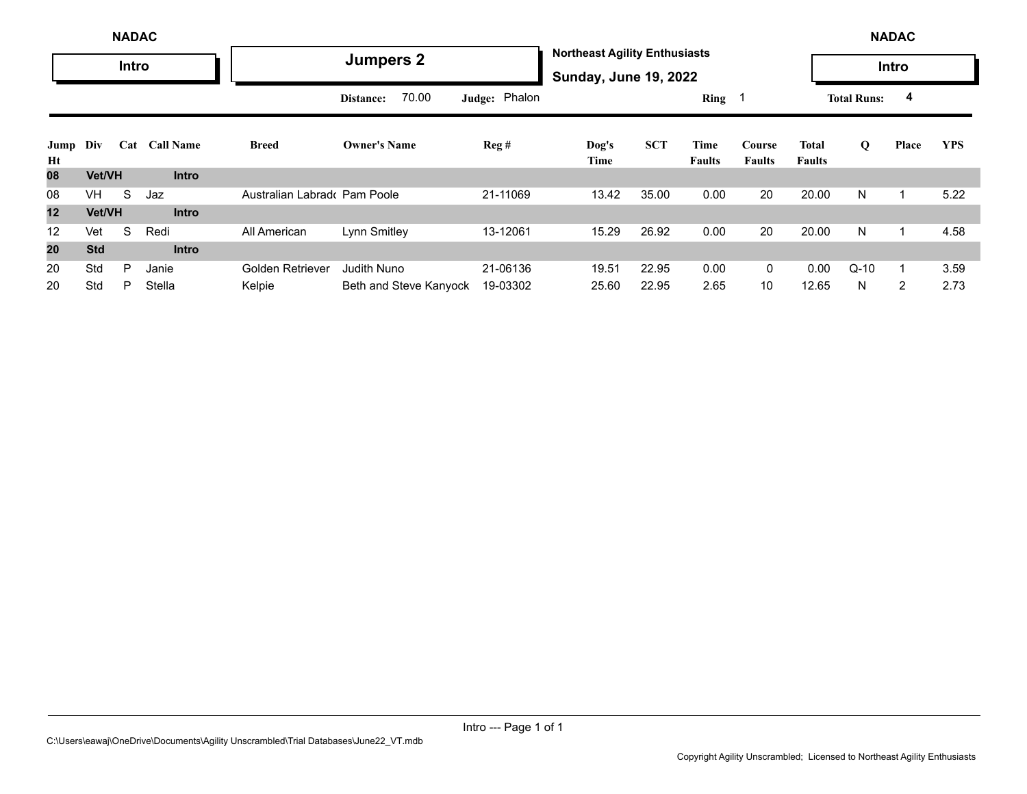NADAC

**Intro**

## Jumpers 2

**Northeast Agility Enthusiasts**

**Sunday, June 19, 2022**

NADAC

**Intro**

Distance: 70.00 Judge: Phalon Ring 1 Total Runs: 4

| Jump Ht | Div | Cat | Call Name | Breed | Owner's Name | Reg # | Dog's Time | SCT | Time Faults | Course Faults | Total Faults | Q | Place | YPS |
|---|---|---|---|---|---|---|---|---|---|---|---|---|---|---|
| **08** | **Vet/VH** | | **Intro** | | | | | | | | | | | |
| 08 | VH | S | Jaz | Australian Labrado | Pam Poole | 21-11069 | 13.42 | 35.00 | 0.00 | 20 | 20.00 | N | 1 | 5.22 |
| **12** | **Vet/VH** | | **Intro** | | | | | | | | | | | |
| 12 | Vet | S | Redi | All American | Lynn Smitley | 13-12061 | 15.29 | 26.92 | 0.00 | 20 | 20.00 | N | 1 | 4.58 |
| **20** | **Std** | | **Intro** | | | | | | | | | | | |
| 20 | Std | P | Janie | Golden Retriever | Judith Nuno | 21-06136 | 19.51 | 22.95 | 0.00 | 0 | 0.00 | Q-10 | 1 | 3.59 |
| 20 | Std | P | Stella | Kelpie | Beth and Steve Kanyock | 19-03302 | 25.60 | 22.95 | 2.65 | 10 | 12.65 | N | 2 | 2.73 |

C:\Users\eawaj\OneDrive\Documents\Agility Unscrambled\Trial Databases\June22_VT.mdb

Copyright Agility Unscrambled; Licensed to Northeast Agility Enthusiasts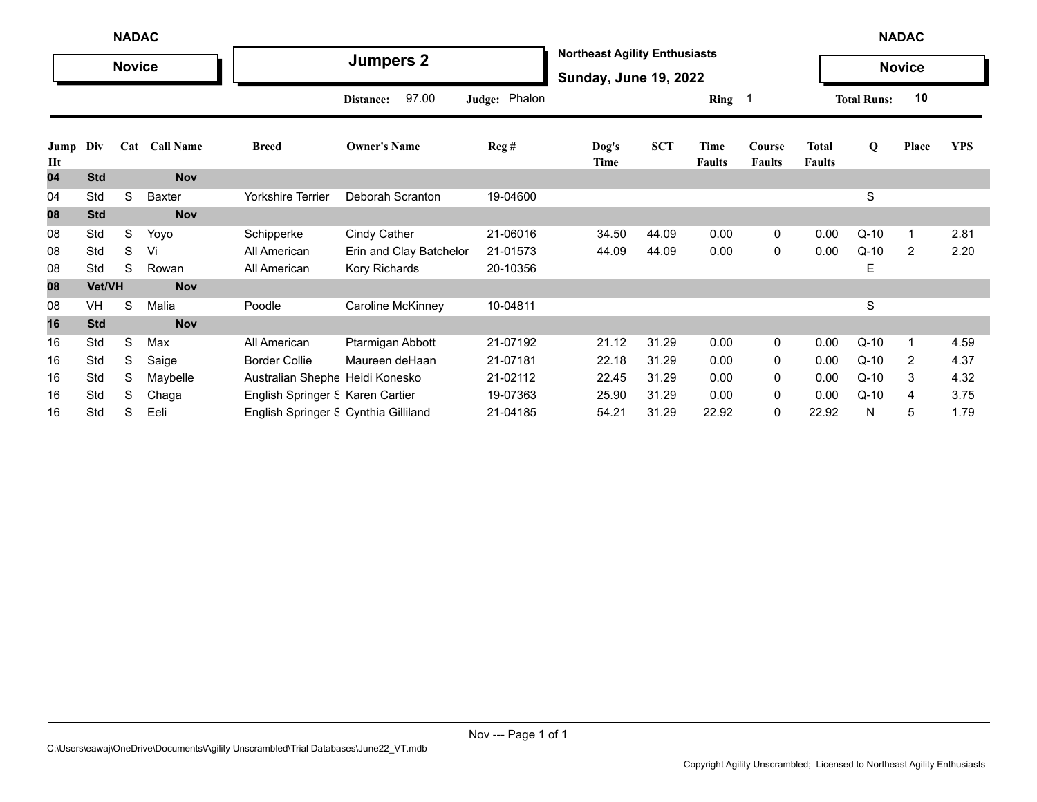NADAC | **Novice** | **Jumpers 2** | **Northeast Agility Enthusiasts** | **Sunday, June 19, 2022** | NADAC | **Novice**

Distance: 97.00 | Judge: Phalon | Ring 1 | Total Runs: 10

| Jump Ht | Div | Cat | Call Name | Breed | Owner's Name | Reg # | Dog's Time | SCT | Time Faults | Course Faults | Total Faults | Q | Place | YPS |
|---|---|---|---|---|---|---|---|---|---|---|---|---|---|---|
| **04** | **Std** | | **Nov** | | | | | | | | | | | |
| 04 | Std | S | Baxter | Yorkshire Terrier | Deborah Scranton | 19-04600 | | | | | | S | | |
| **08** | **Std** | | **Nov** | | | | | | | | | | | |
| 08 | Std | S | Yoyo | Schipperke | Cindy Cather | 21-06016 | 34.50 | 44.09 | 0.00 | 0 | 0.00 | Q-10 | 1 | 2.81 |
| 08 | Std | S | Vi | All American | Erin and Clay Batchelor | 21-01573 | 44.09 | 44.09 | 0.00 | 0 | 0.00 | Q-10 | 2 | 2.20 |
| 08 | Std | S | Rowan | All American | Kory Richards | 20-10356 | | | | | | E | | |
| **08** | **Vet/VH** | | **Nov** | | | | | | | | | | | |
| 08 | VH | S | Malia | Poodle | Caroline McKinney | 10-04811 | | | | | | S | | |
| **16** | **Std** | | **Nov** | | | | | | | | | | | |
| 16 | Std | S | Max | All American | Ptarmigan Abbott | 21-07192 | 21.12 | 31.29 | 0.00 | 0 | 0.00 | Q-10 | 1 | 4.59 |
| 16 | Std | S | Saige | Border Collie | Maureen deHaan | 21-07181 | 22.18 | 31.29 | 0.00 | 0 | 0.00 | Q-10 | 2 | 4.37 |
| 16 | Std | S | Maybelle | Australian Shephe | Heidi Konesko | 21-02112 | 22.45 | 31.29 | 0.00 | 0 | 0.00 | Q-10 | 3 | 4.32 |
| 16 | Std | S | Chaga | English Springer S | Karen Cartier | 19-07363 | 25.90 | 31.29 | 0.00 | 0 | 0.00 | Q-10 | 4 | 3.75 |
| 16 | Std | S | Eeli | English Springer S | Cynthia Gilliland | 21-04185 | 54.21 | 31.29 | 22.92 | 0 | 22.92 | N | 5 | 1.79 |

C:\Users\eawaj\OneDrive\Documents\Agility Unscrambled\Trial Databases\June22_VT.mdb

Copyright Agility Unscrambled; Licensed to Northeast Agility Enthusiasts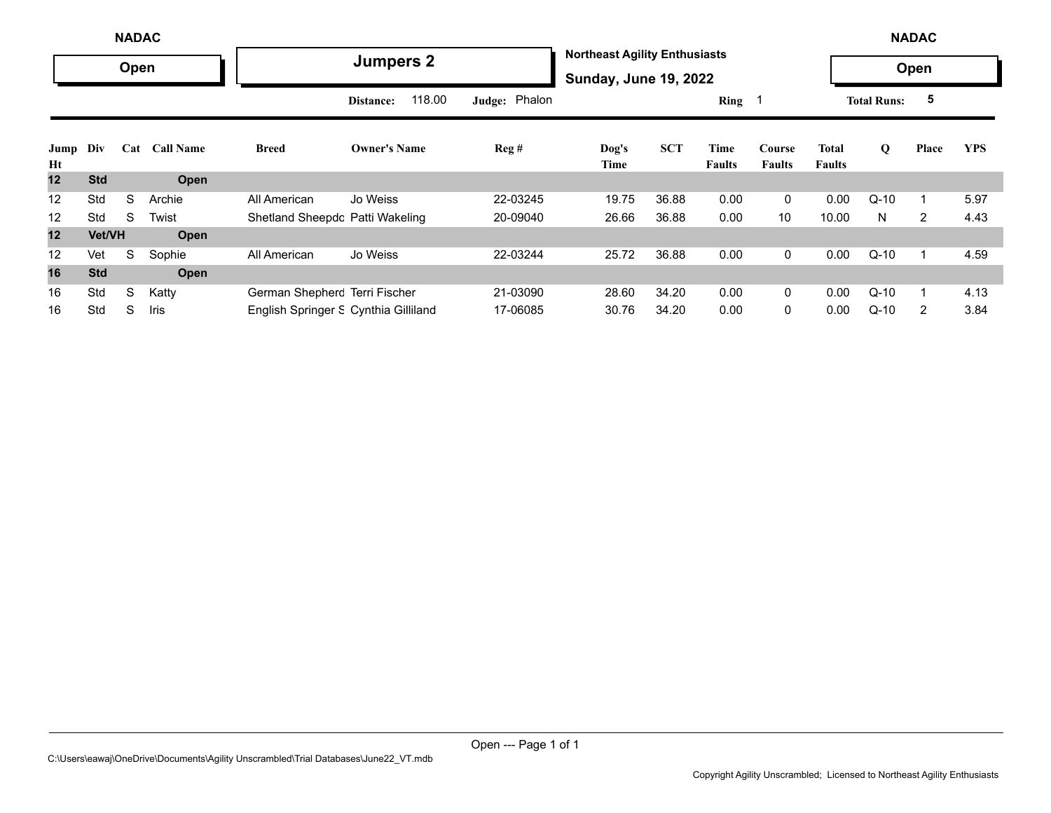NADAC

**Open**

## Jumpers 2

**Northeast Agility Enthusiasts**

**Sunday, June 19, 2022**

NADAC

**Open**

Distance: 118.00 Judge: Phalon Ring 1 Total Runs: 5

| Jump Ht | Div | Cat | Call Name | Breed | Owner's Name | Reg # | Dog's Time | SCT | Time Faults | Course Faults | Total Faults | Q | Place | YPS |
|---|---|---|---|---|---|---|---|---|---|---|---|---|---|---|
| **12** | **Std** | | **Open** | | | | | | | | | | | |
| 12 | Std | S | Archie | All American | Jo Weiss | 22-03245 | 19.75 | 36.88 | 0.00 | 0 | 0.00 | Q-10 | 1 | 5.97 |
| 12 | Std | S | Twist | Shetland Sheepdo | Patti Wakeling | 20-09040 | 26.66 | 36.88 | 0.00 | 10 | 10.00 | N | 2 | 4.43 |
| **12** | **Vet/VH** | | **Open** | | | | | | | | | | | |
| 12 | Vet | S | Sophie | All American | Jo Weiss | 22-03244 | 25.72 | 36.88 | 0.00 | 0 | 0.00 | Q-10 | 1 | 4.59 |
| **16** | **Std** | | **Open** | | | | | | | | | | | |
| 16 | Std | S | Katty | German Shepherd | Terri Fischer | 21-03090 | 28.60 | 34.20 | 0.00 | 0 | 0.00 | Q-10 | 1 | 4.13 |
| 16 | Std | S | Iris | English Springer S | Cynthia Gilliland | 17-06085 | 30.76 | 34.20 | 0.00 | 0 | 0.00 | Q-10 | 2 | 3.84 |

Open --- Page 1 of 1

C:\Users\eawaj\OneDrive\Documents\Agility Unscrambled\Trial Databases\June22_VT.mdb

Copyright Agility Unscrambled; Licensed to Northeast Agility Enthusiasts